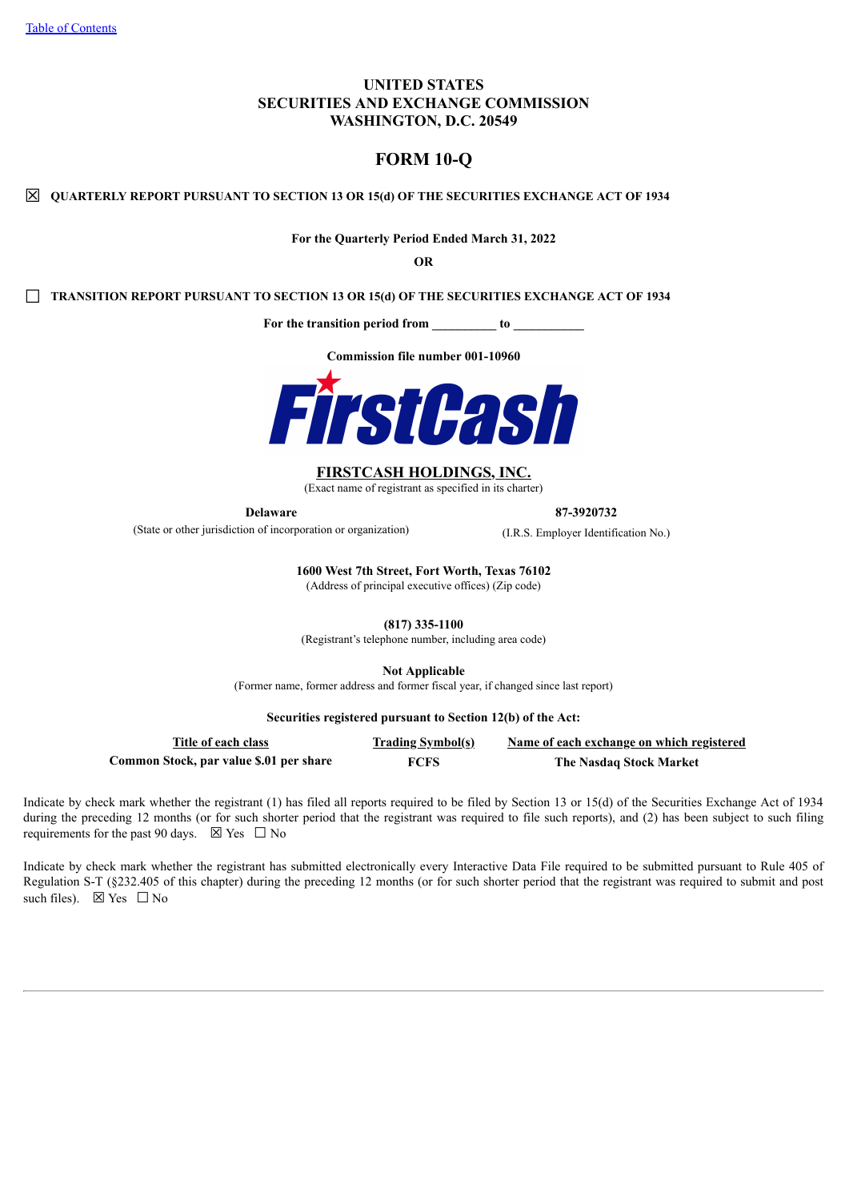[Table of Contents](#)

# UNITED STATES
# SECURITIES AND EXCHANGE COMMISSION
# WASHINGTON, D.C. 20549

## FORM 10-Q

☒ **QUARTERLY REPORT PURSUANT TO SECTION 13 OR 15(d) OF THE SECURITIES EXCHANGE ACT OF 1934**

**For the Quarterly Period Ended March 31, 2022**

**OR**

☐ **TRANSITION REPORT PURSUANT TO SECTION 13 OR 15(d) OF THE SECURITIES EXCHANGE ACT OF 1934**

**For the transition period from __________ to ___________**

**Commission file number 001-10960**

FirstCash

**FIRSTCASH HOLDINGS, INC.**
(Exact name of registrant as specified in its charter)

| **Delaware** | **87-3920732** |
|---|---|
| (State or other jurisdiction of incorporation or organization) | (I.R.S. Employer Identification No.) |

**1600 West 7th Street, Fort Worth, Texas 76102**
(Address of principal executive offices) (Zip code)

**(817) 335-1100**
(Registrant's telephone number, including area code)

**Not Applicable**
(Former name, former address and former fiscal year, if changed since last report)

**Securities registered pursuant to Section 12(b) of the Act:**

| Title of each class | Trading Symbol(s) | Name of each exchange on which registered |
|---|---|---|
| **Common Stock, par value $.01 per share** | **FCFS** | **The Nasdaq Stock Market** |

Indicate by check mark whether the registrant (1) has filed all reports required to be filed by Section 13 or 15(d) of the Securities Exchange Act of 1934 during the preceding 12 months (or for such shorter period that the registrant was required to file such reports), and (2) has been subject to such filing requirements for the past 90 days. ☒ Yes ☐ No

Indicate by check mark whether the registrant has submitted electronically every Interactive Data File required to be submitted pursuant to Rule 405 of Regulation S-T (§232.405 of this chapter) during the preceding 12 months (or for such shorter period that the registrant was required to submit and post such files). ☒ Yes ☐ No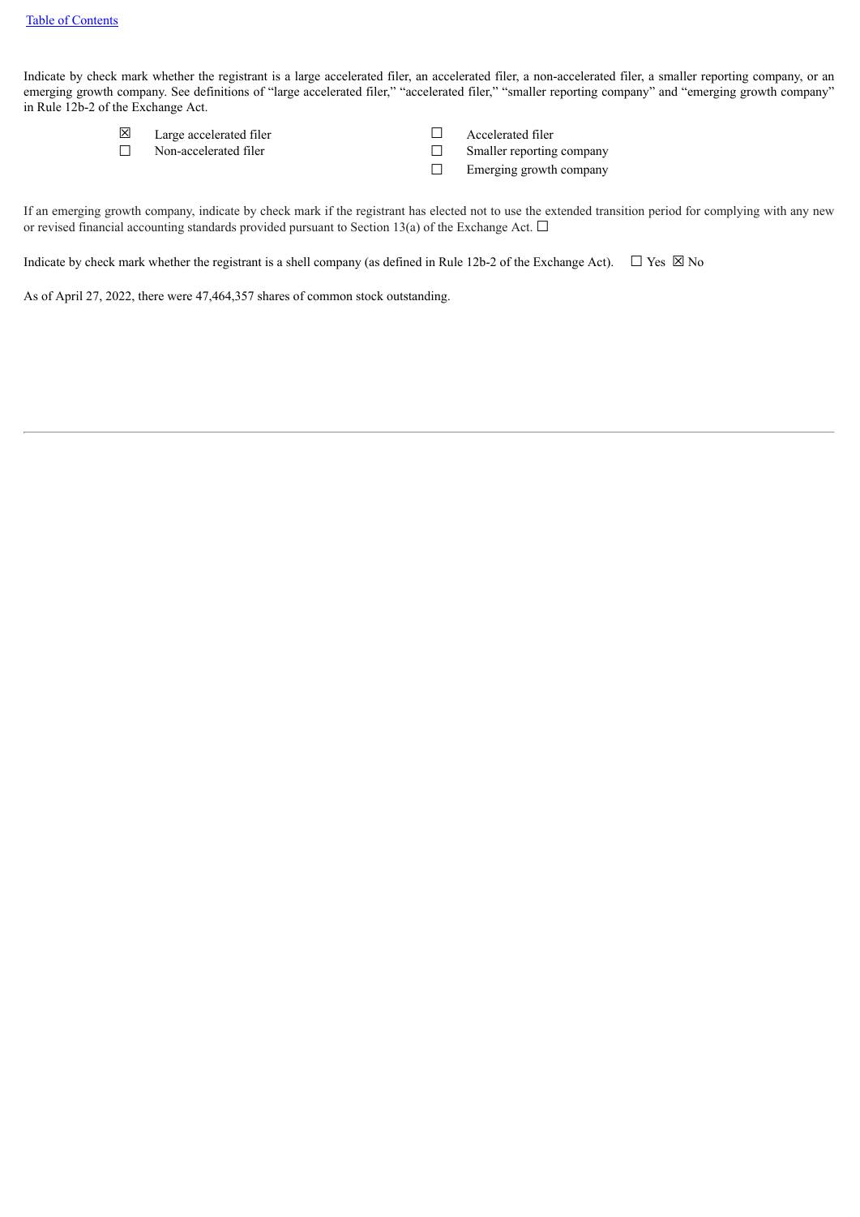Indicate by check mark whether the registrant is a large accelerated filer, an accelerated filer, a non-accelerated filer, a smaller reporting company, or an emerging growth company. See definitions of “large accelerated filer,” “accelerated filer,” “smaller reporting company” and “emerging growth company” in Rule 12b-2 of the Exchange Act.

| | | | |
|---|---|---|---|
| ☒ | Large accelerated filer | ☐ | Accelerated filer |
| ☐ | Non-accelerated filer | ☐ | Smaller reporting company |
| | | ☐ | Emerging growth company |

If an emerging growth company, indicate by check mark if the registrant has elected not to use the extended transition period for complying with any new or revised financial accounting standards provided pursuant to Section 13(a) of the Exchange Act. ☐

Indicate by check mark whether the registrant is a shell company (as defined in Rule 12b-2 of the Exchange Act). ☐ Yes ☒ No

As of April 27, 2022, there were 47,464,357 shares of common stock outstanding.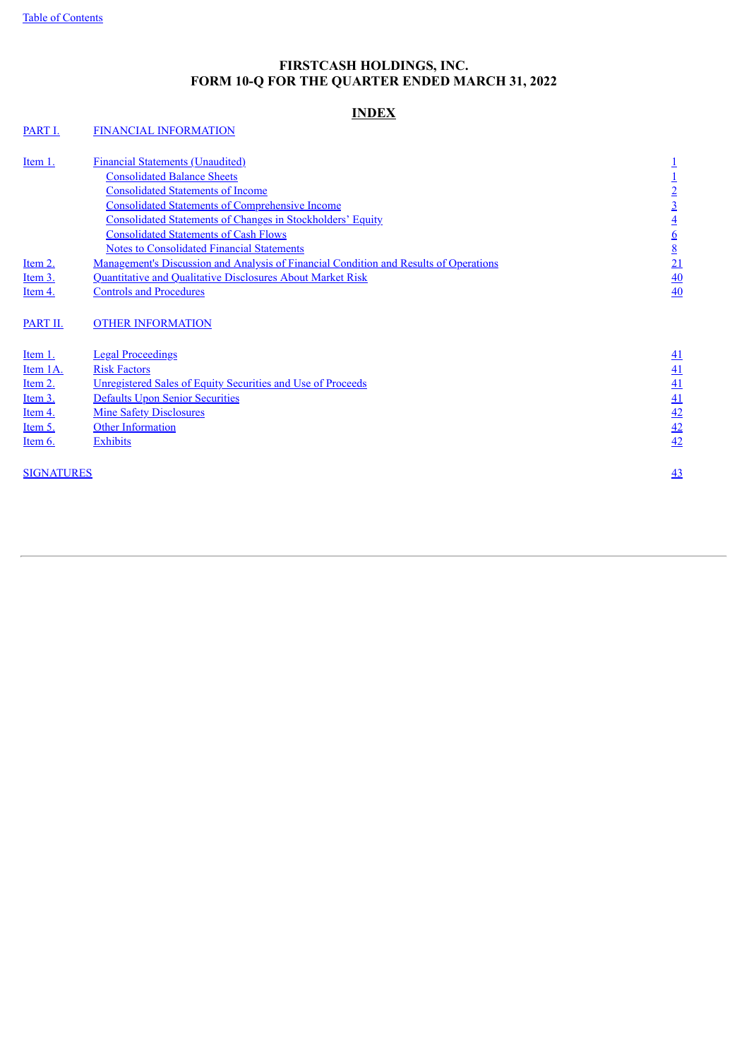[Table of Contents](#)

# FIRSTCASH HOLDINGS, INC.
# FORM 10-Q FOR THE QUARTER ENDED MARCH 31, 2022

## INDEX

| | | |
|---|---|---|
| PART I. | FINANCIAL INFORMATION | |
| | | |
| Item 1. | Financial Statements (Unaudited) | 1 |
| | Consolidated Balance Sheets | 1 |
| | Consolidated Statements of Income | 2 |
| | Consolidated Statements of Comprehensive Income | 3 |
| | Consolidated Statements of Changes in Stockholders' Equity | 4 |
| | Consolidated Statements of Cash Flows | 6 |
| | Notes to Consolidated Financial Statements | 8 |
| Item 2. | Management's Discussion and Analysis of Financial Condition and Results of Operations | 21 |
| Item 3. | Quantitative and Qualitative Disclosures About Market Risk | 40 |
| Item 4. | Controls and Procedures | 40 |
| | | |
| PART II. | OTHER INFORMATION | |
| | | |
| Item 1. | Legal Proceedings | 41 |
| Item 1A. | Risk Factors | 41 |
| Item 2. | Unregistered Sales of Equity Securities and Use of Proceeds | 41 |
| Item 3. | Defaults Upon Senior Securities | 41 |
| Item 4. | Mine Safety Disclosures | 42 |
| Item 5. | Other Information | 42 |
| Item 6. | Exhibits | 42 |
| | | |
| SIGNATURES | | 43 |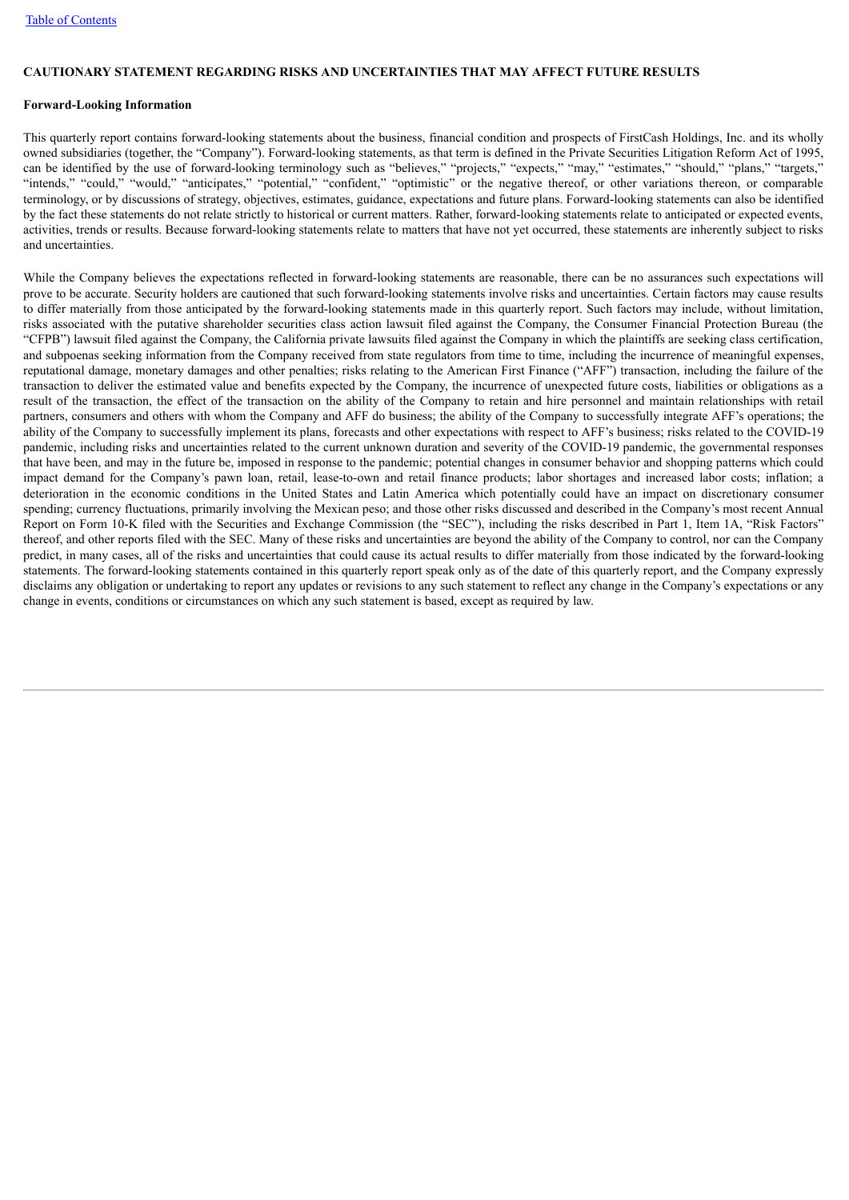## CAUTIONARY STATEMENT REGARDING RISKS AND UNCERTAINTIES THAT MAY AFFECT FUTURE RESULTS

### Forward-Looking Information

This quarterly report contains forward-looking statements about the business, financial condition and prospects of FirstCash Holdings, Inc. and its wholly owned subsidiaries (together, the "Company"). Forward-looking statements, as that term is defined in the Private Securities Litigation Reform Act of 1995, can be identified by the use of forward-looking terminology such as "believes," "projects," "expects," "may," "estimates," "should," "plans," "targets," "intends," "could," "would," "anticipates," "potential," "confident," "optimistic" or the negative thereof, or other variations thereon, or comparable terminology, or by discussions of strategy, objectives, estimates, guidance, expectations and future plans. Forward-looking statements can also be identified by the fact these statements do not relate strictly to historical or current matters. Rather, forward-looking statements relate to anticipated or expected events, activities, trends or results. Because forward-looking statements relate to matters that have not yet occurred, these statements are inherently subject to risks and uncertainties.

While the Company believes the expectations reflected in forward-looking statements are reasonable, there can be no assurances such expectations will prove to be accurate. Security holders are cautioned that such forward-looking statements involve risks and uncertainties. Certain factors may cause results to differ materially from those anticipated by the forward-looking statements made in this quarterly report. Such factors may include, without limitation, risks associated with the putative shareholder securities class action lawsuit filed against the Company, the Consumer Financial Protection Bureau (the "CFPB") lawsuit filed against the Company, the California private lawsuits filed against the Company in which the plaintiffs are seeking class certification, and subpoenas seeking information from the Company received from state regulators from time to time, including the incurrence of meaningful expenses, reputational damage, monetary damages and other penalties; risks relating to the American First Finance ("AFF") transaction, including the failure of the transaction to deliver the estimated value and benefits expected by the Company, the incurrence of unexpected future costs, liabilities or obligations as a result of the transaction, the effect of the transaction on the ability of the Company to retain and hire personnel and maintain relationships with retail partners, consumers and others with whom the Company and AFF do business; the ability of the Company to successfully integrate AFF's operations; the ability of the Company to successfully implement its plans, forecasts and other expectations with respect to AFF's business; risks related to the COVID-19 pandemic, including risks and uncertainties related to the current unknown duration and severity of the COVID-19 pandemic, the governmental responses that have been, and may in the future be, imposed in response to the pandemic; potential changes in consumer behavior and shopping patterns which could impact demand for the Company's pawn loan, retail, lease-to-own and retail finance products; labor shortages and increased labor costs; inflation; a deterioration in the economic conditions in the United States and Latin America which potentially could have an impact on discretionary consumer spending; currency fluctuations, primarily involving the Mexican peso; and those other risks discussed and described in the Company's most recent Annual Report on Form 10-K filed with the Securities and Exchange Commission (the "SEC"), including the risks described in Part 1, Item 1A, "Risk Factors" thereof, and other reports filed with the SEC. Many of these risks and uncertainties are beyond the ability of the Company to control, nor can the Company predict, in many cases, all of the risks and uncertainties that could cause its actual results to differ materially from those indicated by the forward-looking statements. The forward-looking statements contained in this quarterly report speak only as of the date of this quarterly report, and the Company expressly disclaims any obligation or undertaking to report any updates or revisions to any such statement to reflect any change in the Company's expectations or any change in events, conditions or circumstances on which any such statement is based, except as required by law.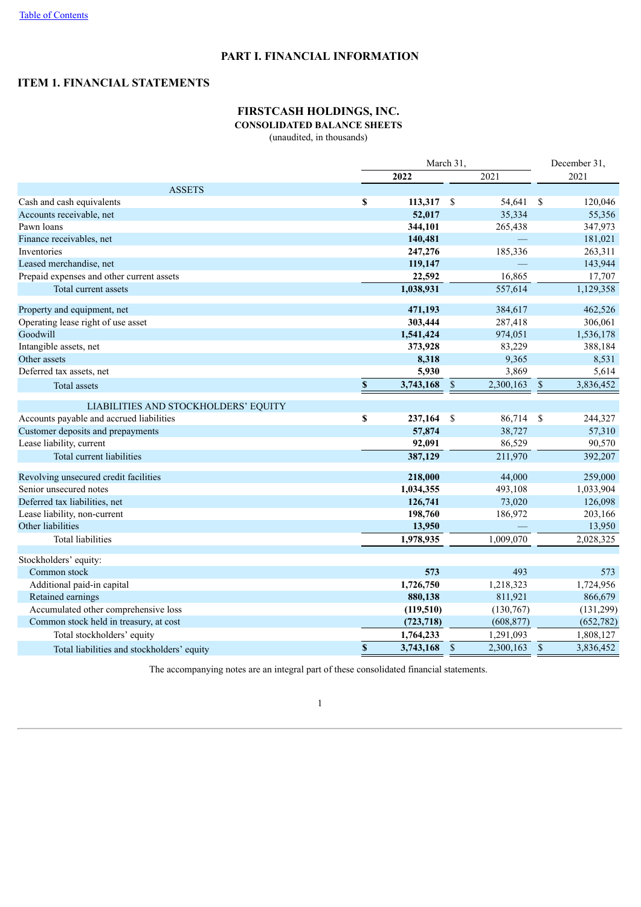# PART I. FINANCIAL INFORMATION

## ITEM 1. FINANCIAL STATEMENTS

### FIRSTCASH HOLDINGS, INC.
**CONSOLIDATED BALANCE SHEETS**
(unaudited, in thousands)

| | March 31, | | December 31, |
|---|---|---|---|
| | **2022** | 2021 | 2021 |
| ASSETS | | | |
| Cash and cash equivalents | **$ 113,317** | $ 54,641 | $ 120,046 |
| Accounts receivable, net | **52,017** | 35,334 | 55,356 |
| Pawn loans | **344,101** | 265,438 | 347,973 |
| Finance receivables, net | **140,481** | — | 181,021 |
| Inventories | **247,276** | 185,336 | 263,311 |
| Leased merchandise, net | **119,147** | — | 143,944 |
| Prepaid expenses and other current assets | **22,592** | 16,865 | 17,707 |
| Total current assets | **1,038,931** | 557,614 | 1,129,358 |
| Property and equipment, net | **471,193** | 384,617 | 462,526 |
| Operating lease right of use asset | **303,444** | 287,418 | 306,061 |
| Goodwill | **1,541,424** | 974,051 | 1,536,178 |
| Intangible assets, net | **373,928** | 83,229 | 388,184 |
| Other assets | **8,318** | 9,365 | 8,531 |
| Deferred tax assets, net | **5,930** | 3,869 | 5,614 |
| Total assets | **$ 3,743,168** | $ 2,300,163 | $ 3,836,452 |
| LIABILITIES AND STOCKHOLDERS' EQUITY | | | |
| Accounts payable and accrued liabilities | **$ 237,164** | $ 86,714 | $ 244,327 |
| Customer deposits and prepayments | **57,874** | 38,727 | 57,310 |
| Lease liability, current | **92,091** | 86,529 | 90,570 |
| Total current liabilities | **387,129** | 211,970 | 392,207 |
| Revolving unsecured credit facilities | **218,000** | 44,000 | 259,000 |
| Senior unsecured notes | **1,034,355** | 493,108 | 1,033,904 |
| Deferred tax liabilities, net | **126,741** | 73,020 | 126,098 |
| Lease liability, non-current | **198,760** | 186,972 | 203,166 |
| Other liabilities | **13,950** | — | 13,950 |
| Total liabilities | **1,978,935** | 1,009,070 | 2,028,325 |
| Stockholders' equity: | | | |
| Common stock | **573** | 493 | 573 |
| Additional paid-in capital | **1,726,750** | 1,218,323 | 1,724,956 |
| Retained earnings | **880,138** | 811,921 | 866,679 |
| Accumulated other comprehensive loss | **(119,510)** | (130,767) | (131,299) |
| Common stock held in treasury, at cost | **(723,718)** | (608,877) | (652,782) |
| Total stockholders' equity | **1,764,233** | 1,291,093 | 1,808,127 |
| Total liabilities and stockholders' equity | **$ 3,743,168** | $ 2,300,163 | $ 3,836,452 |

The accompanying notes are an integral part of these consolidated financial statements.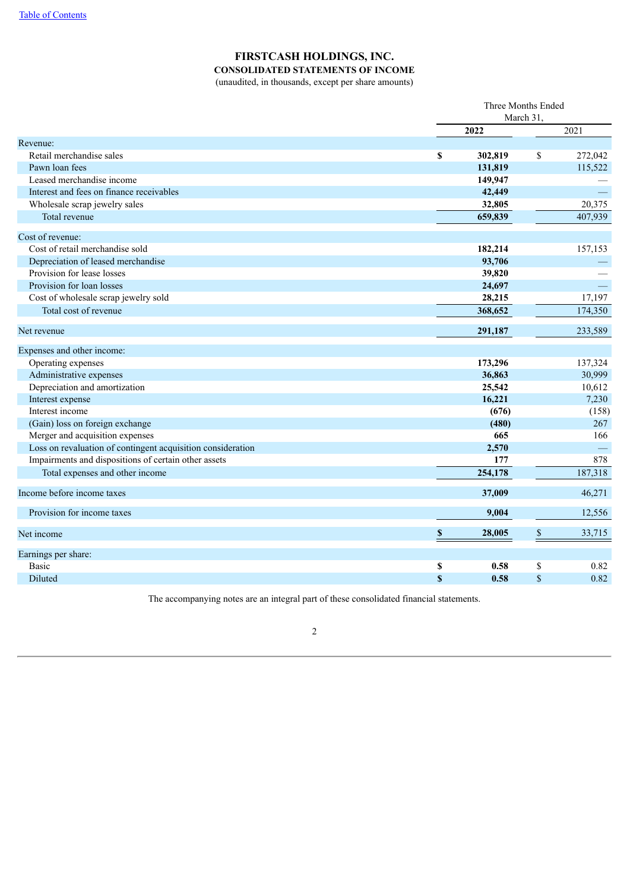Table of Contents

# FIRSTCASH HOLDINGS, INC.
## CONSOLIDATED STATEMENTS OF INCOME
(unaudited, in thousands, except per share amounts)

| | Three Months Ended March 31, | |
|---|---|---|
| | **2022** | 2021 |
| Revenue: | | |
| Retail merchandise sales | **$ 302,819** | $ 272,042 |
| Pawn loan fees | **131,819** | 115,522 |
| Leased merchandise income | **149,947** | — |
| Interest and fees on finance receivables | **42,449** | — |
| Wholesale scrap jewelry sales | **32,805** | 20,375 |
| Total revenue | **659,839** | 407,939 |
| Cost of revenue: | | |
| Cost of retail merchandise sold | **182,214** | 157,153 |
| Depreciation of leased merchandise | **93,706** | — |
| Provision for lease losses | **39,820** | — |
| Provision for loan losses | **24,697** | — |
| Cost of wholesale scrap jewelry sold | **28,215** | 17,197 |
| Total cost of revenue | **368,652** | 174,350 |
| Net revenue | **291,187** | 233,589 |
| Expenses and other income: | | |
| Operating expenses | **173,296** | 137,324 |
| Administrative expenses | **36,863** | 30,999 |
| Depreciation and amortization | **25,542** | 10,612 |
| Interest expense | **16,221** | 7,230 |
| Interest income | **(676)** | (158) |
| (Gain) loss on foreign exchange | **(480)** | 267 |
| Merger and acquisition expenses | **665** | 166 |
| Loss on revaluation of contingent acquisition consideration | **2,570** | — |
| Impairments and dispositions of certain other assets | **177** | 878 |
| Total expenses and other income | **254,178** | 187,318 |
| Income before income taxes | **37,009** | 46,271 |
| Provision for income taxes | **9,004** | 12,556 |
| Net income | **$ 28,005** | $ 33,715 |
| Earnings per share: | | |
| Basic | **$ 0.58** | $ 0.82 |
| Diluted | **$ 0.58** | $ 0.82 |

The accompanying notes are an integral part of these consolidated financial statements.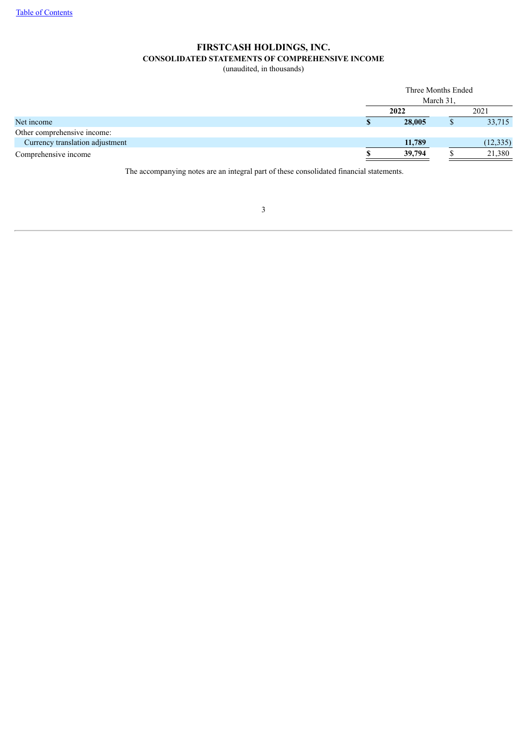# FIRSTCASH HOLDINGS, INC.
## CONSOLIDATED STATEMENTS OF COMPREHENSIVE INCOME
(unaudited, in thousands)

| | Three Months Ended March 31, | |
|---|---|---|
| | **2022** | 2021 |
| Net income | **$ 28,005** | $ 33,715 |
| Other comprehensive income: | | |
| Currency translation adjustment | **11,789** | (12,335) |
| Comprehensive income | **$ 39,794** | $ 21,380 |

The accompanying notes are an integral part of these consolidated financial statements.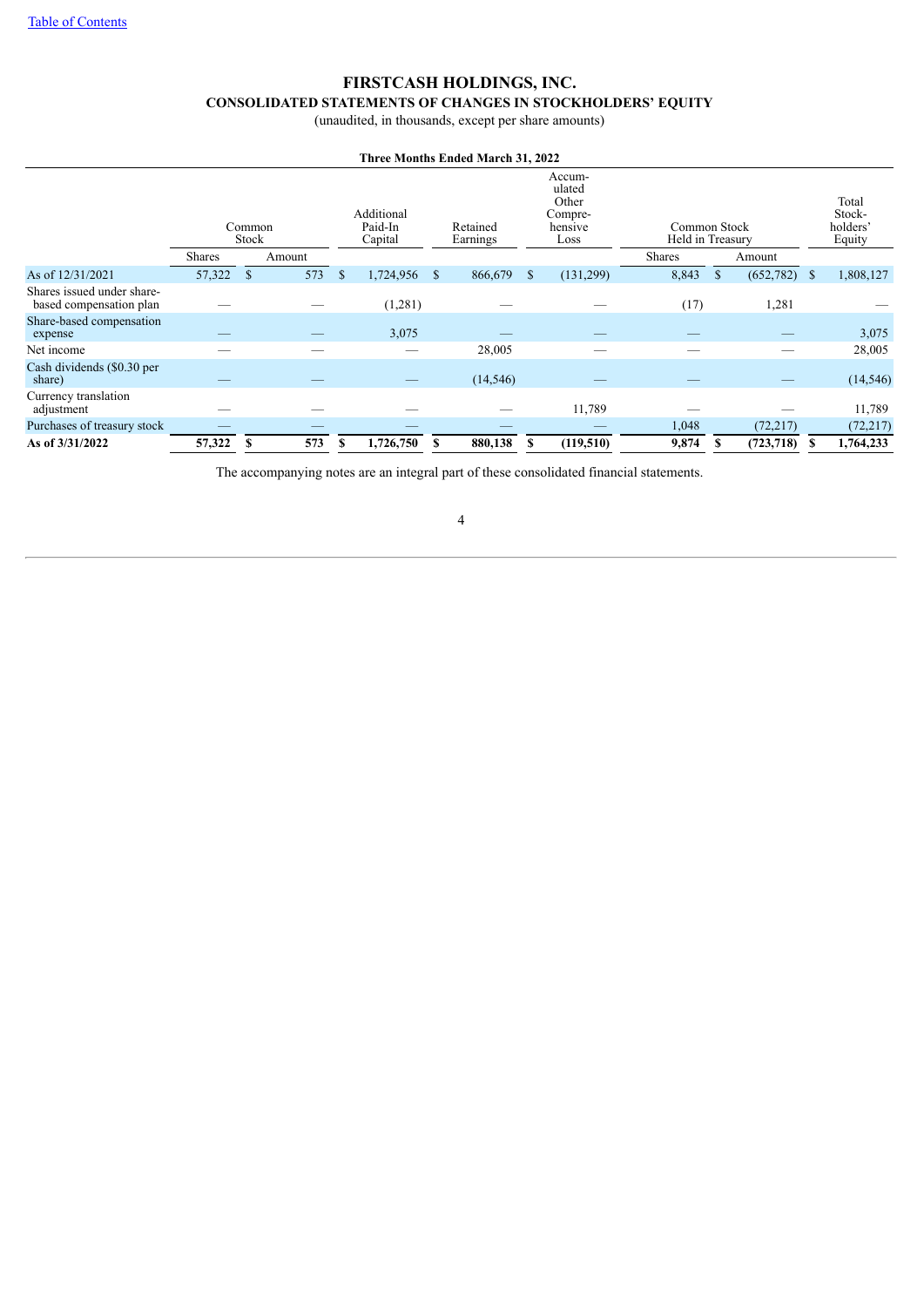# FIRSTCASH HOLDINGS, INC.

## CONSOLIDATED STATEMENTS OF CHANGES IN STOCKHOLDERS' EQUITY

(unaudited, in thousands, except per share amounts)

**Three Months Ended March 31, 2022**

| | Common Stock | | Additional Paid-In Capital | Retained Earnings | Accumulated Other Comprehensive Loss | Common Stock Held in Treasury | | Total Stockholders' Equity |
|---|---|---|---|---|---|---|---|---|
| | Shares | Amount | | | | Shares | Amount | |
| As of 12/31/2021 | 57,322 | $ 573 | $ 1,724,956 | $ 866,679 | $ (131,299) | 8,843 | $ (652,782) | $ 1,808,127 |
| Shares issued under share-based compensation plan | — | — | (1,281) | — | — | (17) | 1,281 | — |
| Share-based compensation expense | — | — | 3,075 | — | — | — | — | 3,075 |
| Net income | — | — | — | 28,005 | — | — | — | 28,005 |
| Cash dividends ($0.30 per share) | — | — | — | (14,546) | — | — | — | (14,546) |
| Currency translation adjustment | — | — | — | — | 11,789 | — | — | 11,789 |
| Purchases of treasury stock | — | — | — | — | — | 1,048 | (72,217) | (72,217) |
| **As of 3/31/2022** | **57,322** | **$ 573** | **$ 1,726,750** | **$ 880,138** | **$ (119,510)** | **9,874** | **$ (723,718)** | **$ 1,764,233** |

The accompanying notes are an integral part of these consolidated financial statements.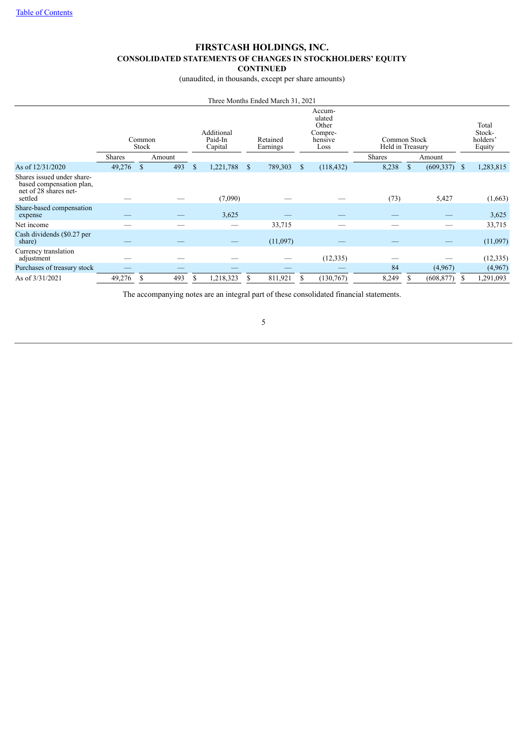# FIRSTCASH HOLDINGS, INC.
## CONSOLIDATED STATEMENTS OF CHANGES IN STOCKHOLDERS' EQUITY
## CONTINUED

(unaudited, in thousands, except per share amounts)

| | Three Months Ended March 31, 2021 | | | | | | | |
|---|---|---|---|---|---|---|---|---|
| | Common Stock | | Additional Paid-In Capital | Retained Earnings | Accumulated Other Comprehensive Loss | Common Stock Held in Treasury | | Total Stock-holders' Equity |
| | Shares | Amount | | | | Shares | Amount | |
| As of 12/31/2020 | 49,276 | $ 493 | $ 1,221,788 | $ 789,303 | $ (118,432) | 8,238 | $ (609,337) | $ 1,283,815 |
| Shares issued under share-based compensation plan, net of 28 shares net-settled | — | — | (7,090) | — | — | (73) | 5,427 | (1,663) |
| Share-based compensation expense | — | — | 3,625 | — | — | — | — | 3,625 |
| Net income | — | — | — | 33,715 | — | — | — | 33,715 |
| Cash dividends ($0.27 per share) | — | — | — | (11,097) | — | — | — | (11,097) |
| Currency translation adjustment | — | — | — | — | (12,335) | — | — | (12,335) |
| Purchases of treasury stock | — | — | — | — | — | 84 | (4,967) | (4,967) |
| As of 3/31/2021 | 49,276 | $ 493 | $ 1,218,323 | $ 811,921 | $ (130,767) | 8,249 | $ (608,877) | $ 1,291,093 |

The accompanying notes are an integral part of these consolidated financial statements.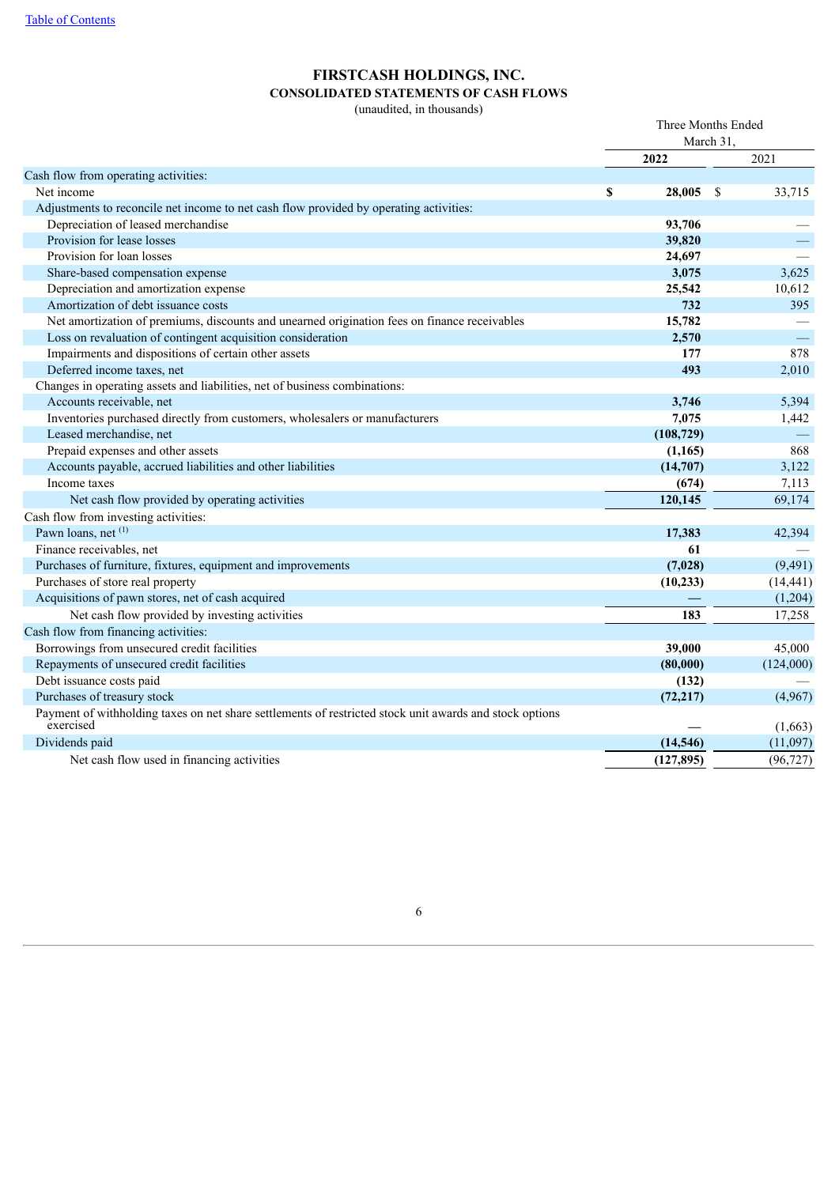[Table of Contents](#)

# FIRSTCASH HOLDINGS, INC.

## CONSOLIDATED STATEMENTS OF CASH FLOWS

(unaudited, in thousands)

| | Three Months Ended March 31, | |
|---|---|---|
| | **2022** | 2021 |
| Cash flow from operating activities: | | |
| Net income | **$ 28,005** | $ 33,715 |
| Adjustments to reconcile net income to net cash flow provided by operating activities: | | |
| Depreciation of leased merchandise | **93,706** | — |
| Provision for lease losses | **39,820** | — |
| Provision for loan losses | **24,697** | — |
| Share-based compensation expense | **3,075** | 3,625 |
| Depreciation and amortization expense | **25,542** | 10,612 |
| Amortization of debt issuance costs | **732** | 395 |
| Net amortization of premiums, discounts and unearned origination fees on finance receivables | **15,782** | — |
| Loss on revaluation of contingent acquisition consideration | **2,570** | — |
| Impairments and dispositions of certain other assets | **177** | 878 |
| Deferred income taxes, net | **493** | 2,010 |
| Changes in operating assets and liabilities, net of business combinations: | | |
| Accounts receivable, net | **3,746** | 5,394 |
| Inventories purchased directly from customers, wholesalers or manufacturers | **7,075** | 1,442 |
| Leased merchandise, net | **(108,729)** | — |
| Prepaid expenses and other assets | **(1,165)** | 868 |
| Accounts payable, accrued liabilities and other liabilities | **(14,707)** | 3,122 |
| Income taxes | **(674)** | 7,113 |
| Net cash flow provided by operating activities | **120,145** | 69,174 |
| Cash flow from investing activities: | | |
| Pawn loans, net [(1)] | **17,383** | 42,394 |
| Finance receivables, net | **61** | — |
| Purchases of furniture, fixtures, equipment and improvements | **(7,028)** | (9,491) |
| Purchases of store real property | **(10,233)** | (14,441) |
| Acquisitions of pawn stores, net of cash acquired | **—** | (1,204) |
| Net cash flow provided by investing activities | **183** | 17,258 |
| Cash flow from financing activities: | | |
| Borrowings from unsecured credit facilities | **39,000** | 45,000 |
| Repayments of unsecured credit facilities | **(80,000)** | (124,000) |
| Debt issuance costs paid | **(132)** | — |
| Purchases of treasury stock | **(72,217)** | (4,967) |
| Payment of withholding taxes on net share settlements of restricted stock unit awards and stock options exercised | **—** | (1,663) |
| Dividends paid | **(14,546)** | (11,097) |
| Net cash flow used in financing activities | **(127,895)** | (96,727) |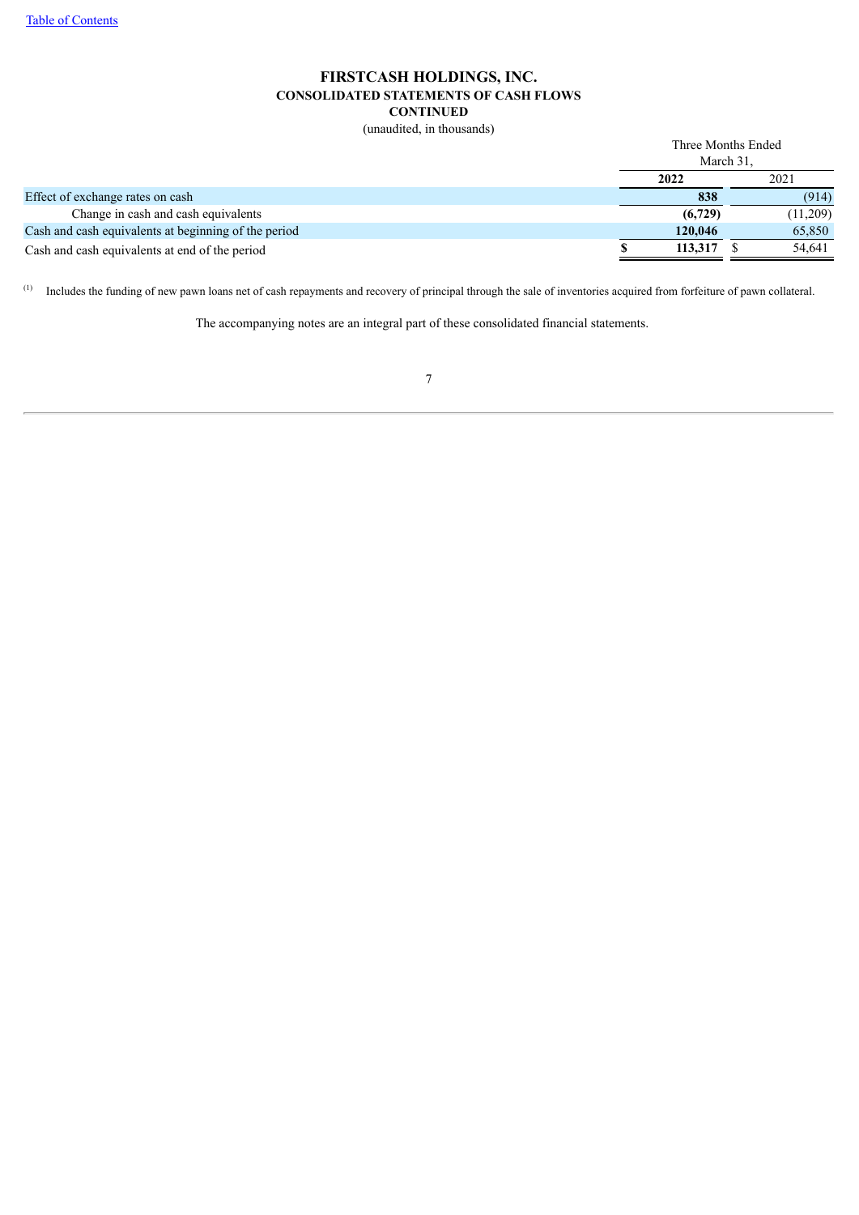# FIRSTCASH HOLDINGS, INC.
## CONSOLIDATED STATEMENTS OF CASH FLOWS
## CONTINUED
(unaudited, in thousands)

| | Three Months Ended March 31, | |
|---|---|---|
| | **2022** | 2021 |
| Effect of exchange rates on cash | **838** | (914) |
| Change in cash and cash equivalents | **(6,729)** | (11,209) |
| Cash and cash equivalents at beginning of the period | **120,046** | 65,850 |
| Cash and cash equivalents at end of the period | **$ 113,317** | $ 54,641 |

[1] Includes the funding of new pawn loans net of cash repayments and recovery of principal through the sale of inventories acquired from forfeiture of pawn collateral.

The accompanying notes are an integral part of these consolidated financial statements.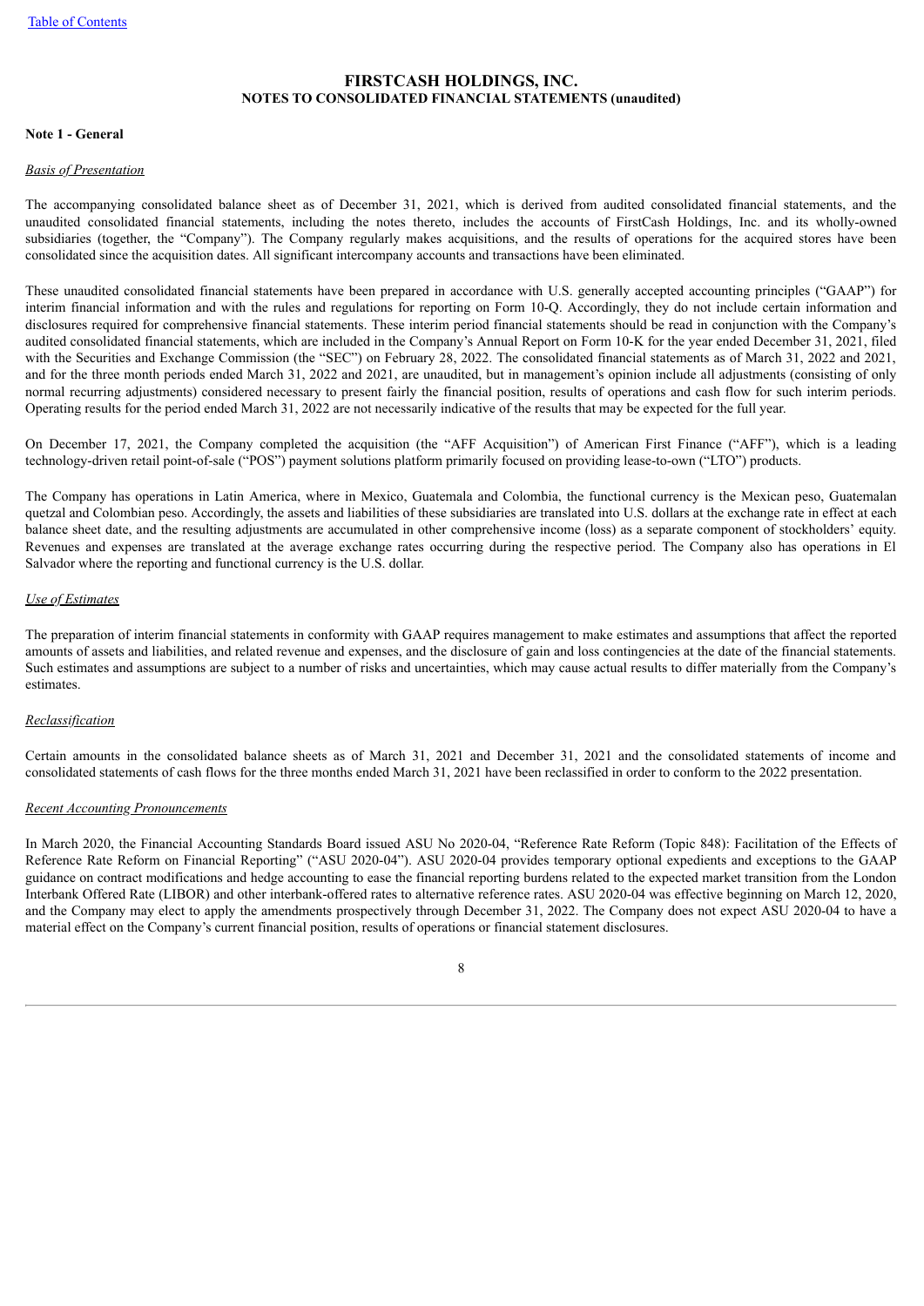# FIRSTCASH HOLDINGS, INC.
## NOTES TO CONSOLIDATED FINANCIAL STATEMENTS (unaudited)

**Note 1 - General**

*Basis of Presentation*

The accompanying consolidated balance sheet as of December 31, 2021, which is derived from audited consolidated financial statements, and the unaudited consolidated financial statements, including the notes thereto, includes the accounts of FirstCash Holdings, Inc. and its wholly-owned subsidiaries (together, the "Company"). The Company regularly makes acquisitions, and the results of operations for the acquired stores have been consolidated since the acquisition dates. All significant intercompany accounts and transactions have been eliminated.

These unaudited consolidated financial statements have been prepared in accordance with U.S. generally accepted accounting principles ("GAAP") for interim financial information and with the rules and regulations for reporting on Form 10-Q. Accordingly, they do not include certain information and disclosures required for comprehensive financial statements. These interim period financial statements should be read in conjunction with the Company's audited consolidated financial statements, which are included in the Company's Annual Report on Form 10-K for the year ended December 31, 2021, filed with the Securities and Exchange Commission (the "SEC") on February 28, 2022. The consolidated financial statements as of March 31, 2022 and 2021, and for the three month periods ended March 31, 2022 and 2021, are unaudited, but in management's opinion include all adjustments (consisting of only normal recurring adjustments) considered necessary to present fairly the financial position, results of operations and cash flow for such interim periods. Operating results for the period ended March 31, 2022 are not necessarily indicative of the results that may be expected for the full year.

On December 17, 2021, the Company completed the acquisition (the "AFF Acquisition") of American First Finance ("AFF"), which is a leading technology-driven retail point-of-sale ("POS") payment solutions platform primarily focused on providing lease-to-own ("LTO") products.

The Company has operations in Latin America, where in Mexico, Guatemala and Colombia, the functional currency is the Mexican peso, Guatemalan quetzal and Colombian peso. Accordingly, the assets and liabilities of these subsidiaries are translated into U.S. dollars at the exchange rate in effect at each balance sheet date, and the resulting adjustments are accumulated in other comprehensive income (loss) as a separate component of stockholders' equity. Revenues and expenses are translated at the average exchange rates occurring during the respective period. The Company also has operations in El Salvador where the reporting and functional currency is the U.S. dollar.

*Use of Estimates*

The preparation of interim financial statements in conformity with GAAP requires management to make estimates and assumptions that affect the reported amounts of assets and liabilities, and related revenue and expenses, and the disclosure of gain and loss contingencies at the date of the financial statements. Such estimates and assumptions are subject to a number of risks and uncertainties, which may cause actual results to differ materially from the Company's estimates.

*Reclassification*

Certain amounts in the consolidated balance sheets as of March 31, 2021 and December 31, 2021 and the consolidated statements of income and consolidated statements of cash flows for the three months ended March 31, 2021 have been reclassified in order to conform to the 2022 presentation.

*Recent Accounting Pronouncements*

In March 2020, the Financial Accounting Standards Board issued ASU No 2020-04, "Reference Rate Reform (Topic 848): Facilitation of the Effects of Reference Rate Reform on Financial Reporting" ("ASU 2020-04"). ASU 2020-04 provides temporary optional expedients and exceptions to the GAAP guidance on contract modifications and hedge accounting to ease the financial reporting burdens related to the expected market transition from the London Interbank Offered Rate (LIBOR) and other interbank-offered rates to alternative reference rates. ASU 2020-04 was effective beginning on March 12, 2020, and the Company may elect to apply the amendments prospectively through December 31, 2022. The Company does not expect ASU 2020-04 to have a material effect on the Company's current financial position, results of operations or financial statement disclosures.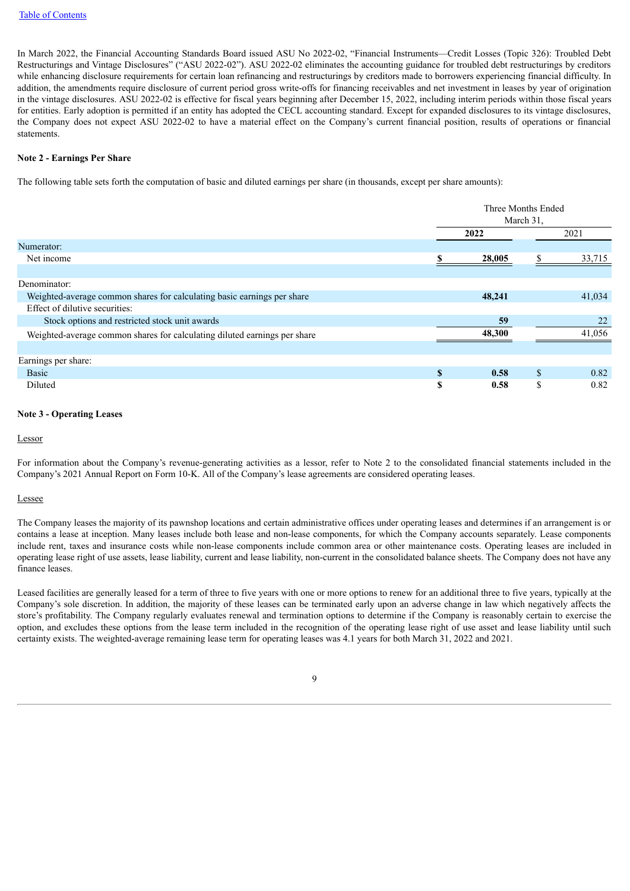In March 2022, the Financial Accounting Standards Board issued ASU No 2022-02, "Financial Instruments—Credit Losses (Topic 326): Troubled Debt Restructurings and Vintage Disclosures" ("ASU 2022-02"). ASU 2022-02 eliminates the accounting guidance for troubled debt restructurings by creditors while enhancing disclosure requirements for certain loan refinancing and restructurings by creditors made to borrowers experiencing financial difficulty. In addition, the amendments require disclosure of current period gross write-offs for financing receivables and net investment in leases by year of origination in the vintage disclosures. ASU 2022-02 is effective for fiscal years beginning after December 15, 2022, including interim periods within those fiscal years for entities. Early adoption is permitted if an entity has adopted the CECL accounting standard. Except for expanded disclosures to its vintage disclosures, the Company does not expect ASU 2022-02 to have a material effect on the Company's current financial position, results of operations or financial statements.

**Note 2 - Earnings Per Share**

The following table sets forth the computation of basic and diluted earnings per share (in thousands, except per share amounts):

| | Three Months Ended March 31, | |
|---|---|---|
| | **2022** | 2021 |
| Numerator: | | |
| Net income | **$ 28,005** | $ 33,715 |
| Denominator: | | |
| Weighted-average common shares for calculating basic earnings per share | **48,241** | 41,034 |
| Effect of dilutive securities: | | |
| Stock options and restricted stock unit awards | **59** | 22 |
| Weighted-average common shares for calculating diluted earnings per share | **48,300** | 41,056 |
| Earnings per share: | | |
| Basic | **$ 0.58** | $ 0.82 |
| Diluted | **$ 0.58** | $ 0.82 |

**Note 3 - Operating Leases**

Lessor

For information about the Company's revenue-generating activities as a lessor, refer to Note 2 to the consolidated financial statements included in the Company's 2021 Annual Report on Form 10-K. All of the Company's lease agreements are considered operating leases.

Lessee

The Company leases the majority of its pawnshop locations and certain administrative offices under operating leases and determines if an arrangement is or contains a lease at inception. Many leases include both lease and non-lease components, for which the Company accounts separately. Lease components include rent, taxes and insurance costs while non-lease components include common area or other maintenance costs. Operating leases are included in operating lease right of use assets, lease liability, current and lease liability, non-current in the consolidated balance sheets. The Company does not have any finance leases.

Leased facilities are generally leased for a term of three to five years with one or more options to renew for an additional three to five years, typically at the Company's sole discretion. In addition, the majority of these leases can be terminated early upon an adverse change in law which negatively affects the store's profitability. The Company regularly evaluates renewal and termination options to determine if the Company is reasonably certain to exercise the option, and excludes these options from the lease term included in the recognition of the operating lease right of use asset and lease liability until such certainty exists. The weighted-average remaining lease term for operating leases was 4.1 years for both March 31, 2022 and 2021.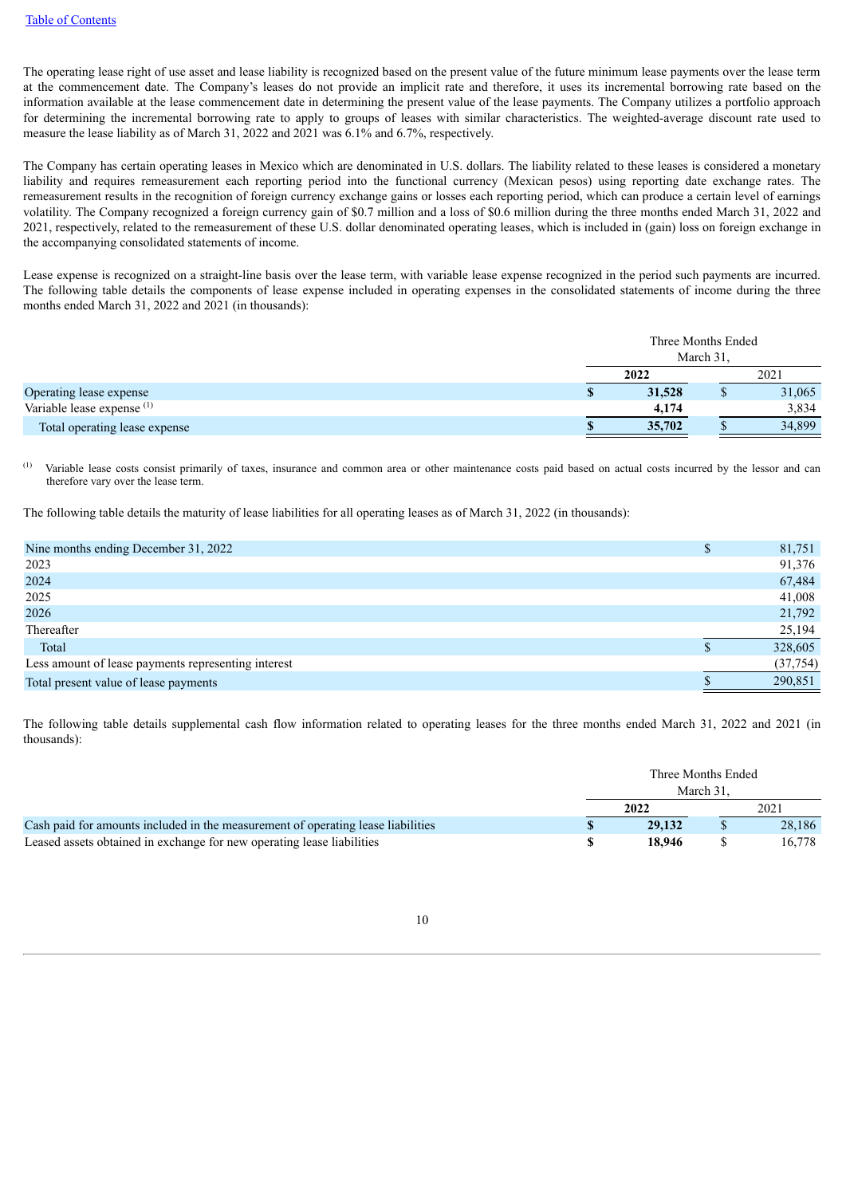The operating lease right of use asset and lease liability is recognized based on the present value of the future minimum lease payments over the lease term at the commencement date. The Company's leases do not provide an implicit rate and therefore, it uses its incremental borrowing rate based on the information available at the lease commencement date in determining the present value of the lease payments. The Company utilizes a portfolio approach for determining the incremental borrowing rate to apply to groups of leases with similar characteristics. The weighted-average discount rate used to measure the lease liability as of March 31, 2022 and 2021 was 6.1% and 6.7%, respectively.

The Company has certain operating leases in Mexico which are denominated in U.S. dollars. The liability related to these leases is considered a monetary liability and requires remeasurement each reporting period into the functional currency (Mexican pesos) using reporting date exchange rates. The remeasurement results in the recognition of foreign currency exchange gains or losses each reporting period, which can produce a certain level of earnings volatility. The Company recognized a foreign currency gain of $0.7 million and a loss of $0.6 million during the three months ended March 31, 2022 and 2021, respectively, related to the remeasurement of these U.S. dollar denominated operating leases, which is included in (gain) loss on foreign exchange in the accompanying consolidated statements of income.

Lease expense is recognized on a straight-line basis over the lease term, with variable lease expense recognized in the period such payments are incurred. The following table details the components of lease expense included in operating expenses in the consolidated statements of income during the three months ended March 31, 2022 and 2021 (in thousands):

| | Three Months Ended March 31, | |
|---|---|---|
| | **2022** | 2021 |
| Operating lease expense | **$ 31,528** | $ 31,065 |
| Variable lease expense [(1)] | **4,174** | 3,834 |
| Total operating lease expense | **$ 35,702** | $ 34,899 |

[(1)] Variable lease costs consist primarily of taxes, insurance and common area or other maintenance costs paid based on actual costs incurred by the lessor and can therefore vary over the lease term.

The following table details the maturity of lease liabilities for all operating leases as of March 31, 2022 (in thousands):

| | |
|---|---|
| Nine months ending December 31, 2022 | $ 81,751 |
| 2023 | 91,376 |
| 2024 | 67,484 |
| 2025 | 41,008 |
| 2026 | 21,792 |
| Thereafter | 25,194 |
| Total | $ 328,605 |
| Less amount of lease payments representing interest | (37,754) |
| Total present value of lease payments | $ 290,851 |

The following table details supplemental cash flow information related to operating leases for the three months ended March 31, 2022 and 2021 (in thousands):

| | Three Months Ended March 31, | |
|---|---|---|
| | **2022** | 2021 |
| Cash paid for amounts included in the measurement of operating lease liabilities | **$ 29,132** | $ 28,186 |
| Leased assets obtained in exchange for new operating lease liabilities | **$ 18,946** | $ 16,778 |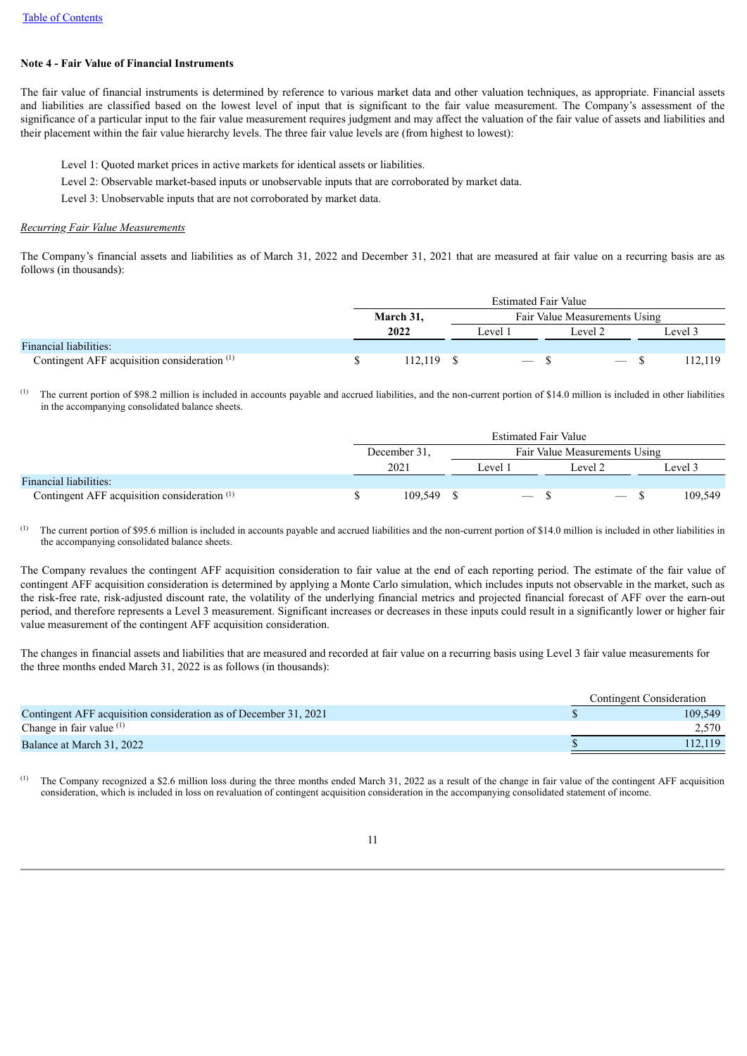**Note 4 - Fair Value of Financial Instruments**

The fair value of financial instruments is determined by reference to various market data and other valuation techniques, as appropriate. Financial assets and liabilities are classified based on the lowest level of input that is significant to the fair value measurement. The Company's assessment of the significance of a particular input to the fair value measurement requires judgment and may affect the valuation of the fair value of assets and liabilities and their placement within the fair value hierarchy levels. The three fair value levels are (from highest to lowest):

Level 1: Quoted market prices in active markets for identical assets or liabilities.

Level 2: Observable market-based inputs or unobservable inputs that are corroborated by market data.

Level 3: Unobservable inputs that are not corroborated by market data.

*Recurring Fair Value Measurements*

The Company's financial assets and liabilities as of March 31, 2022 and December 31, 2021 that are measured at fair value on a recurring basis are as follows (in thousands):

| | Estimated Fair Value | | | |
|---|---|---|---|---|
| | **March 31,** | Fair Value Measurements Using | | |
| | **2022** | Level 1 | Level 2 | Level 3 |
| Financial liabilities: | | | | |
| Contingent AFF acquisition consideration [(1)] | $ 112,119 | $ — | $ — | $ 112,119 |

[(1)] The current portion of $98.2 million is included in accounts payable and accrued liabilities, and the non-current portion of $14.0 million is included in other liabilities in the accompanying consolidated balance sheets.

| | Estimated Fair Value | | | |
|---|---|---|---|---|
| | December 31, | Fair Value Measurements Using | | |
| | 2021 | Level 1 | Level 2 | Level 3 |
| Financial liabilities: | | | | |
| Contingent AFF acquisition consideration [(1)] | $ 109,549 | $ — | $ — | $ 109,549 |

[(1)] The current portion of $95.6 million is included in accounts payable and accrued liabilities and the non-current portion of $14.0 million is included in other liabilities in the accompanying consolidated balance sheets.

The Company revalues the contingent AFF acquisition consideration to fair value at the end of each reporting period. The estimate of the fair value of contingent AFF acquisition consideration is determined by applying a Monte Carlo simulation, which includes inputs not observable in the market, such as the risk-free rate, risk-adjusted discount rate, the volatility of the underlying financial metrics and projected financial forecast of AFF over the earn-out period, and therefore represents a Level 3 measurement. Significant increases or decreases in these inputs could result in a significantly lower or higher fair value measurement of the contingent AFF acquisition consideration.

The changes in financial assets and liabilities that are measured and recorded at fair value on a recurring basis using Level 3 fair value measurements for the three months ended March 31, 2022 is as follows (in thousands):

| | Contingent Consideration |
|---|---|
| Contingent AFF acquisition consideration as of December 31, 2021 | $ 109,549 |
| Change in fair value [(1)] | 2,570 |
| Balance at March 31, 2022 | $ 112,119 |

[(1)] The Company recognized a $2.6 million loss during the three months ended March 31, 2022 as a result of the change in fair value of the contingent AFF acquisition consideration, which is included in loss on revaluation of contingent acquisition consideration in the accompanying consolidated statement of income.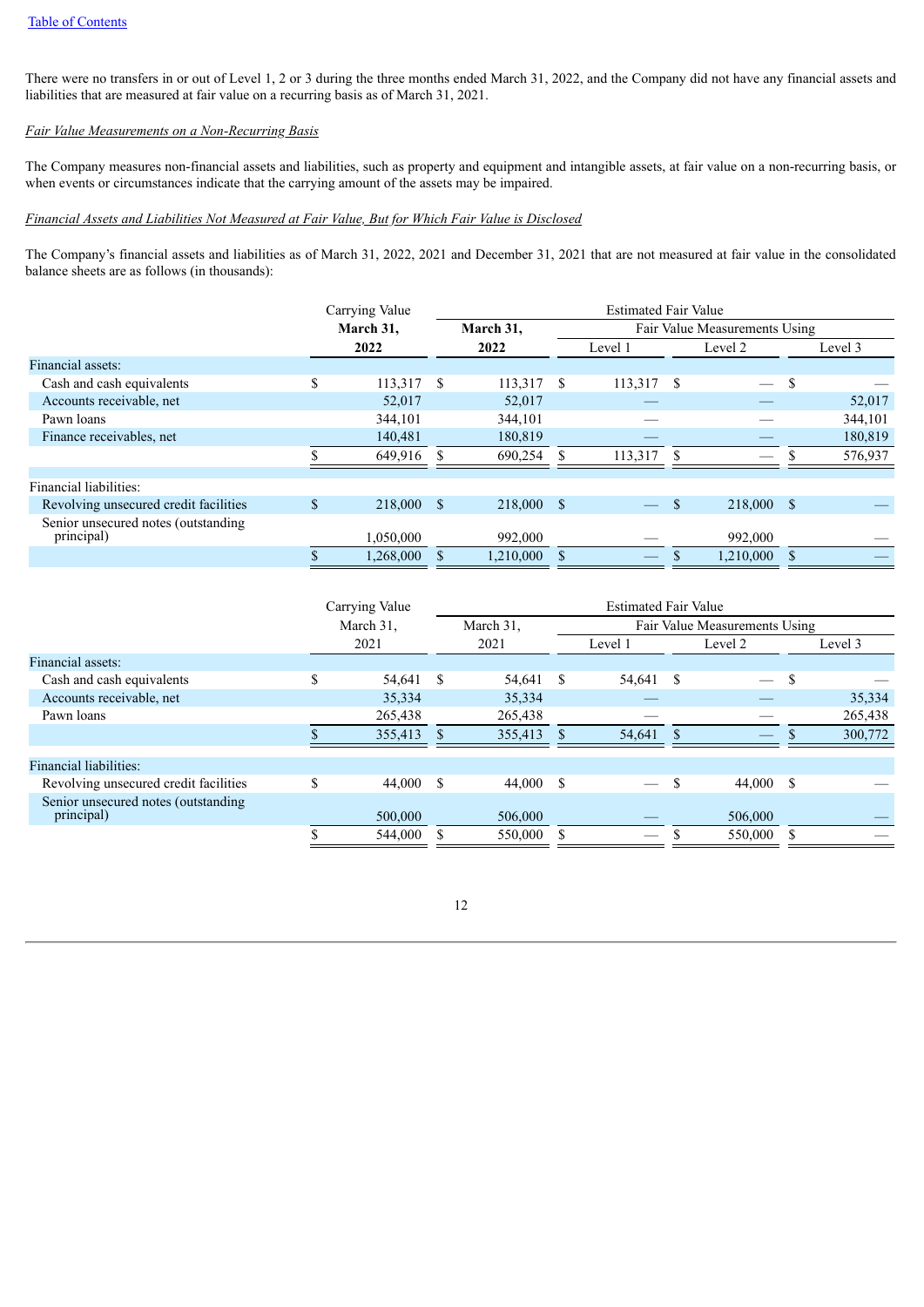There were no transfers in or out of Level 1, 2 or 3 during the three months ended March 31, 2022, and the Company did not have any financial assets and liabilities that are measured at fair value on a recurring basis as of March 31, 2021.

*Fair Value Measurements on a Non-Recurring Basis*

The Company measures non-financial assets and liabilities, such as property and equipment and intangible assets, at fair value on a non-recurring basis, or when events or circumstances indicate that the carrying amount of the assets may be impaired.

*Financial Assets and Liabilities Not Measured at Fair Value, But for Which Fair Value is Disclosed*

The Company's financial assets and liabilities as of March 31, 2022, 2021 and December 31, 2021 that are not measured at fair value in the consolidated balance sheets are as follows (in thousands):

| | Carrying Value | Estimated Fair Value | | | |
|---|---|---|---|---|---|
| | | | Fair Value Measurements Using | | |
| | **March 31, 2022** | **March 31, 2022** | Level 1 | Level 2 | Level 3 |
| Financial assets: | | | | | |
| Cash and cash equivalents | $ 113,317 | $ 113,317 | $ 113,317 | $ — | $ — |
| Accounts receivable, net | 52,017 | 52,017 | — | — | 52,017 |
| Pawn loans | 344,101 | 344,101 | — | — | 344,101 |
| Finance receivables, net | 140,481 | 180,819 | — | — | 180,819 |
| | $ 649,916 | $ 690,254 | $ 113,317 | $ — | $ 576,937 |
| Financial liabilities: | | | | | |
| Revolving unsecured credit facilities | $ 218,000 | $ 218,000 | $ — | $ 218,000 | $ — |
| Senior unsecured notes (outstanding principal) | 1,050,000 | 992,000 | — | 992,000 | — |
| | $ 1,268,000 | $ 1,210,000 | $ — | $ 1,210,000 | $ — |

| | Carrying Value | Estimated Fair Value | | | |
|---|---|---|---|---|---|
| | | | Fair Value Measurements Using | | |
| | March 31, 2021 | March 31, 2021 | Level 1 | Level 2 | Level 3 |
| Financial assets: | | | | | |
| Cash and cash equivalents | $ 54,641 | $ 54,641 | $ 54,641 | $ — | $ — |
| Accounts receivable, net | 35,334 | 35,334 | — | — | 35,334 |
| Pawn loans | 265,438 | 265,438 | — | — | 265,438 |
| | $ 355,413 | $ 355,413 | $ 54,641 | $ — | $ 300,772 |
| Financial liabilities: | | | | | |
| Revolving unsecured credit facilities | $ 44,000 | $ 44,000 | $ — | $ 44,000 | $ — |
| Senior unsecured notes (outstanding principal) | 500,000 | 506,000 | — | 506,000 | — |
| | $ 544,000 | $ 550,000 | $ — | $ 550,000 | $ — |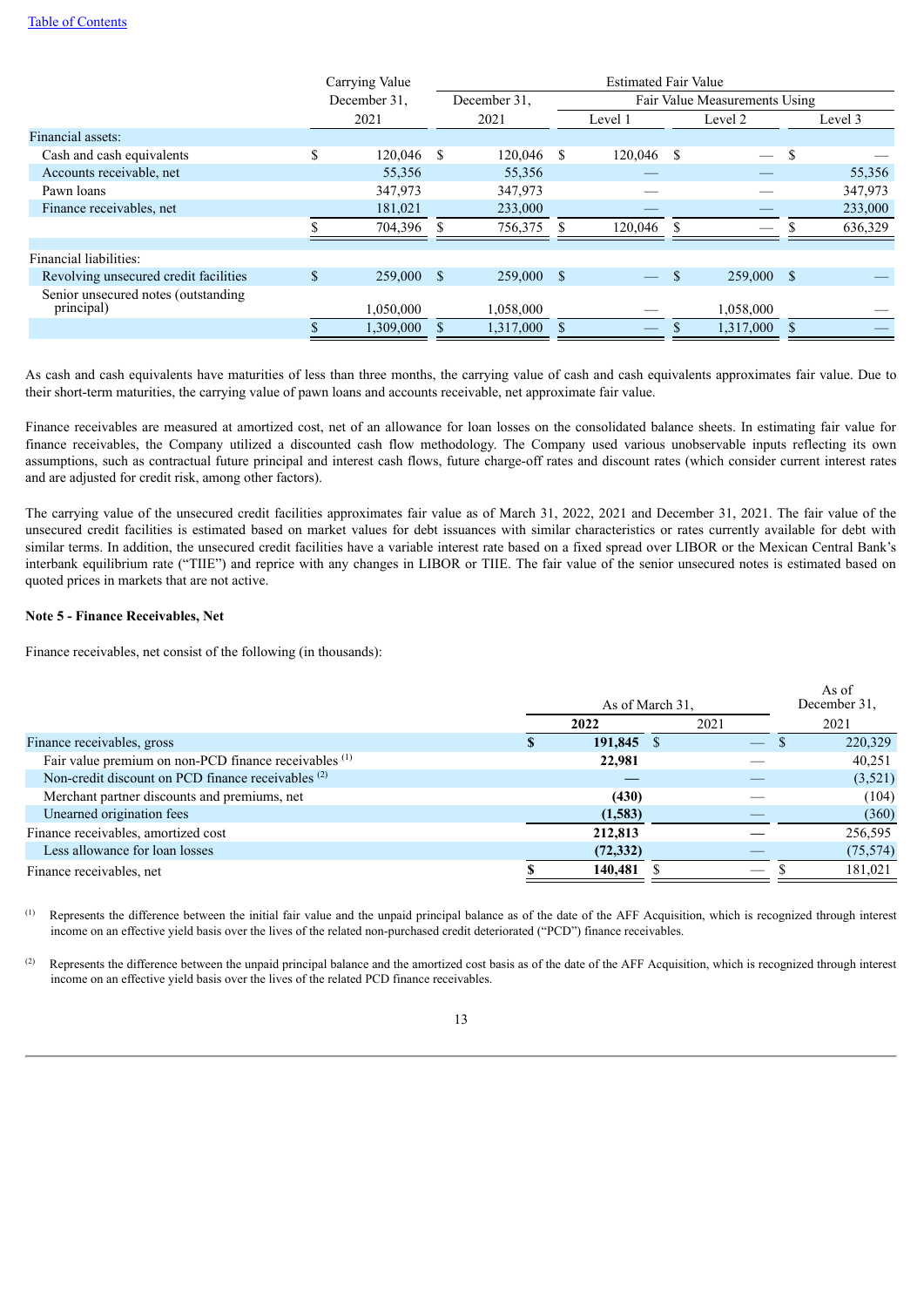| | Carrying Value | Estimated Fair Value | | | |
|---|---|---|---|---|---|
| | December 31, | December 31, | Fair Value Measurements Using | | |
| | 2021 | 2021 | Level 1 | Level 2 | Level 3 |
| Financial assets: | | | | | |
| Cash and cash equivalents | $ 120,046 | $ 120,046 | $ 120,046 | $ — | $ — |
| Accounts receivable, net | 55,356 | 55,356 | — | — | 55,356 |
| Pawn loans | 347,973 | 347,973 | — | — | 347,973 |
| Finance receivables, net | 181,021 | 233,000 | — | — | 233,000 |
| | $ 704,396 | $ 756,375 | $ 120,046 | $ — | $ 636,329 |
| | | | | | |
| Financial liabilities: | | | | | |
| Revolving unsecured credit facilities | $ 259,000 | $ 259,000 | $ — | $ 259,000 | $ — |
| Senior unsecured notes (outstanding principal) | 1,050,000 | 1,058,000 | — | 1,058,000 | — |
| | $ 1,309,000 | $ 1,317,000 | $ — | $ 1,317,000 | $ — |

As cash and cash equivalents have maturities of less than three months, the carrying value of cash and cash equivalents approximates fair value. Due to their short-term maturities, the carrying value of pawn loans and accounts receivable, net approximate fair value.

Finance receivables are measured at amortized cost, net of an allowance for loan losses on the consolidated balance sheets. In estimating fair value for finance receivables, the Company utilized a discounted cash flow methodology. The Company used various unobservable inputs reflecting its own assumptions, such as contractual future principal and interest cash flows, future charge-off rates and discount rates (which consider current interest rates and are adjusted for credit risk, among other factors).

The carrying value of the unsecured credit facilities approximates fair value as of March 31, 2022, 2021 and December 31, 2021. The fair value of the unsecured credit facilities is estimated based on market values for debt issuances with similar characteristics or rates currently available for debt with similar terms. In addition, the unsecured credit facilities have a variable interest rate based on a fixed spread over LIBOR or the Mexican Central Bank's interbank equilibrium rate ("TIIE") and reprice with any changes in LIBOR or TIIE. The fair value of the senior unsecured notes is estimated based on quoted prices in markets that are not active.

**Note 5 - Finance Receivables, Net**

Finance receivables, net consist of the following (in thousands):

| | As of March 31, | | As of December 31, |
|---|---|---|---|
| | **2022** | 2021 | 2021 |
| Finance receivables, gross | **$ 191,845** | $ — | $ 220,329 |
| Fair value premium on non-PCD finance receivables [(1)] | **22,981** | — | 40,251 |
| Non-credit discount on PCD finance receivables [(2)] | **—** | — | (3,521) |
| Merchant partner discounts and premiums, net | **(430)** | — | (104) |
| Unearned origination fees | **(1,583)** | — | (360) |
| Finance receivables, amortized cost | **212,813** | — | 256,595 |
| Less allowance for loan losses | **(72,332)** | — | (75,574) |
| Finance receivables, net | **$ 140,481** | $ — | $ 181,021 |

(1) Represents the difference between the initial fair value and the unpaid principal balance as of the date of the AFF Acquisition, which is recognized through interest income on an effective yield basis over the lives of the related non-purchased credit deteriorated ("PCD") finance receivables.

(2) Represents the difference between the unpaid principal balance and the amortized cost basis as of the date of the AFF Acquisition, which is recognized through interest income on an effective yield basis over the lives of the related PCD finance receivables.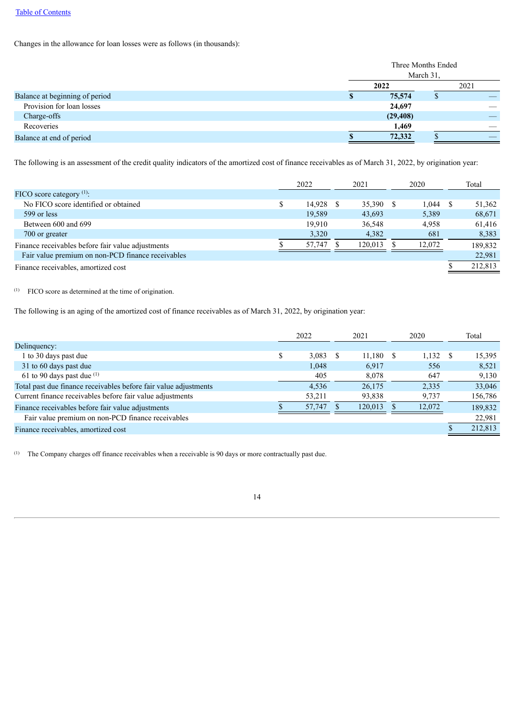Changes in the allowance for loan losses were as follows (in thousands):

| | Three Months Ended March 31, | |
|---|---|---|
| | **2022** | 2021 |
| Balance at beginning of period | **$ 75,574** | $ — |
| Provision for loan losses | **24,697** | — |
| Charge-offs | **(29,408)** | — |
| Recoveries | **1,469** | — |
| Balance at end of period | **$ 72,332** | $ — |

The following is an assessment of the credit quality indicators of the amortized cost of finance receivables as of March 31, 2022, by origination year:

| | 2022 | 2021 | 2020 | Total |
|---|---|---|---|---|
| FICO score category [(1)]: | | | | |
| No FICO score identified or obtained | $ 14,928 | $ 35,390 | $ 1,044 | $ 51,362 |
| 599 or less | 19,589 | 43,693 | 5,389 | 68,671 |
| Between 600 and 699 | 19,910 | 36,548 | 4,958 | 61,416 |
| 700 or greater | 3,320 | 4,382 | 681 | 8,383 |
| Finance receivables before fair value adjustments | $ 57,747 | $ 120,013 | $ 12,072 | 189,832 |
| Fair value premium on non-PCD finance receivables | | | | 22,981 |
| Finance receivables, amortized cost | | | | $ 212,813 |

(1) FICO score as determined at the time of origination.

The following is an aging of the amortized cost of finance receivables as of March 31, 2022, by origination year:

| | 2022 | 2021 | 2020 | Total |
|---|---|---|---|---|
| Delinquency: | | | | |
| 1 to 30 days past due | $ 3,083 | $ 11,180 | $ 1,132 | $ 15,395 |
| 31 to 60 days past due | 1,048 | 6,917 | 556 | 8,521 |
| 61 to 90 days past due [(1)] | 405 | 8,078 | 647 | 9,130 |
| Total past due finance receivables before fair value adjustments | 4,536 | 26,175 | 2,335 | 33,046 |
| Current finance receivables before fair value adjustments | 53,211 | 93,838 | 9,737 | 156,786 |
| Finance receivables before fair value adjustments | $ 57,747 | $ 120,013 | $ 12,072 | 189,832 |
| Fair value premium on non-PCD finance receivables | | | | 22,981 |
| Finance receivables, amortized cost | | | | $ 212,813 |

(1) The Company charges off finance receivables when a receivable is 90 days or more contractually past due.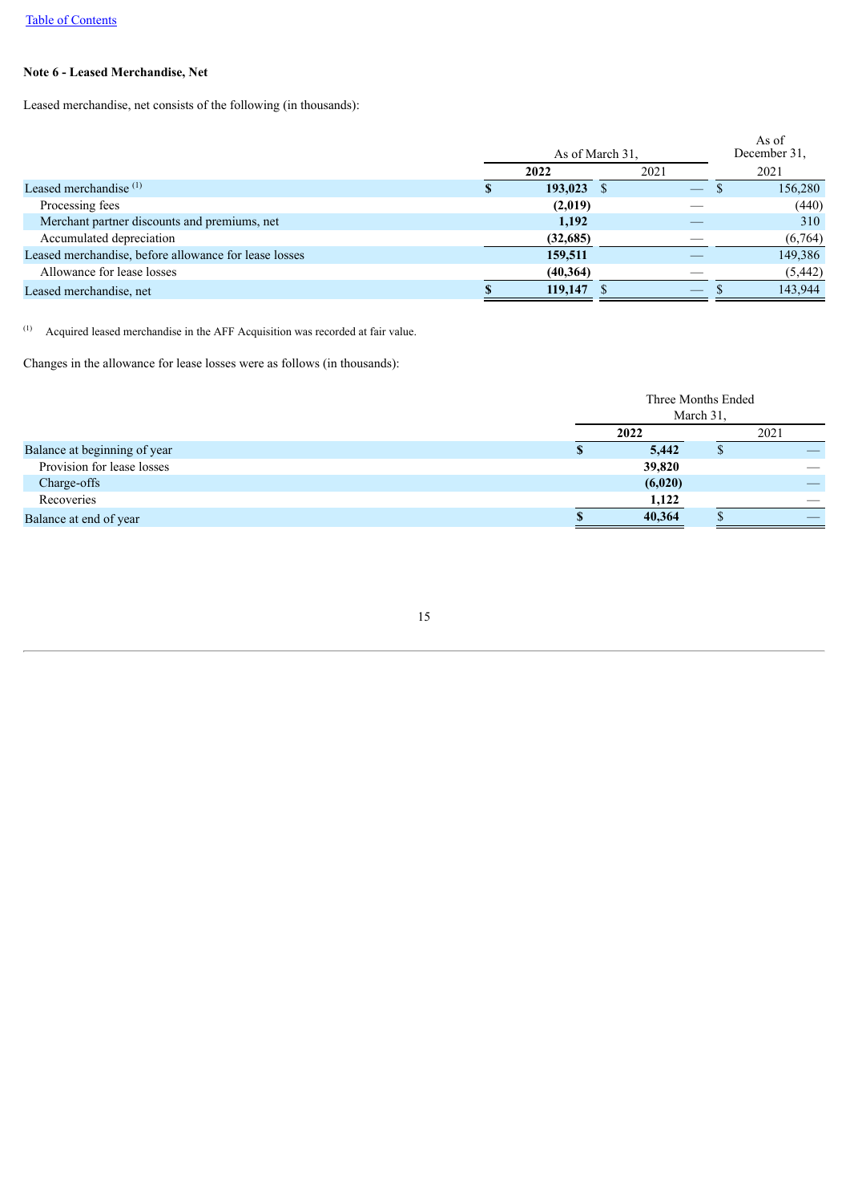Table of Contents

**Note 6 - Leased Merchandise, Net**

Leased merchandise, net consists of the following (in thousands):

| | As of March 31, | | As of December 31, |
|---|---|---|---|
| | **2022** | 2021 | 2021 |
| Leased merchandise [(1)] | **$ 193,023** | $ — | $ 156,280 |
| Processing fees | **(2,019)** | — | (440) |
| Merchant partner discounts and premiums, net | **1,192** | — | 310 |
| Accumulated depreciation | **(32,685)** | — | (6,764) |
| Leased merchandise, before allowance for lease losses | **159,511** | — | 149,386 |
| Allowance for lease losses | **(40,364)** | — | (5,442) |
| Leased merchandise, net | **$ 119,147** | $ — | $ 143,944 |

[(1)] Acquired leased merchandise in the AFF Acquisition was recorded at fair value.

Changes in the allowance for lease losses were as follows (in thousands):

| | Three Months Ended March 31, | |
|---|---|---|
| | **2022** | 2021 |
| Balance at beginning of year | **$ 5,442** | $ — |
| Provision for lease losses | **39,820** | — |
| Charge-offs | **(6,020)** | — |
| Recoveries | **1,122** | — |
| Balance at end of year | **$ 40,364** | $ — |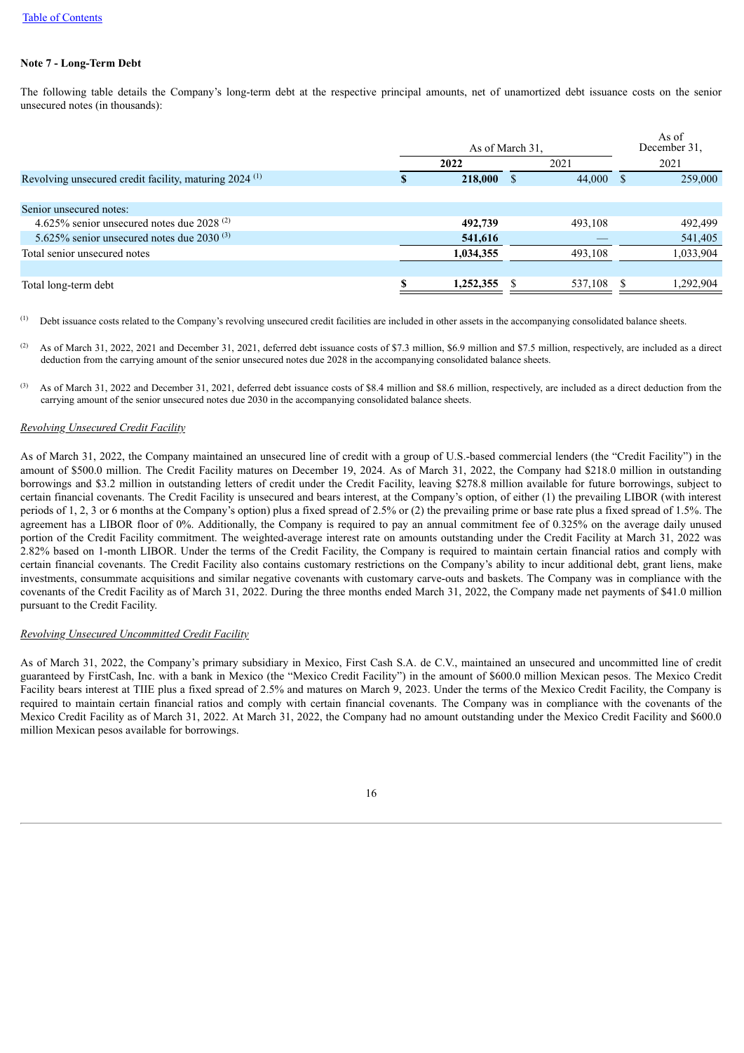**Note 7 - Long-Term Debt**

The following table details the Company's long-term debt at the respective principal amounts, net of unamortized debt issuance costs on the senior unsecured notes (in thousands):

| | As of March 31, | | As of December 31, |
|---|---|---|---|
| | 2022 | 2021 | 2021 |
| Revolving unsecured credit facility, maturing 2024 [(1)] | $ **218,000** | $ 44,000 | $ 259,000 |
| | | | |
| Senior unsecured notes: | | | |
| 4.625% senior unsecured notes due 2028 [(2)] | **492,739** | 493,108 | 492,499 |
| 5.625% senior unsecured notes due 2030 [(3)] | **541,616** | — | 541,405 |
| Total senior unsecured notes | **1,034,355** | 493,108 | 1,033,904 |
| | | | |
| Total long-term debt | $ **1,252,355** | $ 537,108 | $ 1,292,904 |

(1) Debt issuance costs related to the Company's revolving unsecured credit facilities are included in other assets in the accompanying consolidated balance sheets.

(2) As of March 31, 2022, 2021 and December 31, 2021, deferred debt issuance costs of $7.3 million, $6.9 million and $7.5 million, respectively, are included as a direct deduction from the carrying amount of the senior unsecured notes due 2028 in the accompanying consolidated balance sheets.

(3) As of March 31, 2022 and December 31, 2021, deferred debt issuance costs of $8.4 million and $8.6 million, respectively, are included as a direct deduction from the carrying amount of the senior unsecured notes due 2030 in the accompanying consolidated balance sheets.

*Revolving Unsecured Credit Facility*

As of March 31, 2022, the Company maintained an unsecured line of credit with a group of U.S.-based commercial lenders (the "Credit Facility") in the amount of $500.0 million. The Credit Facility matures on December 19, 2024. As of March 31, 2022, the Company had $218.0 million in outstanding borrowings and $3.2 million in outstanding letters of credit under the Credit Facility, leaving $278.8 million available for future borrowings, subject to certain financial covenants. The Credit Facility is unsecured and bears interest, at the Company's option, of either (1) the prevailing LIBOR (with interest periods of 1, 2, 3 or 6 months at the Company's option) plus a fixed spread of 2.5% or (2) the prevailing prime or base rate plus a fixed spread of 1.5%. The agreement has a LIBOR floor of 0%. Additionally, the Company is required to pay an annual commitment fee of 0.325% on the average daily unused portion of the Credit Facility commitment. The weighted-average interest rate on amounts outstanding under the Credit Facility at March 31, 2022 was 2.82% based on 1-month LIBOR. Under the terms of the Credit Facility, the Company is required to maintain certain financial ratios and comply with certain financial covenants. The Credit Facility also contains customary restrictions on the Company's ability to incur additional debt, grant liens, make investments, consummate acquisitions and similar negative covenants with customary carve-outs and baskets. The Company was in compliance with the covenants of the Credit Facility as of March 31, 2022. During the three months ended March 31, 2022, the Company made net payments of $41.0 million pursuant to the Credit Facility.

*Revolving Unsecured Uncommitted Credit Facility*

As of March 31, 2022, the Company's primary subsidiary in Mexico, First Cash S.A. de C.V., maintained an unsecured and uncommitted line of credit guaranteed by FirstCash, Inc. with a bank in Mexico (the "Mexico Credit Facility") in the amount of $600.0 million Mexican pesos. The Mexico Credit Facility bears interest at TIIE plus a fixed spread of 2.5% and matures on March 9, 2023. Under the terms of the Mexico Credit Facility, the Company is required to maintain certain financial ratios and comply with certain financial covenants. The Company was in compliance with the covenants of the Mexico Credit Facility as of March 31, 2022. At March 31, 2022, the Company had no amount outstanding under the Mexico Credit Facility and $600.0 million Mexican pesos available for borrowings.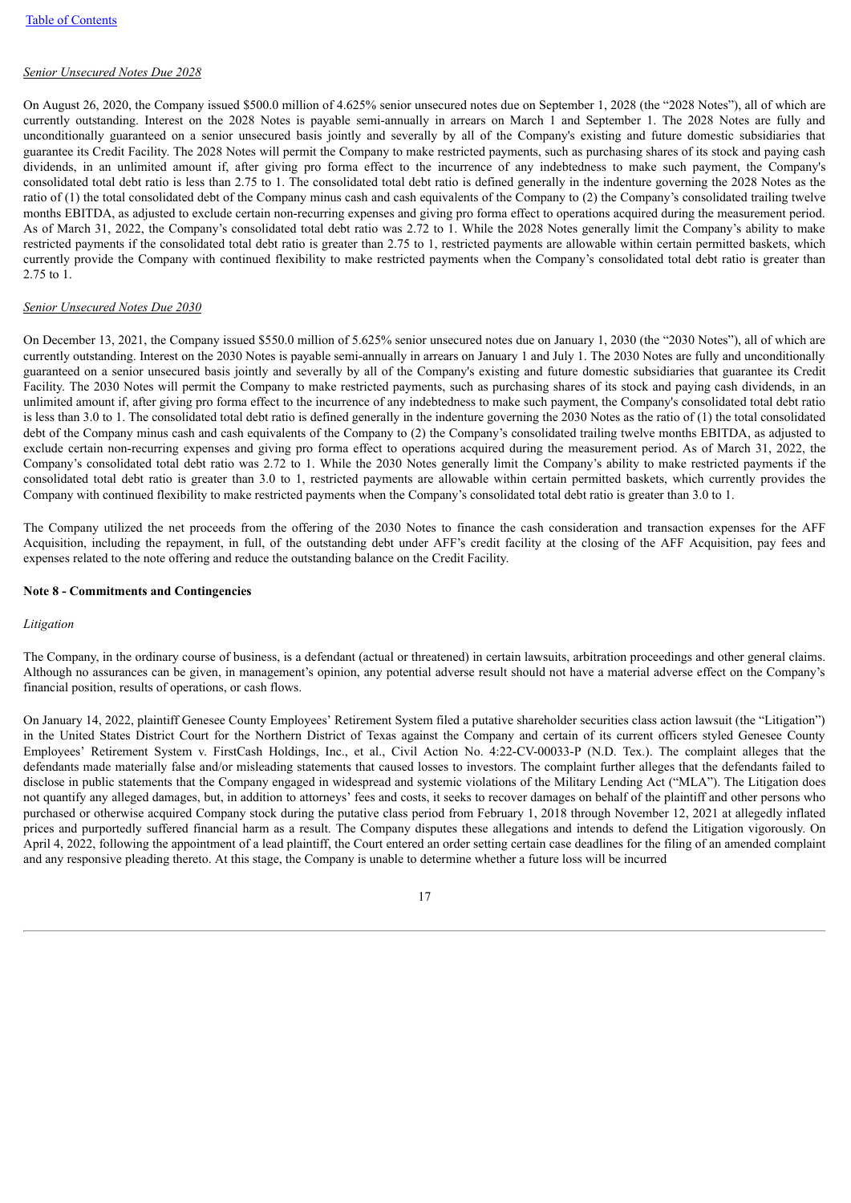*Senior Unsecured Notes Due 2028*

On August 26, 2020, the Company issued $500.0 million of 4.625% senior unsecured notes due on September 1, 2028 (the "2028 Notes"), all of which are currently outstanding. Interest on the 2028 Notes is payable semi-annually in arrears on March 1 and September 1. The 2028 Notes are fully and unconditionally guaranteed on a senior unsecured basis jointly and severally by all of the Company's existing and future domestic subsidiaries that guarantee its Credit Facility. The 2028 Notes will permit the Company to make restricted payments, such as purchasing shares of its stock and paying cash dividends, in an unlimited amount if, after giving pro forma effect to the incurrence of any indebtedness to make such payment, the Company's consolidated total debt ratio is less than 2.75 to 1. The consolidated total debt ratio is defined generally in the indenture governing the 2028 Notes as the ratio of (1) the total consolidated debt of the Company minus cash and cash equivalents of the Company to (2) the Company's consolidated trailing twelve months EBITDA, as adjusted to exclude certain non-recurring expenses and giving pro forma effect to operations acquired during the measurement period. As of March 31, 2022, the Company's consolidated total debt ratio was 2.72 to 1. While the 2028 Notes generally limit the Company's ability to make restricted payments if the consolidated total debt ratio is greater than 2.75 to 1, restricted payments are allowable within certain permitted baskets, which currently provide the Company with continued flexibility to make restricted payments when the Company's consolidated total debt ratio is greater than 2.75 to 1.

*Senior Unsecured Notes Due 2030*

On December 13, 2021, the Company issued $550.0 million of 5.625% senior unsecured notes due on January 1, 2030 (the "2030 Notes"), all of which are currently outstanding. Interest on the 2030 Notes is payable semi-annually in arrears on January 1 and July 1. The 2030 Notes are fully and unconditionally guaranteed on a senior unsecured basis jointly and severally by all of the Company's existing and future domestic subsidiaries that guarantee its Credit Facility. The 2030 Notes will permit the Company to make restricted payments, such as purchasing shares of its stock and paying cash dividends, in an unlimited amount if, after giving pro forma effect to the incurrence of any indebtedness to make such payment, the Company's consolidated total debt ratio is less than 3.0 to 1. The consolidated total debt ratio is defined generally in the indenture governing the 2030 Notes as the ratio of (1) the total consolidated debt of the Company minus cash and cash equivalents of the Company to (2) the Company's consolidated trailing twelve months EBITDA, as adjusted to exclude certain non-recurring expenses and giving pro forma effect to operations acquired during the measurement period. As of March 31, 2022, the Company's consolidated total debt ratio was 2.72 to 1. While the 2030 Notes generally limit the Company's ability to make restricted payments if the consolidated total debt ratio is greater than 3.0 to 1, restricted payments are allowable within certain permitted baskets, which currently provides the Company with continued flexibility to make restricted payments when the Company's consolidated total debt ratio is greater than 3.0 to 1.

The Company utilized the net proceeds from the offering of the 2030 Notes to finance the cash consideration and transaction expenses for the AFF Acquisition, including the repayment, in full, of the outstanding debt under AFF's credit facility at the closing of the AFF Acquisition, pay fees and expenses related to the note offering and reduce the outstanding balance on the Credit Facility.

**Note 8 - Commitments and Contingencies**

*Litigation*

The Company, in the ordinary course of business, is a defendant (actual or threatened) in certain lawsuits, arbitration proceedings and other general claims. Although no assurances can be given, in management's opinion, any potential adverse result should not have a material adverse effect on the Company's financial position, results of operations, or cash flows.

On January 14, 2022, plaintiff Genesee County Employees' Retirement System filed a putative shareholder securities class action lawsuit (the "Litigation") in the United States District Court for the Northern District of Texas against the Company and certain of its current officers styled Genesee County Employees' Retirement System v. FirstCash Holdings, Inc., et al., Civil Action No. 4:22-CV-00033-P (N.D. Tex.). The complaint alleges that the defendants made materially false and/or misleading statements that caused losses to investors. The complaint further alleges that the defendants failed to disclose in public statements that the Company engaged in widespread and systemic violations of the Military Lending Act ("MLA"). The Litigation does not quantify any alleged damages, but, in addition to attorneys' fees and costs, it seeks to recover damages on behalf of the plaintiff and other persons who purchased or otherwise acquired Company stock during the putative class period from February 1, 2018 through November 12, 2021 at allegedly inflated prices and purportedly suffered financial harm as a result. The Company disputes these allegations and intends to defend the Litigation vigorously. On April 4, 2022, following the appointment of a lead plaintiff, the Court entered an order setting certain case deadlines for the filing of an amended complaint and any responsive pleading thereto. At this stage, the Company is unable to determine whether a future loss will be incurred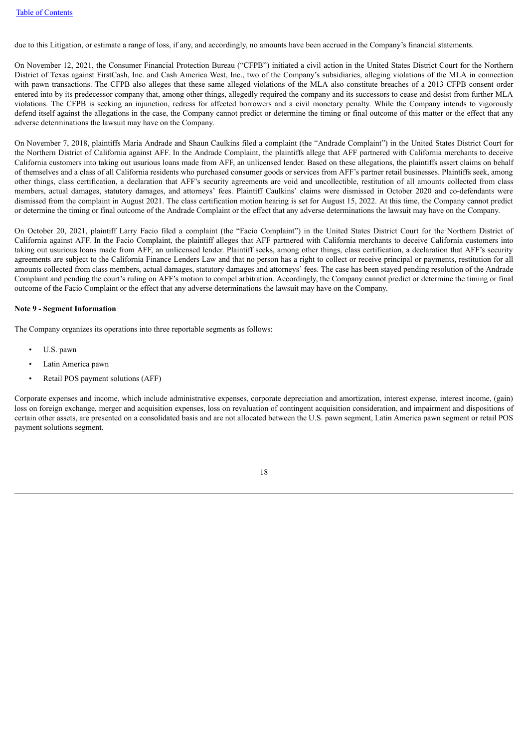due to this Litigation, or estimate a range of loss, if any, and accordingly, no amounts have been accrued in the Company's financial statements.

On November 12, 2021, the Consumer Financial Protection Bureau ("CFPB") initiated a civil action in the United States District Court for the Northern District of Texas against FirstCash, Inc. and Cash America West, Inc., two of the Company's subsidiaries, alleging violations of the MLA in connection with pawn transactions. The CFPB also alleges that these same alleged violations of the MLA also constitute breaches of a 2013 CFPB consent order entered into by its predecessor company that, among other things, allegedly required the company and its successors to cease and desist from further MLA violations. The CFPB is seeking an injunction, redress for affected borrowers and a civil monetary penalty. While the Company intends to vigorously defend itself against the allegations in the case, the Company cannot predict or determine the timing or final outcome of this matter or the effect that any adverse determinations the lawsuit may have on the Company.

On November 7, 2018, plaintiffs Maria Andrade and Shaun Caulkins filed a complaint (the "Andrade Complaint") in the United States District Court for the Northern District of California against AFF. In the Andrade Complaint, the plaintiffs allege that AFF partnered with California merchants to deceive California customers into taking out usurious loans made from AFF, an unlicensed lender. Based on these allegations, the plaintiffs assert claims on behalf of themselves and a class of all California residents who purchased consumer goods or services from AFF's partner retail businesses. Plaintiffs seek, among other things, class certification, a declaration that AFF's security agreements are void and uncollectible, restitution of all amounts collected from class members, actual damages, statutory damages, and attorneys' fees. Plaintiff Caulkins' claims were dismissed in October 2020 and co-defendants were dismissed from the complaint in August 2021. The class certification motion hearing is set for August 15, 2022. At this time, the Company cannot predict or determine the timing or final outcome of the Andrade Complaint or the effect that any adverse determinations the lawsuit may have on the Company.

On October 20, 2021, plaintiff Larry Facio filed a complaint (the "Facio Complaint") in the United States District Court for the Northern District of California against AFF. In the Facio Complaint, the plaintiff alleges that AFF partnered with California merchants to deceive California customers into taking out usurious loans made from AFF, an unlicensed lender. Plaintiff seeks, among other things, class certification, a declaration that AFF's security agreements are subject to the California Finance Lenders Law and that no person has a right to collect or receive principal or payments, restitution for all amounts collected from class members, actual damages, statutory damages and attorneys' fees. The case has been stayed pending resolution of the Andrade Complaint and pending the court's ruling on AFF's motion to compel arbitration. Accordingly, the Company cannot predict or determine the timing or final outcome of the Facio Complaint or the effect that any adverse determinations the lawsuit may have on the Company.

**Note 9 - Segment Information**

The Company organizes its operations into three reportable segments as follows:

- U.S. pawn
- Latin America pawn
- Retail POS payment solutions (AFF)

Corporate expenses and income, which include administrative expenses, corporate depreciation and amortization, interest expense, interest income, (gain) loss on foreign exchange, merger and acquisition expenses, loss on revaluation of contingent acquisition consideration, and impairment and dispositions of certain other assets, are presented on a consolidated basis and are not allocated between the U.S. pawn segment, Latin America pawn segment or retail POS payment solutions segment.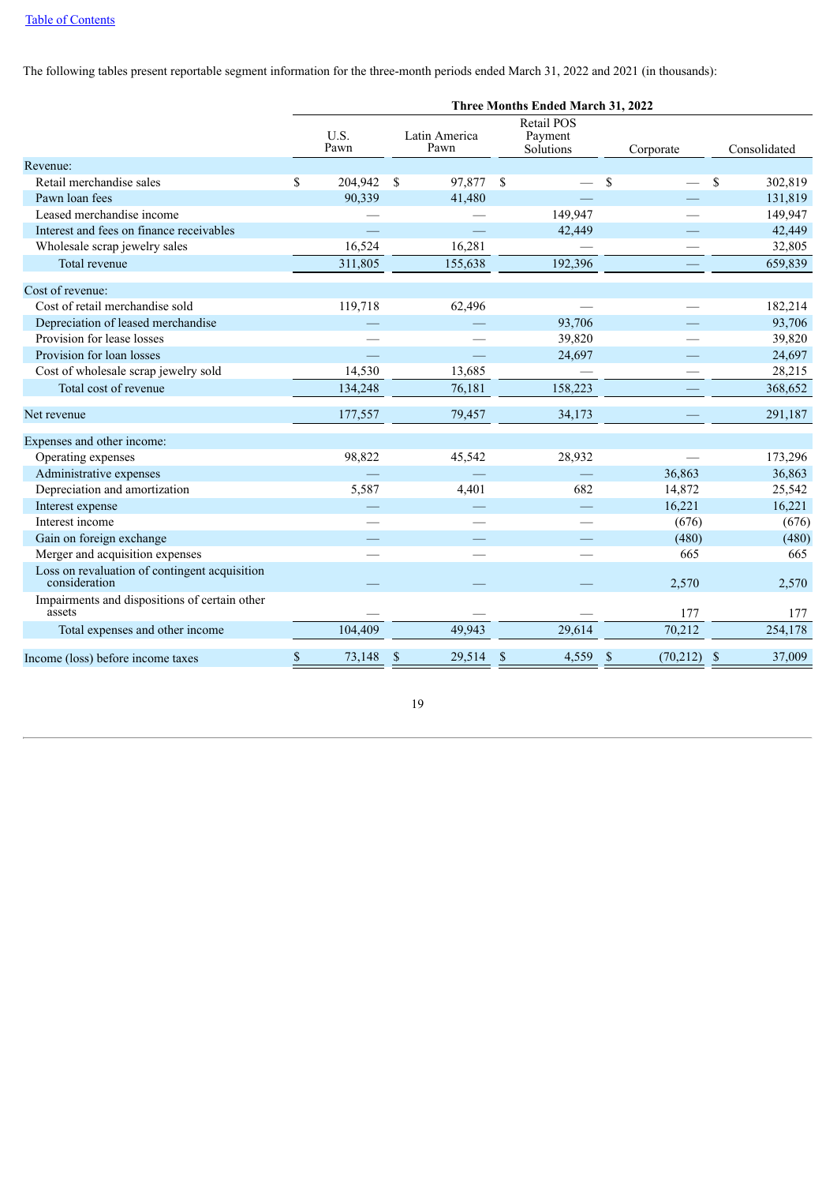The following tables present reportable segment information for the three-month periods ended March 31, 2022 and 2021 (in thousands):

| | Three Months Ended March 31, 2022 | | | | |
|---|---|---|---|---|---|
| | U.S. Pawn | Latin America Pawn | Retail POS Payment Solutions | Corporate | Consolidated |
| Revenue: | | | | | |
| Retail merchandise sales | $ 204,942 | $ 97,877 | $ — | $ — | $ 302,819 |
| Pawn loan fees | 90,339 | 41,480 | — | — | 131,819 |
| Leased merchandise income | — | — | 149,947 | — | 149,947 |
| Interest and fees on finance receivables | — | — | 42,449 | — | 42,449 |
| Wholesale scrap jewelry sales | 16,524 | 16,281 | — | — | 32,805 |
| Total revenue | 311,805 | 155,638 | 192,396 | — | 659,839 |
| Cost of revenue: | | | | | |
| Cost of retail merchandise sold | 119,718 | 62,496 | — | — | 182,214 |
| Depreciation of leased merchandise | — | — | 93,706 | — | 93,706 |
| Provision for lease losses | — | — | 39,820 | — | 39,820 |
| Provision for loan losses | — | — | 24,697 | — | 24,697 |
| Cost of wholesale scrap jewelry sold | 14,530 | 13,685 | — | — | 28,215 |
| Total cost of revenue | 134,248 | 76,181 | 158,223 | — | 368,652 |
| Net revenue | 177,557 | 79,457 | 34,173 | — | 291,187 |
| Expenses and other income: | | | | | |
| Operating expenses | 98,822 | 45,542 | 28,932 | — | 173,296 |
| Administrative expenses | — | — | — | 36,863 | 36,863 |
| Depreciation and amortization | 5,587 | 4,401 | 682 | 14,872 | 25,542 |
| Interest expense | — | — | — | 16,221 | 16,221 |
| Interest income | — | — | — | (676) | (676) |
| Gain on foreign exchange | — | — | — | (480) | (480) |
| Merger and acquisition expenses | — | — | — | 665 | 665 |
| Loss on revaluation of contingent acquisition consideration | — | — | — | 2,570 | 2,570 |
| Impairments and dispositions of certain other assets | — | — | — | 177 | 177 |
| Total expenses and other income | 104,409 | 49,943 | 29,614 | 70,212 | 254,178 |
| Income (loss) before income taxes | $ 73,148 | $ 29,514 | $ 4,559 | $ (70,212) | $ 37,009 |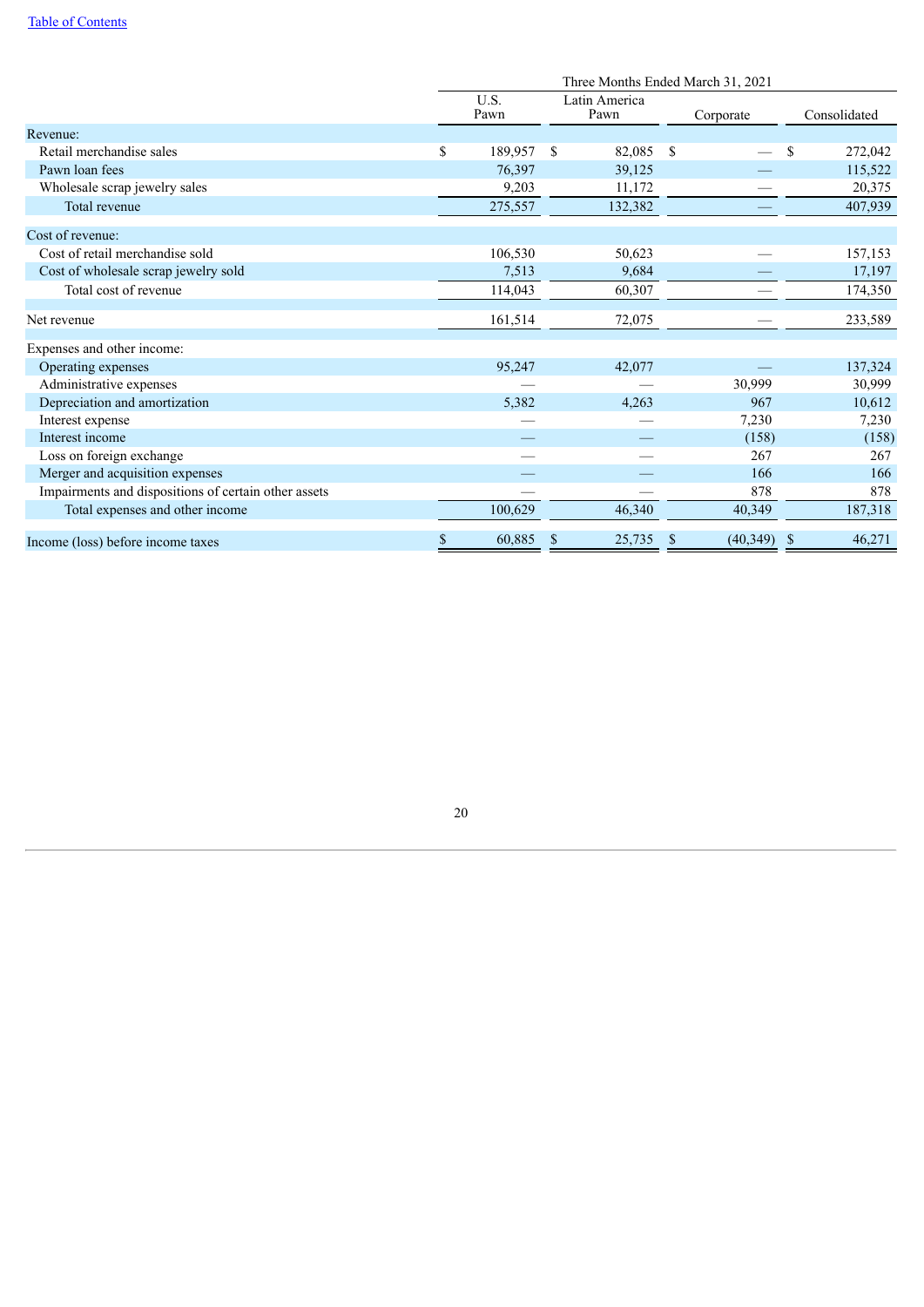| | Three Months Ended March 31, 2021 | | | |
|---|---|---|---|---|
| | U.S. Pawn | Latin America Pawn | Corporate | Consolidated |
| Revenue: | | | | |
| Retail merchandise sales | $ 189,957 | $ 82,085 | $ — | $ 272,042 |
| Pawn loan fees | 76,397 | 39,125 | — | 115,522 |
| Wholesale scrap jewelry sales | 9,203 | 11,172 | — | 20,375 |
| Total revenue | 275,557 | 132,382 | — | 407,939 |
| Cost of revenue: | | | | |
| Cost of retail merchandise sold | 106,530 | 50,623 | — | 157,153 |
| Cost of wholesale scrap jewelry sold | 7,513 | 9,684 | — | 17,197 |
| Total cost of revenue | 114,043 | 60,307 | — | 174,350 |
| Net revenue | 161,514 | 72,075 | — | 233,589 |
| Expenses and other income: | | | | |
| Operating expenses | 95,247 | 42,077 | — | 137,324 |
| Administrative expenses | — | — | 30,999 | 30,999 |
| Depreciation and amortization | 5,382 | 4,263 | 967 | 10,612 |
| Interest expense | — | — | 7,230 | 7,230 |
| Interest income | — | — | (158) | (158) |
| Loss on foreign exchange | — | — | 267 | 267 |
| Merger and acquisition expenses | — | — | 166 | 166 |
| Impairments and dispositions of certain other assets | — | — | 878 | 878 |
| Total expenses and other income | 100,629 | 46,340 | 40,349 | 187,318 |
| Income (loss) before income taxes | $ 60,885 | $ 25,735 | $ (40,349) | $ 46,271 |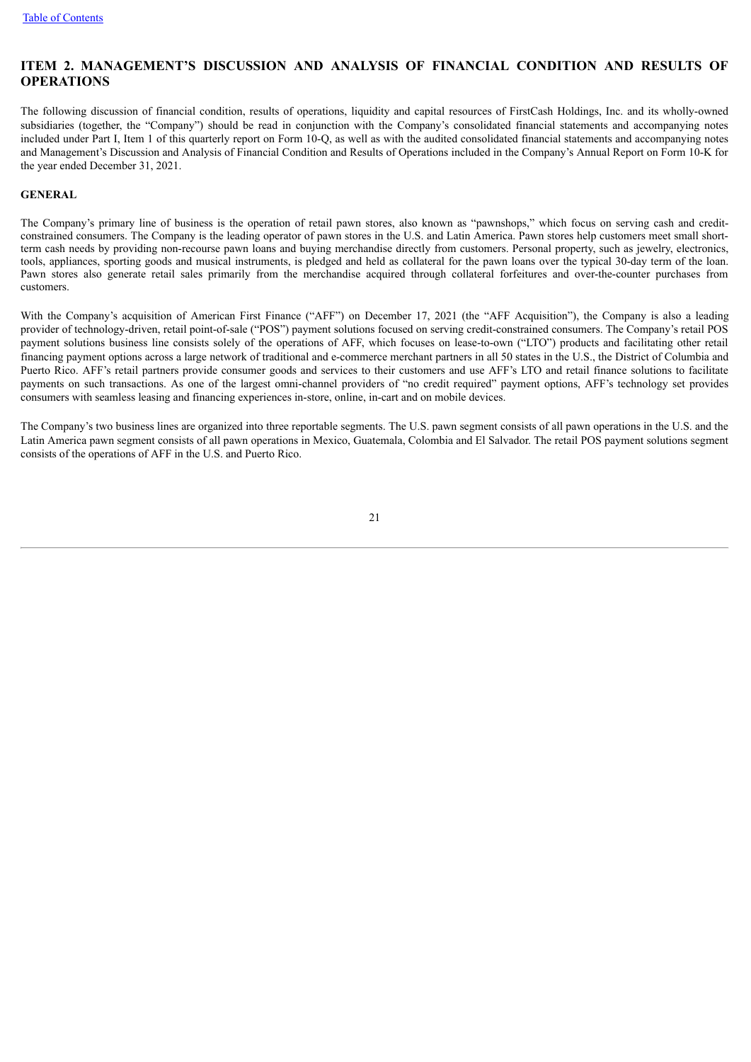## ITEM 2. MANAGEMENT’S DISCUSSION AND ANALYSIS OF FINANCIAL CONDITION AND RESULTS OF OPERATIONS

The following discussion of financial condition, results of operations, liquidity and capital resources of FirstCash Holdings, Inc. and its wholly-owned subsidiaries (together, the “Company”) should be read in conjunction with the Company’s consolidated financial statements and accompanying notes included under Part I, Item 1 of this quarterly report on Form 10-Q, as well as with the audited consolidated financial statements and accompanying notes and Management’s Discussion and Analysis of Financial Condition and Results of Operations included in the Company’s Annual Report on Form 10-K for the year ended December 31, 2021.

### GENERAL

The Company’s primary line of business is the operation of retail pawn stores, also known as “pawnshops,” which focus on serving cash and credit-constrained consumers. The Company is the leading operator of pawn stores in the U.S. and Latin America. Pawn stores help customers meet small short-term cash needs by providing non-recourse pawn loans and buying merchandise directly from customers. Personal property, such as jewelry, electronics, tools, appliances, sporting goods and musical instruments, is pledged and held as collateral for the pawn loans over the typical 30-day term of the loan. Pawn stores also generate retail sales primarily from the merchandise acquired through collateral forfeitures and over-the-counter purchases from customers.

With the Company’s acquisition of American First Finance (“AFF”) on December 17, 2021 (the “AFF Acquisition”), the Company is also a leading provider of technology-driven, retail point-of-sale (“POS”) payment solutions focused on serving credit-constrained consumers. The Company’s retail POS payment solutions business line consists solely of the operations of AFF, which focuses on lease-to-own (“LTO”) products and facilitating other retail financing payment options across a large network of traditional and e-commerce merchant partners in all 50 states in the U.S., the District of Columbia and Puerto Rico. AFF’s retail partners provide consumer goods and services to their customers and use AFF’s LTO and retail finance solutions to facilitate payments on such transactions. As one of the largest omni-channel providers of “no credit required” payment options, AFF’s technology set provides consumers with seamless leasing and financing experiences in-store, online, in-cart and on mobile devices.

The Company’s two business lines are organized into three reportable segments. The U.S. pawn segment consists of all pawn operations in the U.S. and the Latin America pawn segment consists of all pawn operations in Mexico, Guatemala, Colombia and El Salvador. The retail POS payment solutions segment consists of the operations of AFF in the U.S. and Puerto Rico.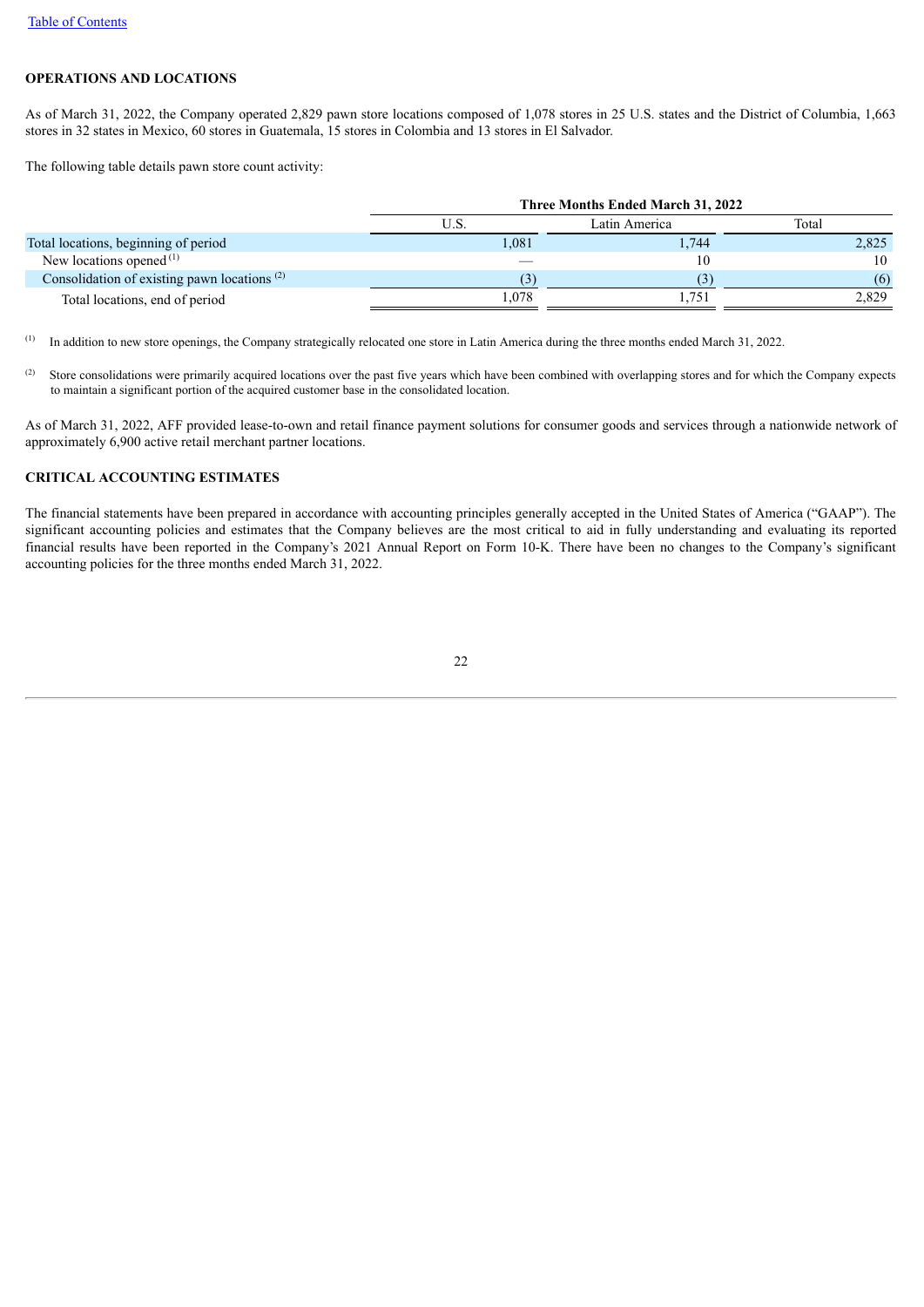## OPERATIONS AND LOCATIONS

As of March 31, 2022, the Company operated 2,829 pawn store locations composed of 1,078 stores in 25 U.S. states and the District of Columbia, 1,663 stores in 32 states in Mexico, 60 stores in Guatemala, 15 stores in Colombia and 13 stores in El Salvador.

The following table details pawn store count activity:

| | Three Months Ended March 31, 2022 | | |
|---|---|---|---|
| | U.S. | Latin America | Total |
| Total locations, beginning of period | 1,081 | 1,744 | 2,825 |
| New locations opened [(1)] | — | 10 | 10 |
| Consolidation of existing pawn locations [(2)] | (3) | (3) | (6) |
| Total locations, end of period | 1,078 | 1,751 | 2,829 |

(1) In addition to new store openings, the Company strategically relocated one store in Latin America during the three months ended March 31, 2022.

(2) Store consolidations were primarily acquired locations over the past five years which have been combined with overlapping stores and for which the Company expects to maintain a significant portion of the acquired customer base in the consolidated location.

As of March 31, 2022, AFF provided lease-to-own and retail finance payment solutions for consumer goods and services through a nationwide network of approximately 6,900 active retail merchant partner locations.

## CRITICAL ACCOUNTING ESTIMATES

The financial statements have been prepared in accordance with accounting principles generally accepted in the United States of America ("GAAP"). The significant accounting policies and estimates that the Company believes are the most critical to aid in fully understanding and evaluating its reported financial results have been reported in the Company's 2021 Annual Report on Form 10-K. There have been no changes to the Company's significant accounting policies for the three months ended March 31, 2022.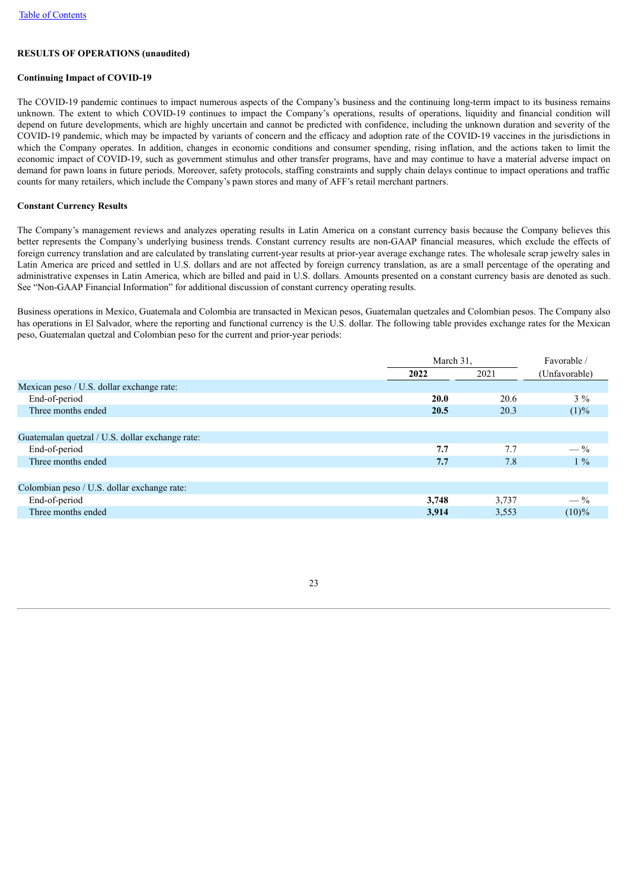## RESULTS OF OPERATIONS (unaudited)

### Continuing Impact of COVID-19

The COVID-19 pandemic continues to impact numerous aspects of the Company's business and the continuing long-term impact to its business remains unknown. The extent to which COVID-19 continues to impact the Company's operations, results of operations, liquidity and financial condition will depend on future developments, which are highly uncertain and cannot be predicted with confidence, including the unknown duration and severity of the COVID-19 pandemic, which may be impacted by variants of concern and the efficacy and adoption rate of the COVID-19 vaccines in the jurisdictions in which the Company operates. In addition, changes in economic conditions and consumer spending, rising inflation, and the actions taken to limit the economic impact of COVID-19, such as government stimulus and other transfer programs, have and may continue to have a material adverse impact on demand for pawn loans in future periods. Moreover, safety protocols, staffing constraints and supply chain delays continue to impact operations and traffic counts for many retailers, which include the Company's pawn stores and many of AFF's retail merchant partners.

### Constant Currency Results

The Company's management reviews and analyzes operating results in Latin America on a constant currency basis because the Company believes this better represents the Company's underlying business trends. Constant currency results are non-GAAP financial measures, which exclude the effects of foreign currency translation and are calculated by translating current-year results at prior-year average exchange rates. The wholesale scrap jewelry sales in Latin America are priced and settled in U.S. dollars and are not affected by foreign currency translation, as are a small percentage of the operating and administrative expenses in Latin America, which are billed and paid in U.S. dollars. Amounts presented on a constant currency basis are denoted as such. See "Non-GAAP Financial Information" for additional discussion of constant currency operating results.

Business operations in Mexico, Guatemala and Colombia are transacted in Mexican pesos, Guatemalan quetzales and Colombian pesos. The Company also has operations in El Salvador, where the reporting and functional currency is the U.S. dollar. The following table provides exchange rates for the Mexican peso, Guatemalan quetzal and Colombian peso for the current and prior-year periods:

| | March 31, | | Favorable / |
|---|---|---|---|
| | **2022** | 2021 | (Unfavorable) |
| Mexican peso / U.S. dollar exchange rate: | | | |
| End-of-period | **20.0** | 20.6 | 3 % |
| Three months ended | **20.5** | 20.3 | (1)% |
| | | | |
| Guatemalan quetzal / U.S. dollar exchange rate: | | | |
| End-of-period | **7.7** | 7.7 | — % |
| Three months ended | **7.7** | 7.8 | 1 % |
| | | | |
| Colombian peso / U.S. dollar exchange rate: | | | |
| End-of-period | **3,748** | 3,737 | — % |
| Three months ended | **3,914** | 3,553 | (10)% |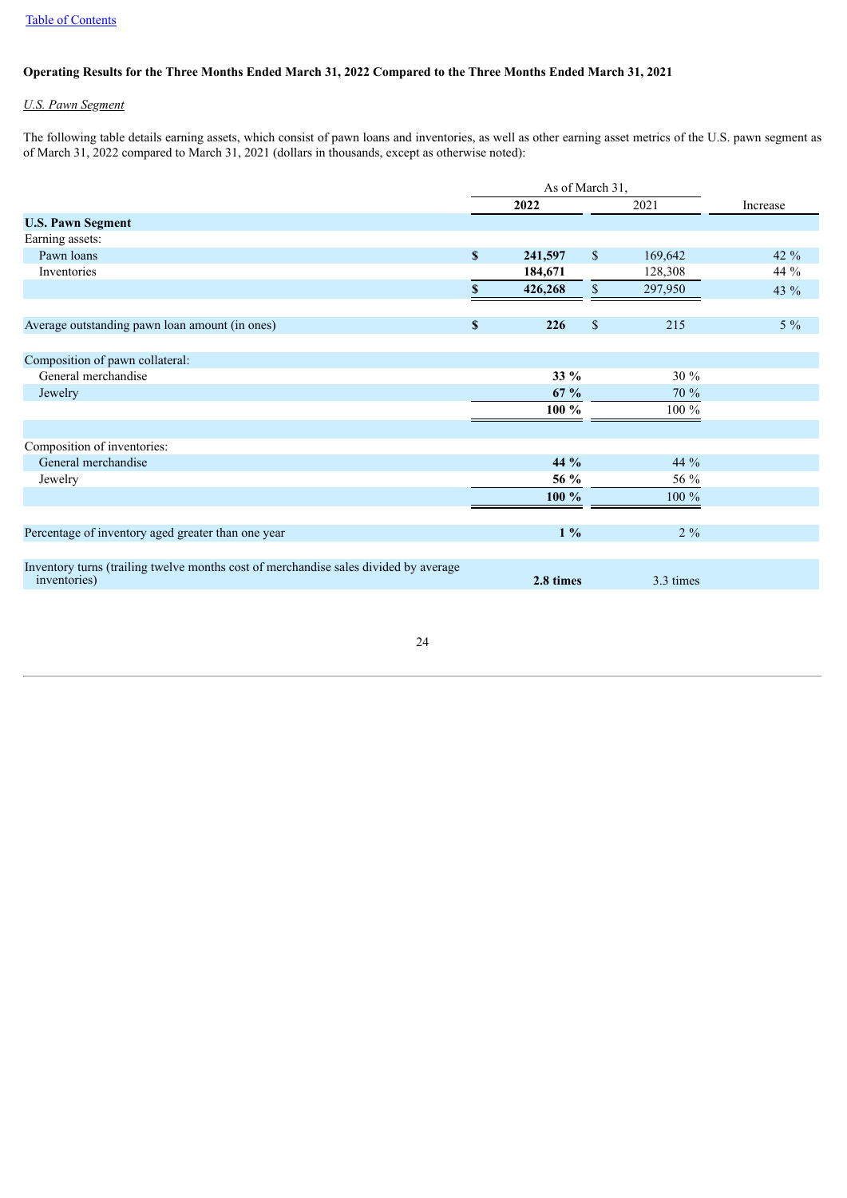**Operating Results for the Three Months Ended March 31, 2022 Compared to the Three Months Ended March 31, 2021**

*U.S. Pawn Segment*

The following table details earning assets, which consist of pawn loans and inventories, as well as other earning asset metrics of the U.S. pawn segment as of March 31, 2022 compared to March 31, 2021 (dollars in thousands, except as otherwise noted):

| | As of March 31, | | |
|---|---|---|---|
| | **2022** | 2021 | Increase |
| **U.S. Pawn Segment** | | | |
| Earning assets: | | | |
| Pawn loans | **$ 241,597** | $ 169,642 | 42 % |
| Inventories | **184,671** | 128,308 | 44 % |
| | **$ 426,268** | $ 297,950 | 43 % |
| | | | |
| Average outstanding pawn loan amount (in ones) | **$ 226** | $ 215 | 5 % |
| | | | |
| Composition of pawn collateral: | | | |
| General merchandise | **33 %** | 30 % | |
| Jewelry | **67 %** | 70 % | |
| | **100 %** | 100 % | |
| | | | |
| Composition of inventories: | | | |
| General merchandise | **44 %** | 44 % | |
| Jewelry | **56 %** | 56 % | |
| | **100 %** | 100 % | |
| | | | |
| Percentage of inventory aged greater than one year | **1 %** | 2 % | |
| | | | |
| Inventory turns (trailing twelve months cost of merchandise sales divided by average inventories) | **2.8 times** | 3.3 times | |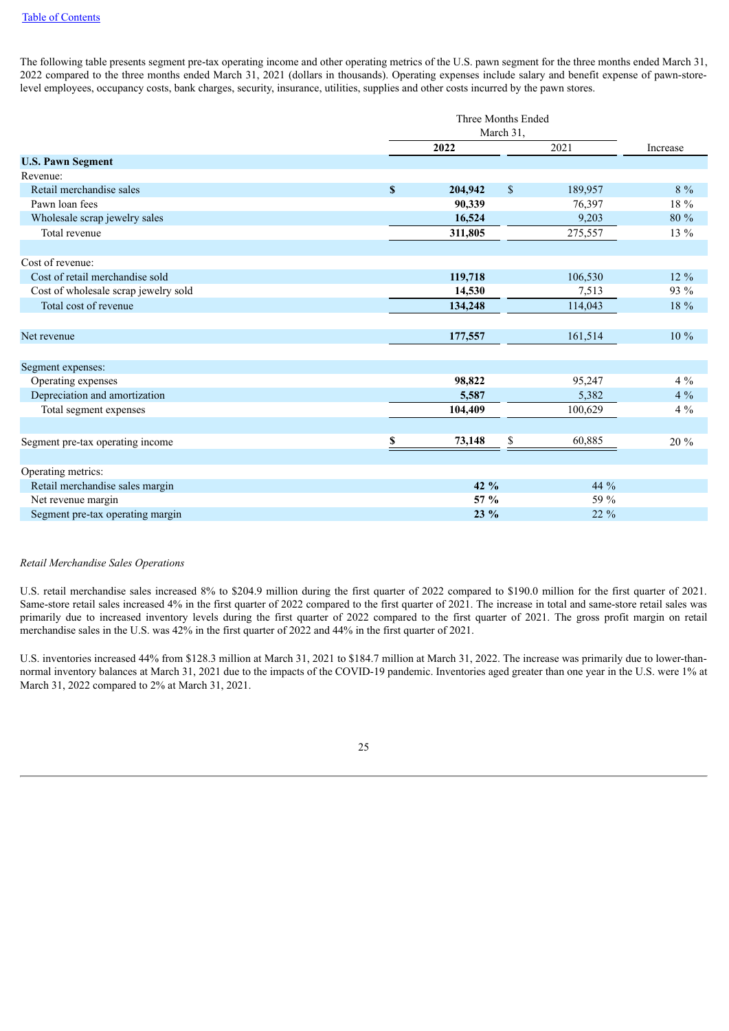The following table presents segment pre-tax operating income and other operating metrics of the U.S. pawn segment for the three months ended March 31, 2022 compared to the three months ended March 31, 2021 (dollars in thousands). Operating expenses include salary and benefit expense of pawn-store-level employees, occupancy costs, bank charges, security, insurance, utilities, supplies and other costs incurred by the pawn stores.

| | Three Months Ended March 31, | | |
|---|---|---|---|
| | **2022** | 2021 | Increase |
| **U.S. Pawn Segment** | | | |
| Revenue: | | | |
| Retail merchandise sales | **$ 204,942** | $ 189,957 | 8 % |
| Pawn loan fees | **90,339** | 76,397 | 18 % |
| Wholesale scrap jewelry sales | **16,524** | 9,203 | 80 % |
| Total revenue | **311,805** | 275,557 | 13 % |
| | | | |
| Cost of revenue: | | | |
| Cost of retail merchandise sold | **119,718** | 106,530 | 12 % |
| Cost of wholesale scrap jewelry sold | **14,530** | 7,513 | 93 % |
| Total cost of revenue | **134,248** | 114,043 | 18 % |
| | | | |
| Net revenue | **177,557** | 161,514 | 10 % |
| | | | |
| Segment expenses: | | | |
| Operating expenses | **98,822** | 95,247 | 4 % |
| Depreciation and amortization | **5,587** | 5,382 | 4 % |
| Total segment expenses | **104,409** | 100,629 | 4 % |
| | | | |
| Segment pre-tax operating income | **$ 73,148** | $ 60,885 | 20 % |
| | | | |
| Operating metrics: | | | |
| Retail merchandise sales margin | **42 %** | 44 % | |
| Net revenue margin | **57 %** | 59 % | |
| Segment pre-tax operating margin | **23 %** | 22 % | |

*Retail Merchandise Sales Operations*

U.S. retail merchandise sales increased 8% to $204.9 million during the first quarter of 2022 compared to $190.0 million for the first quarter of 2021. Same-store retail sales increased 4% in the first quarter of 2022 compared to the first quarter of 2021. The increase in total and same-store retail sales was primarily due to increased inventory levels during the first quarter of 2022 compared to the first quarter of 2021. The gross profit margin on retail merchandise sales in the U.S. was 42% in the first quarter of 2022 and 44% in the first quarter of 2021.

U.S. inventories increased 44% from $128.3 million at March 31, 2021 to $184.7 million at March 31, 2022. The increase was primarily due to lower-than-normal inventory balances at March 31, 2021 due to the impacts of the COVID-19 pandemic. Inventories aged greater than one year in the U.S. were 1% at March 31, 2022 compared to 2% at March 31, 2021.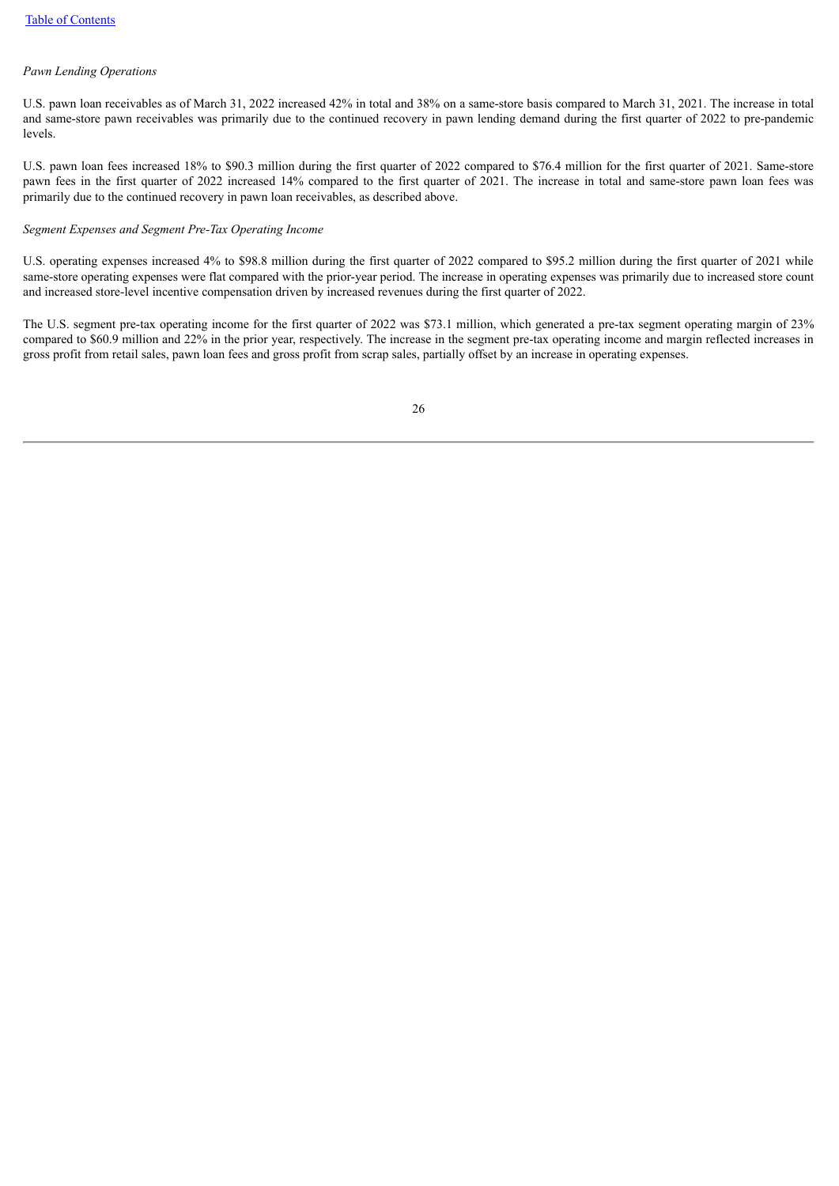*Pawn Lending Operations*

U.S. pawn loan receivables as of March 31, 2022 increased 42% in total and 38% on a same-store basis compared to March 31, 2021. The increase in total and same-store pawn receivables was primarily due to the continued recovery in pawn lending demand during the first quarter of 2022 to pre-pandemic levels.

U.S. pawn loan fees increased 18% to $90.3 million during the first quarter of 2022 compared to $76.4 million for the first quarter of 2021. Same-store pawn fees in the first quarter of 2022 increased 14% compared to the first quarter of 2021. The increase in total and same-store pawn loan fees was primarily due to the continued recovery in pawn loan receivables, as described above.

*Segment Expenses and Segment Pre-Tax Operating Income*

U.S. operating expenses increased 4% to $98.8 million during the first quarter of 2022 compared to $95.2 million during the first quarter of 2021 while same-store operating expenses were flat compared with the prior-year period. The increase in operating expenses was primarily due to increased store count and increased store-level incentive compensation driven by increased revenues during the first quarter of 2022.

The U.S. segment pre-tax operating income for the first quarter of 2022 was $73.1 million, which generated a pre-tax segment operating margin of 23% compared to $60.9 million and 22% in the prior year, respectively. The increase in the segment pre-tax operating income and margin reflected increases in gross profit from retail sales, pawn loan fees and gross profit from scrap sales, partially offset by an increase in operating expenses.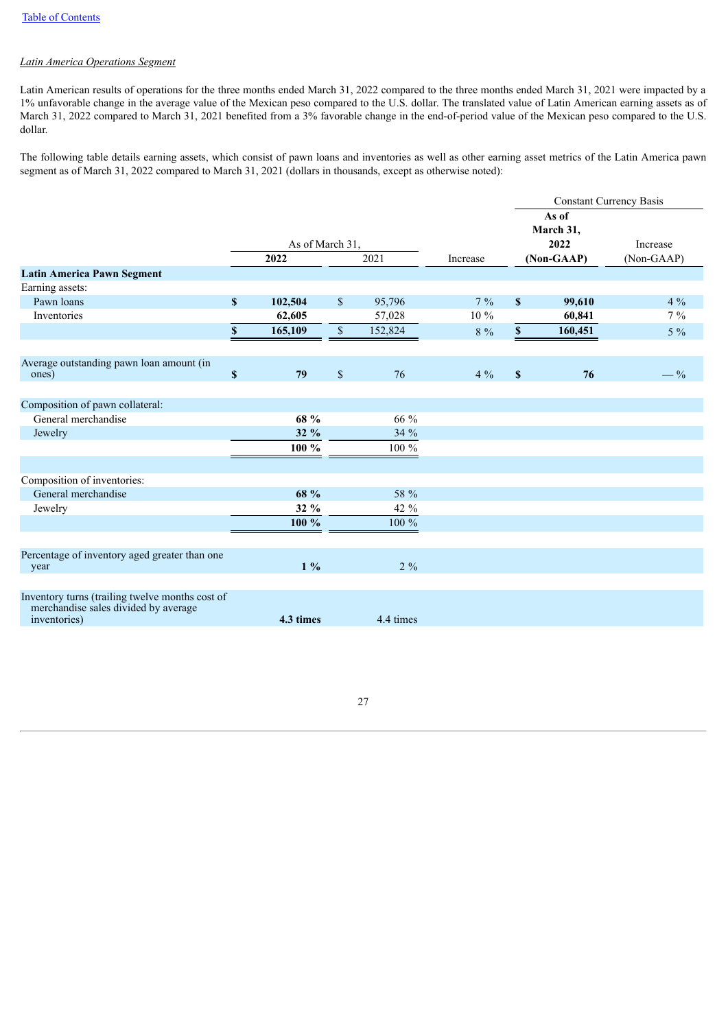*Latin America Operations Segment*

Latin American results of operations for the three months ended March 31, 2022 compared to the three months ended March 31, 2021 were impacted by a 1% unfavorable change in the average value of the Mexican peso compared to the U.S. dollar. The translated value of Latin American earning assets as of March 31, 2022 compared to March 31, 2021 benefited from a 3% favorable change in the end-of-period value of the Mexican peso compared to the U.S. dollar.

The following table details earning assets, which consist of pawn loans and inventories as well as other earning asset metrics of the Latin America pawn segment as of March 31, 2022 compared to March 31, 2021 (dollars in thousands, except as otherwise noted):

| | As of March 31, | | | Constant Currency Basis | |
|---|---|---|---|---|---|
| | **2022** | 2021 | Increase | **As of March 31, 2022 (Non-GAAP)** | Increase (Non-GAAP) |
| **Latin America Pawn Segment** | | | | | |
| Earning assets: | | | | | |
| Pawn loans | **$ 102,504** | $ 95,796 | 7 % | **$ 99,610** | 4 % |
| Inventories | **62,605** | 57,028 | 10 % | **60,841** | 7 % |
| | **$ 165,109** | $ 152,824 | 8 % | **$ 160,451** | 5 % |
| | | | | | |
| Average outstanding pawn loan amount (in ones) | **$ 79** | $ 76 | 4 % | **$ 76** | — % |
| | | | | | |
| Composition of pawn collateral: | | | | | |
| General merchandise | **68 %** | 66 % | | | |
| Jewelry | **32 %** | 34 % | | | |
| | **100 %** | 100 % | | | |
| | | | | | |
| Composition of inventories: | | | | | |
| General merchandise | **68 %** | 58 % | | | |
| Jewelry | **32 %** | 42 % | | | |
| | **100 %** | 100 % | | | |
| | | | | | |
| Percentage of inventory aged greater than one year | **1 %** | 2 % | | | |
| | | | | | |
| Inventory turns (trailing twelve months cost of merchandise sales divided by average inventories) | **4.3 times** | 4.4 times | | | |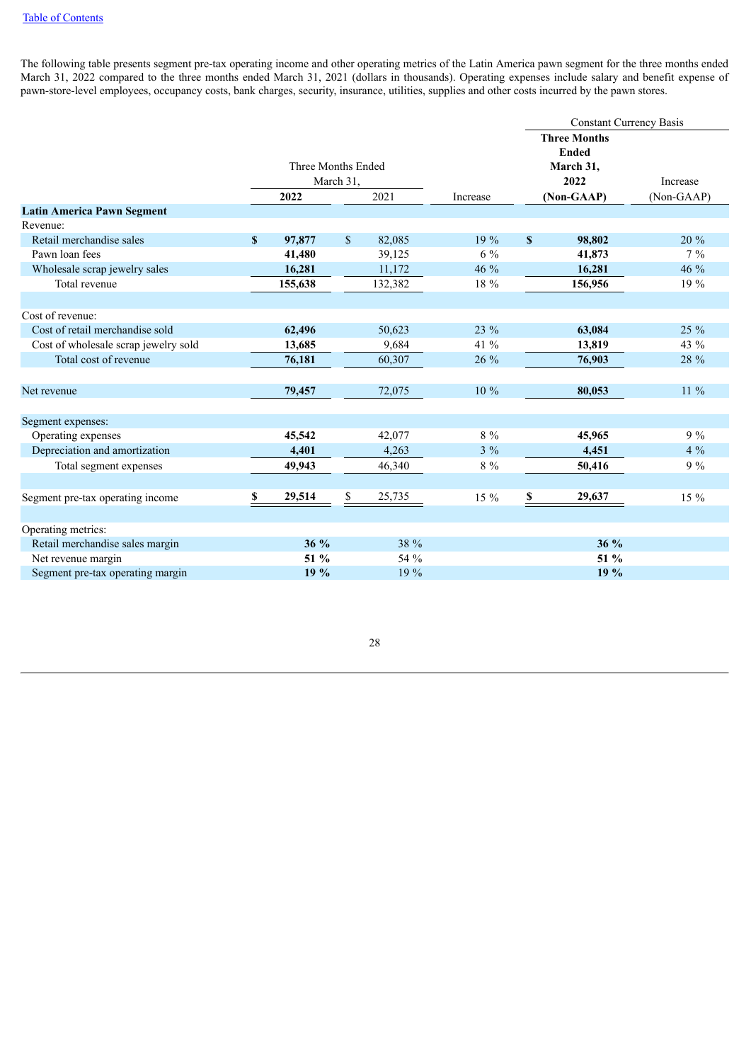The following table presents segment pre-tax operating income and other operating metrics of the Latin America pawn segment for the three months ended March 31, 2022 compared to the three months ended March 31, 2021 (dollars in thousands). Operating expenses include salary and benefit expense of pawn-store-level employees, occupancy costs, bank charges, security, insurance, utilities, supplies and other costs incurred by the pawn stores.

| | Three Months Ended March 31, | | | Constant Currency Basis | |
|---|---|---|---|---|---|
| | **2022** | 2021 | Increase | **Three Months Ended March 31, 2022 (Non-GAAP)** | Increase (Non-GAAP) |
| **Latin America Pawn Segment** | | | | | |
| Revenue: | | | | | |
| Retail merchandise sales | **$ 97,877** | $ 82,085 | 19 % | **$ 98,802** | 20 % |
| Pawn loan fees | **41,480** | 39,125 | 6 % | **41,873** | 7 % |
| Wholesale scrap jewelry sales | **16,281** | 11,172 | 46 % | **16,281** | 46 % |
| Total revenue | **155,638** | 132,382 | 18 % | **156,956** | 19 % |
| | | | | | |
| Cost of revenue: | | | | | |
| Cost of retail merchandise sold | **62,496** | 50,623 | 23 % | **63,084** | 25 % |
| Cost of wholesale scrap jewelry sold | **13,685** | 9,684 | 41 % | **13,819** | 43 % |
| Total cost of revenue | **76,181** | 60,307 | 26 % | **76,903** | 28 % |
| | | | | | |
| Net revenue | **79,457** | 72,075 | 10 % | **80,053** | 11 % |
| | | | | | |
| Segment expenses: | | | | | |
| Operating expenses | **45,542** | 42,077 | 8 % | **45,965** | 9 % |
| Depreciation and amortization | **4,401** | 4,263 | 3 % | **4,451** | 4 % |
| Total segment expenses | **49,943** | 46,340 | 8 % | **50,416** | 9 % |
| | | | | | |
| Segment pre-tax operating income | **$ 29,514** | $ 25,735 | 15 % | **$ 29,637** | 15 % |
| | | | | | |
| Operating metrics: | | | | | |
| Retail merchandise sales margin | **36 %** | 38 % | | **36 %** | |
| Net revenue margin | **51 %** | 54 % | | **51 %** | |
| Segment pre-tax operating margin | **19 %** | 19 % | | **19 %** | |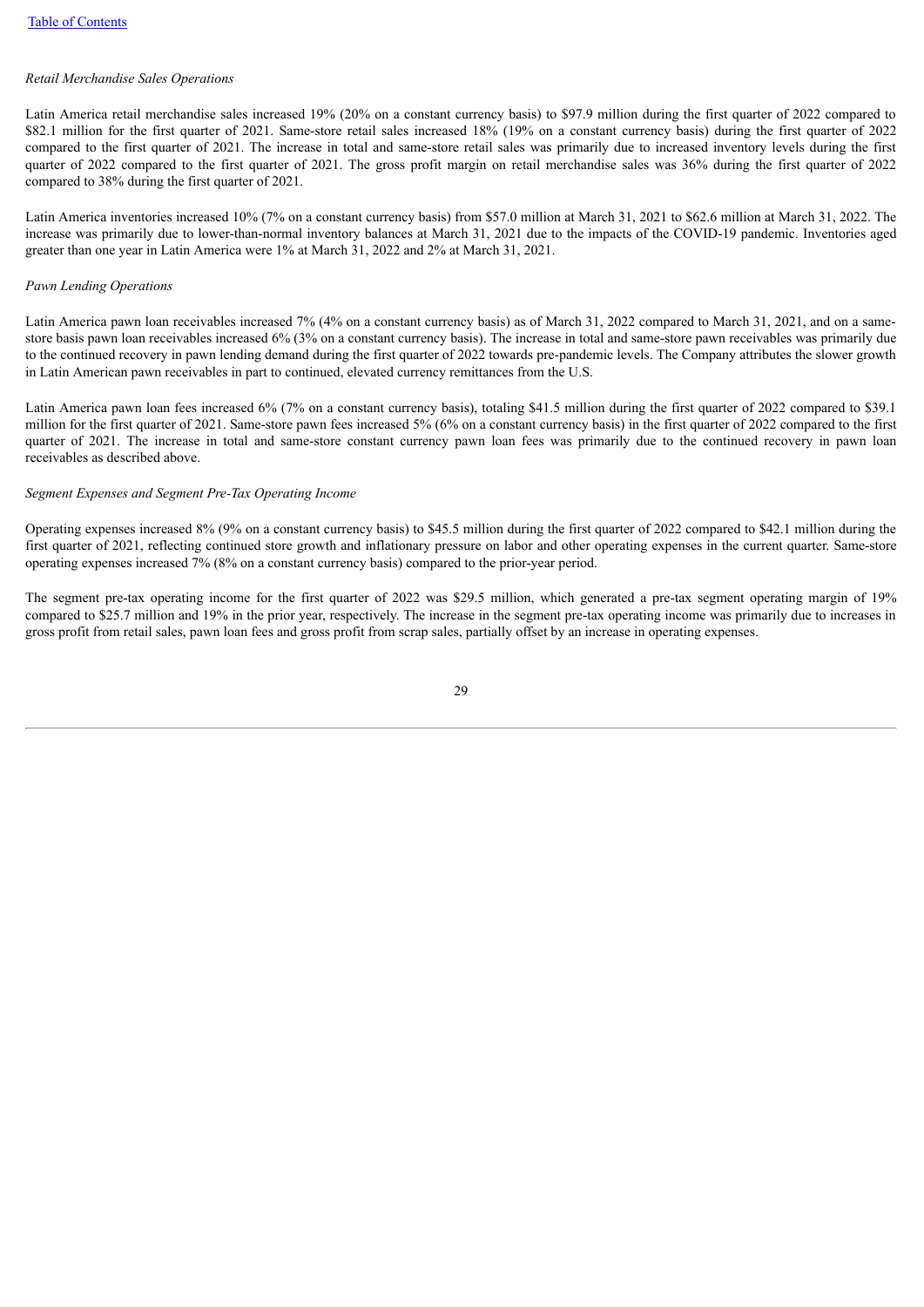*Retail Merchandise Sales Operations*

Latin America retail merchandise sales increased 19% (20% on a constant currency basis) to $97.9 million during the first quarter of 2022 compared to $82.1 million for the first quarter of 2021. Same-store retail sales increased 18% (19% on a constant currency basis) during the first quarter of 2022 compared to the first quarter of 2021. The increase in total and same-store retail sales was primarily due to increased inventory levels during the first quarter of 2022 compared to the first quarter of 2021. The gross profit margin on retail merchandise sales was 36% during the first quarter of 2022 compared to 38% during the first quarter of 2021.

Latin America inventories increased 10% (7% on a constant currency basis) from $57.0 million at March 31, 2021 to $62.6 million at March 31, 2022. The increase was primarily due to lower-than-normal inventory balances at March 31, 2021 due to the impacts of the COVID-19 pandemic. Inventories aged greater than one year in Latin America were 1% at March 31, 2022 and 2% at March 31, 2021.

*Pawn Lending Operations*

Latin America pawn loan receivables increased 7% (4% on a constant currency basis) as of March 31, 2022 compared to March 31, 2021, and on a same-store basis pawn loan receivables increased 6% (3% on a constant currency basis). The increase in total and same-store pawn receivables was primarily due to the continued recovery in pawn lending demand during the first quarter of 2022 towards pre-pandemic levels. The Company attributes the slower growth in Latin American pawn receivables in part to continued, elevated currency remittances from the U.S.

Latin America pawn loan fees increased 6% (7% on a constant currency basis), totaling $41.5 million during the first quarter of 2022 compared to $39.1 million for the first quarter of 2021. Same-store pawn fees increased 5% (6% on a constant currency basis) in the first quarter of 2022 compared to the first quarter of 2021. The increase in total and same-store constant currency pawn loan fees was primarily due to the continued recovery in pawn loan receivables as described above.

*Segment Expenses and Segment Pre-Tax Operating Income*

Operating expenses increased 8% (9% on a constant currency basis) to $45.5 million during the first quarter of 2022 compared to $42.1 million during the first quarter of 2021, reflecting continued store growth and inflationary pressure on labor and other operating expenses in the current quarter. Same-store operating expenses increased 7% (8% on a constant currency basis) compared to the prior-year period.

The segment pre-tax operating income for the first quarter of 2022 was $29.5 million, which generated a pre-tax segment operating margin of 19% compared to $25.7 million and 19% in the prior year, respectively. The increase in the segment pre-tax operating income was primarily due to increases in gross profit from retail sales, pawn loan fees and gross profit from scrap sales, partially offset by an increase in operating expenses.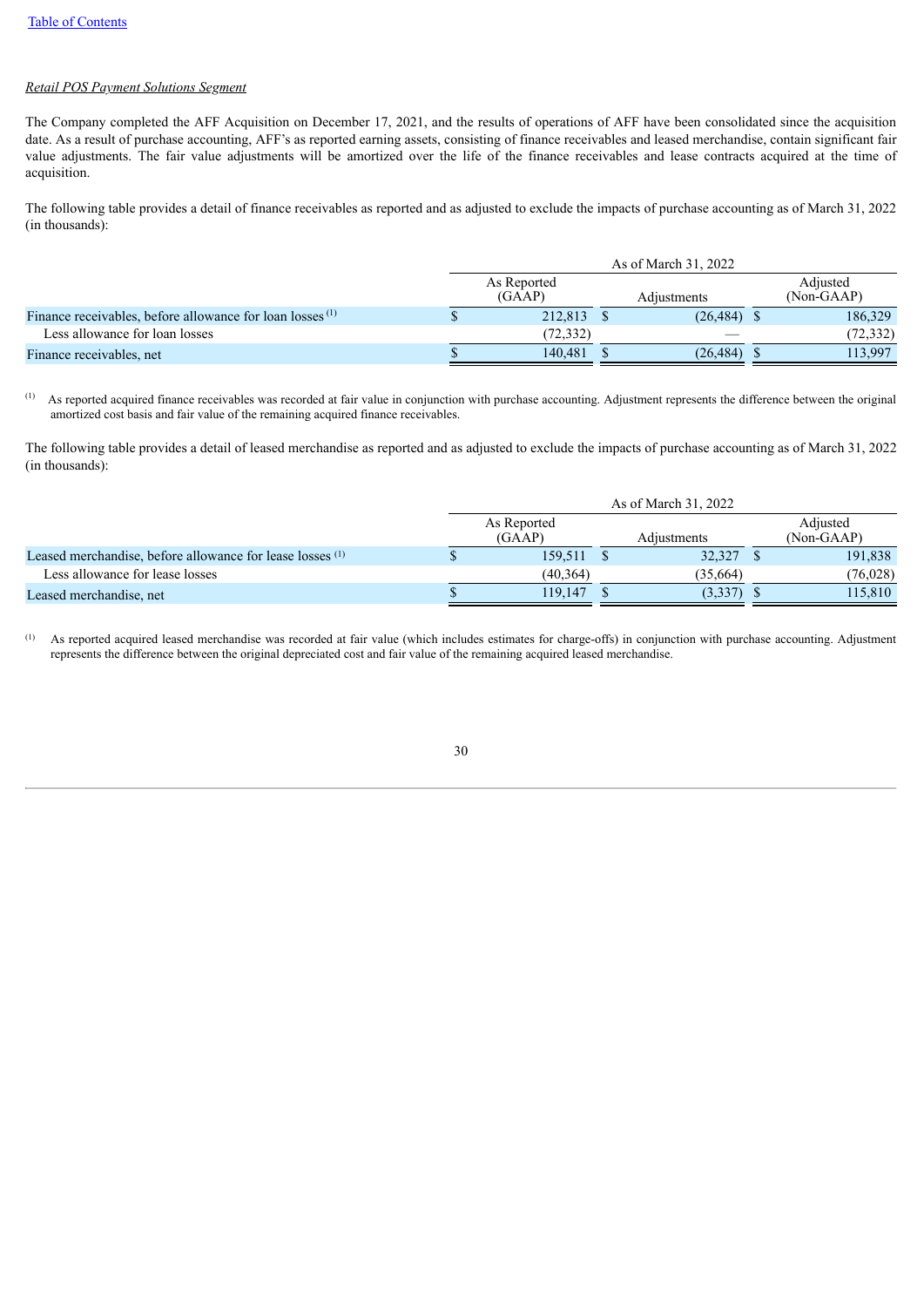*Retail POS Payment Solutions Segment*

The Company completed the AFF Acquisition on December 17, 2021, and the results of operations of AFF have been consolidated since the acquisition date. As a result of purchase accounting, AFF's as reported earning assets, consisting of finance receivables and leased merchandise, contain significant fair value adjustments. The fair value adjustments will be amortized over the life of the finance receivables and lease contracts acquired at the time of acquisition.

The following table provides a detail of finance receivables as reported and as adjusted to exclude the impacts of purchase accounting as of March 31, 2022 (in thousands):

| | As of March 31, 2022 | | |
|---|---|---|---|
| | As Reported (GAAP) | Adjustments | Adjusted (Non-GAAP) |
| Finance receivables, before allowance for loan losses [(1)] | $ 212,813 | $ (26,484) | $ 186,329 |
| Less allowance for loan losses | (72,332) | — | (72,332) |
| Finance receivables, net | $ 140,481 | $ (26,484) | $ 113,997 |

(1) As reported acquired finance receivables was recorded at fair value in conjunction with purchase accounting. Adjustment represents the difference between the original amortized cost basis and fair value of the remaining acquired finance receivables.

The following table provides a detail of leased merchandise as reported and as adjusted to exclude the impacts of purchase accounting as of March 31, 2022 (in thousands):

| | As of March 31, 2022 | | |
|---|---|---|---|
| | As Reported (GAAP) | Adjustments | Adjusted (Non-GAAP) |
| Leased merchandise, before allowance for lease losses [(1)] | $ 159,511 | $ 32,327 | $ 191,838 |
| Less allowance for lease losses | (40,364) | (35,664) | (76,028) |
| Leased merchandise, net | $ 119,147 | $ (3,337) | $ 115,810 |

(1) As reported acquired leased merchandise was recorded at fair value (which includes estimates for charge-offs) in conjunction with purchase accounting. Adjustment represents the difference between the original depreciated cost and fair value of the remaining acquired leased merchandise.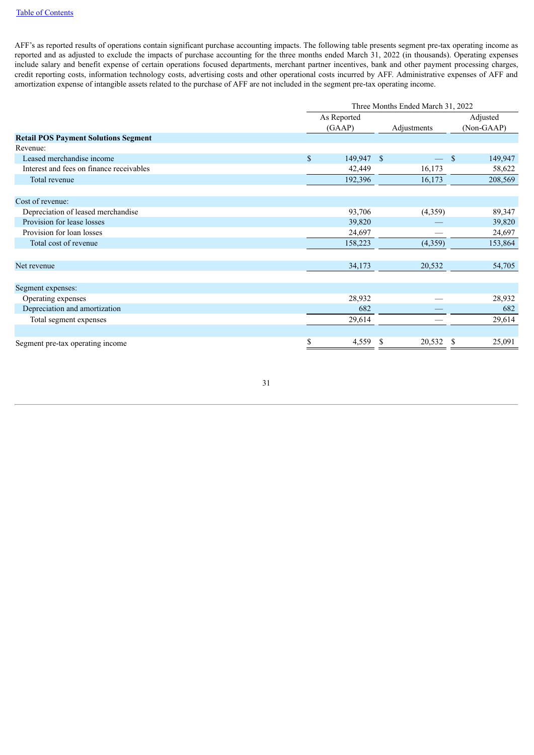AFF's as reported results of operations contain significant purchase accounting impacts. The following table presents segment pre-tax operating income as reported and as adjusted to exclude the impacts of purchase accounting for the three months ended March 31, 2022 (in thousands). Operating expenses include salary and benefit expense of certain operations focused departments, merchant partner incentives, bank and other payment processing charges, credit reporting costs, information technology costs, advertising costs and other operational costs incurred by AFF. Administrative expenses of AFF and amortization expense of intangible assets related to the purchase of AFF are not included in the segment pre-tax operating income.

| | Three Months Ended March 31, 2022 | | |
|---|---|---|---|
| | As Reported (GAAP) | Adjustments | Adjusted (Non-GAAP) |
| **Retail POS Payment Solutions Segment** | | | |
| Revenue: | | | |
| Leased merchandise income | $ 149,947 | $ — | $ 149,947 |
| Interest and fees on finance receivables | 42,449 | 16,173 | 58,622 |
| Total revenue | 192,396 | 16,173 | 208,569 |
| | | | |
| Cost of revenue: | | | |
| Depreciation of leased merchandise | 93,706 | (4,359) | 89,347 |
| Provision for lease losses | 39,820 | — | 39,820 |
| Provision for loan losses | 24,697 | — | 24,697 |
| Total cost of revenue | 158,223 | (4,359) | 153,864 |
| | | | |
| Net revenue | 34,173 | 20,532 | 54,705 |
| | | | |
| Segment expenses: | | | |
| Operating expenses | 28,932 | — | 28,932 |
| Depreciation and amortization | 682 | — | 682 |
| Total segment expenses | 29,614 | — | 29,614 |
| | | | |
| Segment pre-tax operating income | $ 4,559 | $ 20,532 | $ 25,091 |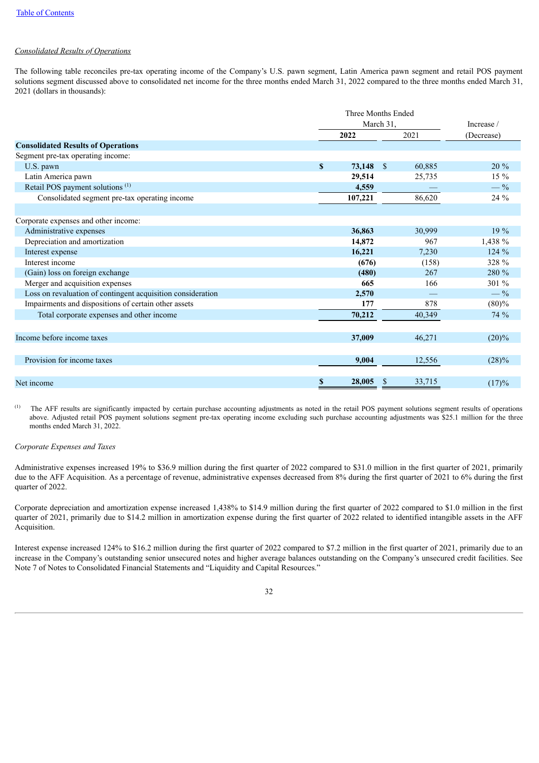*Consolidated Results of Operations*

The following table reconciles pre-tax operating income of the Company's U.S. pawn segment, Latin America pawn segment and retail POS payment solutions segment discussed above to consolidated net income for the three months ended March 31, 2022 compared to the three months ended March 31, 2021 (dollars in thousands):

| | Three Months Ended March 31, | | Increase / |
|---|---|---|---|
| | **2022** | 2021 | (Decrease) |
| **Consolidated Results of Operations** | | | |
| Segment pre-tax operating income: | | | |
| U.S. pawn | **$ 73,148** | $ 60,885 | 20 % |
| Latin America pawn | **29,514** | 25,735 | 15 % |
| Retail POS payment solutions [(1)] | **4,559** | — | — % |
| Consolidated segment pre-tax operating income | **107,221** | 86,620 | 24 % |
| | | | |
| Corporate expenses and other income: | | | |
| Administrative expenses | **36,863** | 30,999 | 19 % |
| Depreciation and amortization | **14,872** | 967 | 1,438 % |
| Interest expense | **16,221** | 7,230 | 124 % |
| Interest income | **(676)** | (158) | 328 % |
| (Gain) loss on foreign exchange | **(480)** | 267 | 280 % |
| Merger and acquisition expenses | **665** | 166 | 301 % |
| Loss on revaluation of contingent acquisition consideration | **2,570** | — | — % |
| Impairments and dispositions of certain other assets | **177** | 878 | (80)% |
| Total corporate expenses and other income | **70,212** | 40,349 | 74 % |
| | | | |
| Income before income taxes | **37,009** | 46,271 | (20)% |
| | | | |
| Provision for income taxes | **9,004** | 12,556 | (28)% |
| | | | |
| Net income | **$ 28,005** | $ 33,715 | (17)% |

(1) The AFF results are significantly impacted by certain purchase accounting adjustments as noted in the retail POS payment solutions segment results of operations above. Adjusted retail POS payment solutions segment pre-tax operating income excluding such purchase accounting adjustments was $25.1 million for the three months ended March 31, 2022.

*Corporate Expenses and Taxes*

Administrative expenses increased 19% to $36.9 million during the first quarter of 2022 compared to $31.0 million in the first quarter of 2021, primarily due to the AFF Acquisition. As a percentage of revenue, administrative expenses decreased from 8% during the first quarter of 2021 to 6% during the first quarter of 2022.

Corporate depreciation and amortization expense increased 1,438% to $14.9 million during the first quarter of 2022 compared to $1.0 million in the first quarter of 2021, primarily due to $14.2 million in amortization expense during the first quarter of 2022 related to identified intangible assets in the AFF Acquisition.

Interest expense increased 124% to $16.2 million during the first quarter of 2022 compared to $7.2 million in the first quarter of 2021, primarily due to an increase in the Company's outstanding senior unsecured notes and higher average balances outstanding on the Company's unsecured credit facilities. See Note 7 of Notes to Consolidated Financial Statements and "Liquidity and Capital Resources."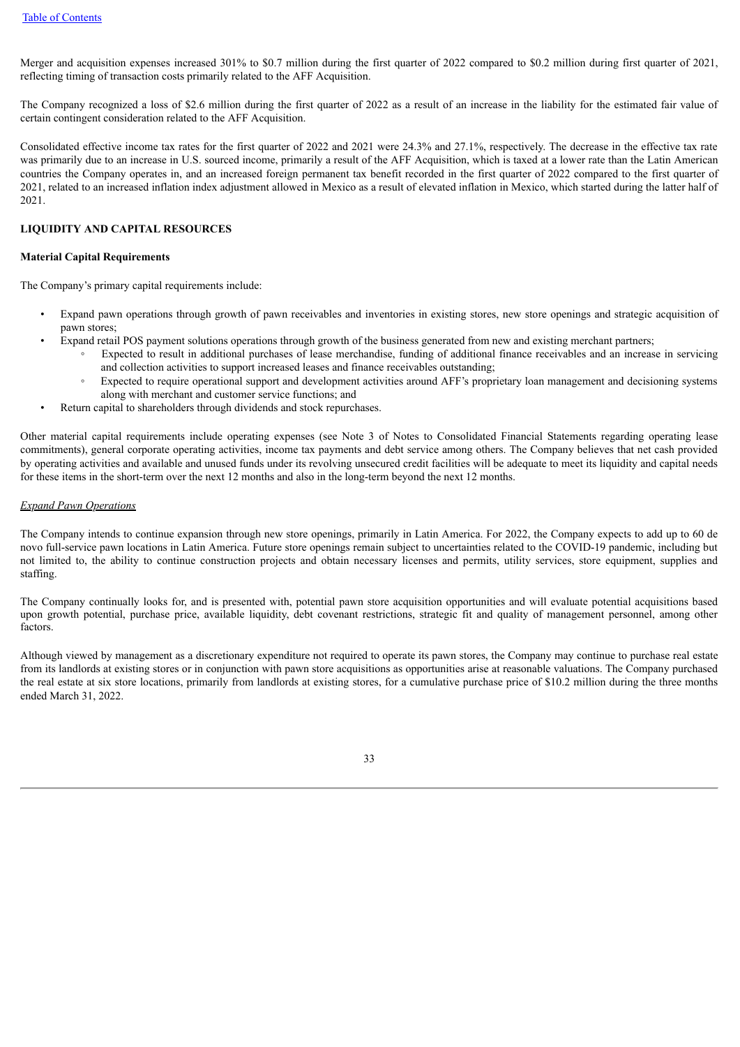Merger and acquisition expenses increased 301% to $0.7 million during the first quarter of 2022 compared to $0.2 million during first quarter of 2021, reflecting timing of transaction costs primarily related to the AFF Acquisition.

The Company recognized a loss of $2.6 million during the first quarter of 2022 as a result of an increase in the liability for the estimated fair value of certain contingent consideration related to the AFF Acquisition.

Consolidated effective income tax rates for the first quarter of 2022 and 2021 were 24.3% and 27.1%, respectively. The decrease in the effective tax rate was primarily due to an increase in U.S. sourced income, primarily a result of the AFF Acquisition, which is taxed at a lower rate than the Latin American countries the Company operates in, and an increased foreign permanent tax benefit recorded in the first quarter of 2022 compared to the first quarter of 2021, related to an increased inflation index adjustment allowed in Mexico as a result of elevated inflation in Mexico, which started during the latter half of 2021.

## LIQUIDITY AND CAPITAL RESOURCES

### Material Capital Requirements

The Company's primary capital requirements include:

- Expand pawn operations through growth of pawn receivables and inventories in existing stores, new store openings and strategic acquisition of pawn stores;
- Expand retail POS payment solutions operations through growth of the business generated from new and existing merchant partners;
  - Expected to result in additional purchases of lease merchandise, funding of additional finance receivables and an increase in servicing and collection activities to support increased leases and finance receivables outstanding;
  - Expected to require operational support and development activities around AFF's proprietary loan management and decisioning systems along with merchant and customer service functions; and
- Return capital to shareholders through dividends and stock repurchases.

Other material capital requirements include operating expenses (see Note 3 of Notes to Consolidated Financial Statements regarding operating lease commitments), general corporate operating activities, income tax payments and debt service among others. The Company believes that net cash provided by operating activities and available and unused funds under its revolving unsecured credit facilities will be adequate to meet its liquidity and capital needs for these items in the short-term over the next 12 months and also in the long-term beyond the next 12 months.

*Expand Pawn Operations*

The Company intends to continue expansion through new store openings, primarily in Latin America. For 2022, the Company expects to add up to 60 de novo full-service pawn locations in Latin America. Future store openings remain subject to uncertainties related to the COVID-19 pandemic, including but not limited to, the ability to continue construction projects and obtain necessary licenses and permits, utility services, store equipment, supplies and staffing.

The Company continually looks for, and is presented with, potential pawn store acquisition opportunities and will evaluate potential acquisitions based upon growth potential, purchase price, available liquidity, debt covenant restrictions, strategic fit and quality of management personnel, among other factors.

Although viewed by management as a discretionary expenditure not required to operate its pawn stores, the Company may continue to purchase real estate from its landlords at existing stores or in conjunction with pawn store acquisitions as opportunities arise at reasonable valuations. The Company purchased the real estate at six store locations, primarily from landlords at existing stores, for a cumulative purchase price of $10.2 million during the three months ended March 31, 2022.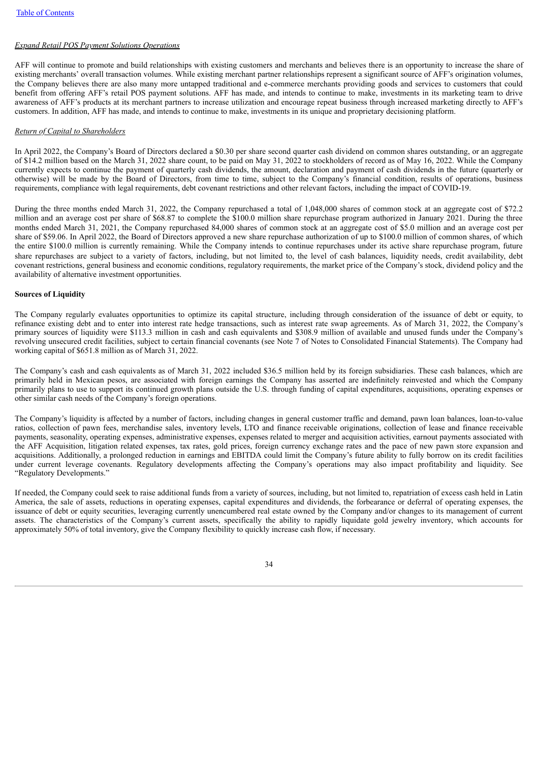*Expand Retail POS Payment Solutions Operations*

AFF will continue to promote and build relationships with existing customers and merchants and believes there is an opportunity to increase the share of existing merchants' overall transaction volumes. While existing merchant partner relationships represent a significant source of AFF's origination volumes, the Company believes there are also many more untapped traditional and e-commerce merchants providing goods and services to customers that could benefit from offering AFF's retail POS payment solutions. AFF has made, and intends to continue to make, investments in its marketing team to drive awareness of AFF's products at its merchant partners to increase utilization and encourage repeat business through increased marketing directly to AFF's customers. In addition, AFF has made, and intends to continue to make, investments in its unique and proprietary decisioning platform.

*Return of Capital to Shareholders*

In April 2022, the Company's Board of Directors declared a $0.30 per share second quarter cash dividend on common shares outstanding, or an aggregate of $14.2 million based on the March 31, 2022 share count, to be paid on May 31, 2022 to stockholders of record as of May 16, 2022. While the Company currently expects to continue the payment of quarterly cash dividends, the amount, declaration and payment of cash dividends in the future (quarterly or otherwise) will be made by the Board of Directors, from time to time, subject to the Company's financial condition, results of operations, business requirements, compliance with legal requirements, debt covenant restrictions and other relevant factors, including the impact of COVID-19.

During the three months ended March 31, 2022, the Company repurchased a total of 1,048,000 shares of common stock at an aggregate cost of $72.2 million and an average cost per share of $68.87 to complete the $100.0 million share repurchase program authorized in January 2021. During the three months ended March 31, 2021, the Company repurchased 84,000 shares of common stock at an aggregate cost of $5.0 million and an average cost per share of $59.06. In April 2022, the Board of Directors approved a new share repurchase authorization of up to $100.0 million of common shares, of which the entire $100.0 million is currently remaining. While the Company intends to continue repurchases under its active share repurchase program, future share repurchases are subject to a variety of factors, including, but not limited to, the level of cash balances, liquidity needs, credit availability, debt covenant restrictions, general business and economic conditions, regulatory requirements, the market price of the Company's stock, dividend policy and the availability of alternative investment opportunities.

**Sources of Liquidity**

The Company regularly evaluates opportunities to optimize its capital structure, including through consideration of the issuance of debt or equity, to refinance existing debt and to enter into interest rate hedge transactions, such as interest rate swap agreements. As of March 31, 2022, the Company's primary sources of liquidity were $113.3 million in cash and cash equivalents and $308.9 million of available and unused funds under the Company's revolving unsecured credit facilities, subject to certain financial covenants (see Note 7 of Notes to Consolidated Financial Statements). The Company had working capital of $651.8 million as of March 31, 2022.

The Company's cash and cash equivalents as of March 31, 2022 included $36.5 million held by its foreign subsidiaries. These cash balances, which are primarily held in Mexican pesos, are associated with foreign earnings the Company has asserted are indefinitely reinvested and which the Company primarily plans to use to support its continued growth plans outside the U.S. through funding of capital expenditures, acquisitions, operating expenses or other similar cash needs of the Company's foreign operations.

The Company's liquidity is affected by a number of factors, including changes in general customer traffic and demand, pawn loan balances, loan-to-value ratios, collection of pawn fees, merchandise sales, inventory levels, LTO and finance receivable originations, collection of lease and finance receivable payments, seasonality, operating expenses, administrative expenses, expenses related to merger and acquisition activities, earnout payments associated with the AFF Acquisition, litigation related expenses, tax rates, gold prices, foreign currency exchange rates and the pace of new pawn store expansion and acquisitions. Additionally, a prolonged reduction in earnings and EBITDA could limit the Company's future ability to fully borrow on its credit facilities under current leverage covenants. Regulatory developments affecting the Company's operations may also impact profitability and liquidity. See "Regulatory Developments."

If needed, the Company could seek to raise additional funds from a variety of sources, including, but not limited to, repatriation of excess cash held in Latin America, the sale of assets, reductions in operating expenses, capital expenditures and dividends, the forbearance or deferral of operating expenses, the issuance of debt or equity securities, leveraging currently unencumbered real estate owned by the Company and/or changes to its management of current assets. The characteristics of the Company's current assets, specifically the ability to rapidly liquidate gold jewelry inventory, which accounts for approximately 50% of total inventory, give the Company flexibility to quickly increase cash flow, if necessary.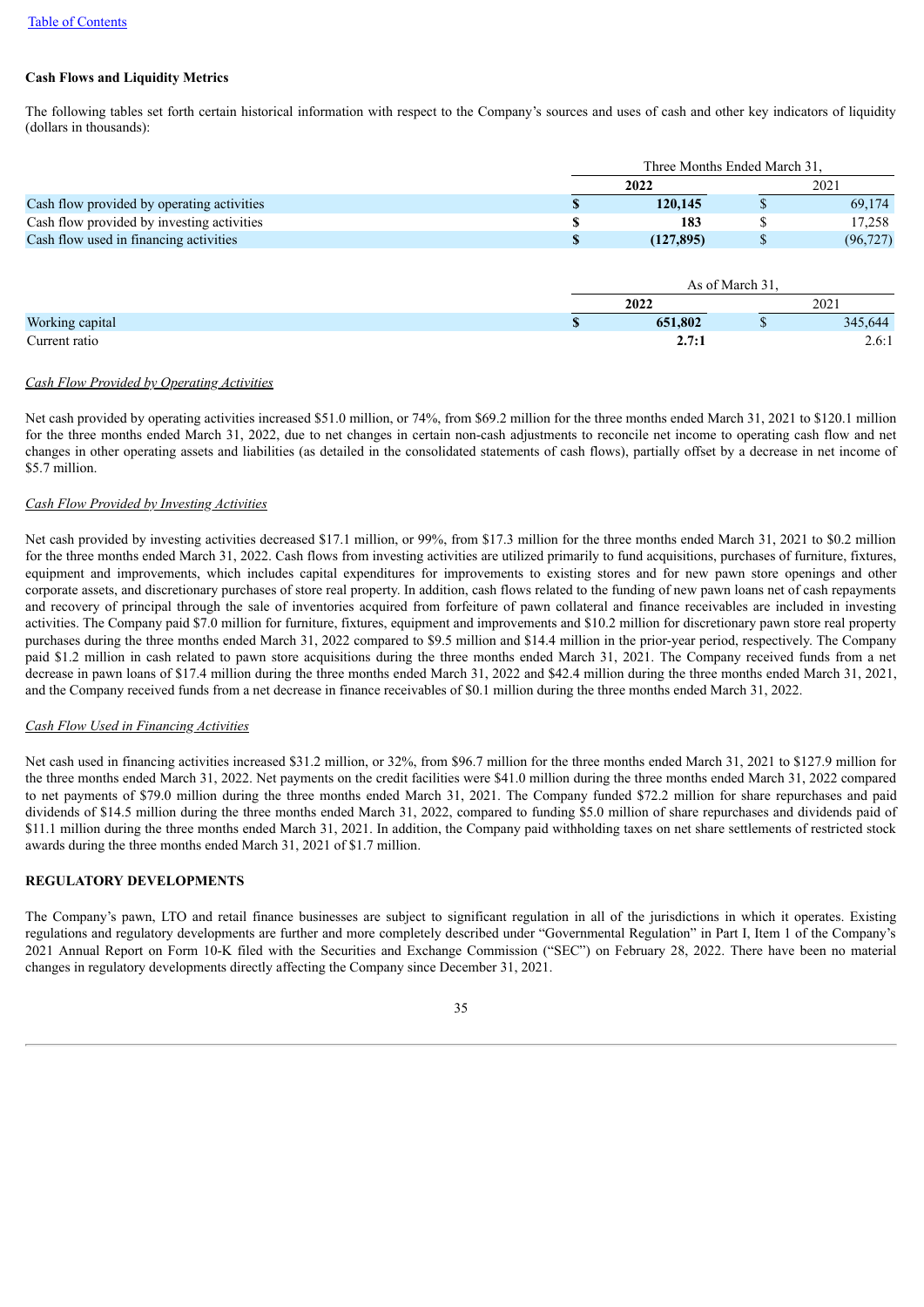**Cash Flows and Liquidity Metrics**

The following tables set forth certain historical information with respect to the Company's sources and uses of cash and other key indicators of liquidity (dollars in thousands):

| | Three Months Ended March 31, | |
|---|---|---|
| | **2022** | 2021 |
| Cash flow provided by operating activities | **$ 120,145** | $ 69,174 |
| Cash flow provided by investing activities | **$ 183** | $ 17,258 |
| Cash flow used in financing activities | **$ (127,895)** | $ (96,727) |

| | As of March 31, | |
|---|---|---|
| | **2022** | 2021 |
| Working capital | **$ 651,802** | $ 345,644 |
| Current ratio | **2.7:1** | 2.6:1 |

*Cash Flow Provided by Operating Activities*

Net cash provided by operating activities increased $51.0 million, or 74%, from $69.2 million for the three months ended March 31, 2021 to $120.1 million for the three months ended March 31, 2022, due to net changes in certain non-cash adjustments to reconcile net income to operating cash flow and net changes in other operating assets and liabilities (as detailed in the consolidated statements of cash flows), partially offset by a decrease in net income of $5.7 million.

*Cash Flow Provided by Investing Activities*

Net cash provided by investing activities decreased $17.1 million, or 99%, from $17.3 million for the three months ended March 31, 2021 to $0.2 million for the three months ended March 31, 2022. Cash flows from investing activities are utilized primarily to fund acquisitions, purchases of furniture, fixtures, equipment and improvements, which includes capital expenditures for improvements to existing stores and for new pawn store openings and other corporate assets, and discretionary purchases of store real property. In addition, cash flows related to the funding of new pawn loans net of cash repayments and recovery of principal through the sale of inventories acquired from forfeiture of pawn collateral and finance receivables are included in investing activities. The Company paid $7.0 million for furniture, fixtures, equipment and improvements and $10.2 million for discretionary pawn store real property purchases during the three months ended March 31, 2022 compared to $9.5 million and $14.4 million in the prior-year period, respectively. The Company paid $1.2 million in cash related to pawn store acquisitions during the three months ended March 31, 2021. The Company received funds from a net decrease in pawn loans of $17.4 million during the three months ended March 31, 2022 and $42.4 million during the three months ended March 31, 2021, and the Company received funds from a net decrease in finance receivables of $0.1 million during the three months ended March 31, 2022.

*Cash Flow Used in Financing Activities*

Net cash used in financing activities increased $31.2 million, or 32%, from $96.7 million for the three months ended March 31, 2021 to $127.9 million for the three months ended March 31, 2022. Net payments on the credit facilities were $41.0 million during the three months ended March 31, 2022 compared to net payments of $79.0 million during the three months ended March 31, 2021. The Company funded $72.2 million for share repurchases and paid dividends of $14.5 million during the three months ended March 31, 2022, compared to funding $5.0 million of share repurchases and dividends paid of $11.1 million during the three months ended March 31, 2021. In addition, the Company paid withholding taxes on net share settlements of restricted stock awards during the three months ended March 31, 2021 of $1.7 million.

## REGULATORY DEVELOPMENTS

The Company's pawn, LTO and retail finance businesses are subject to significant regulation in all of the jurisdictions in which it operates. Existing regulations and regulatory developments are further and more completely described under "Governmental Regulation" in Part I, Item 1 of the Company's 2021 Annual Report on Form 10-K filed with the Securities and Exchange Commission ("SEC") on February 28, 2022. There have been no material changes in regulatory developments directly affecting the Company since December 31, 2021.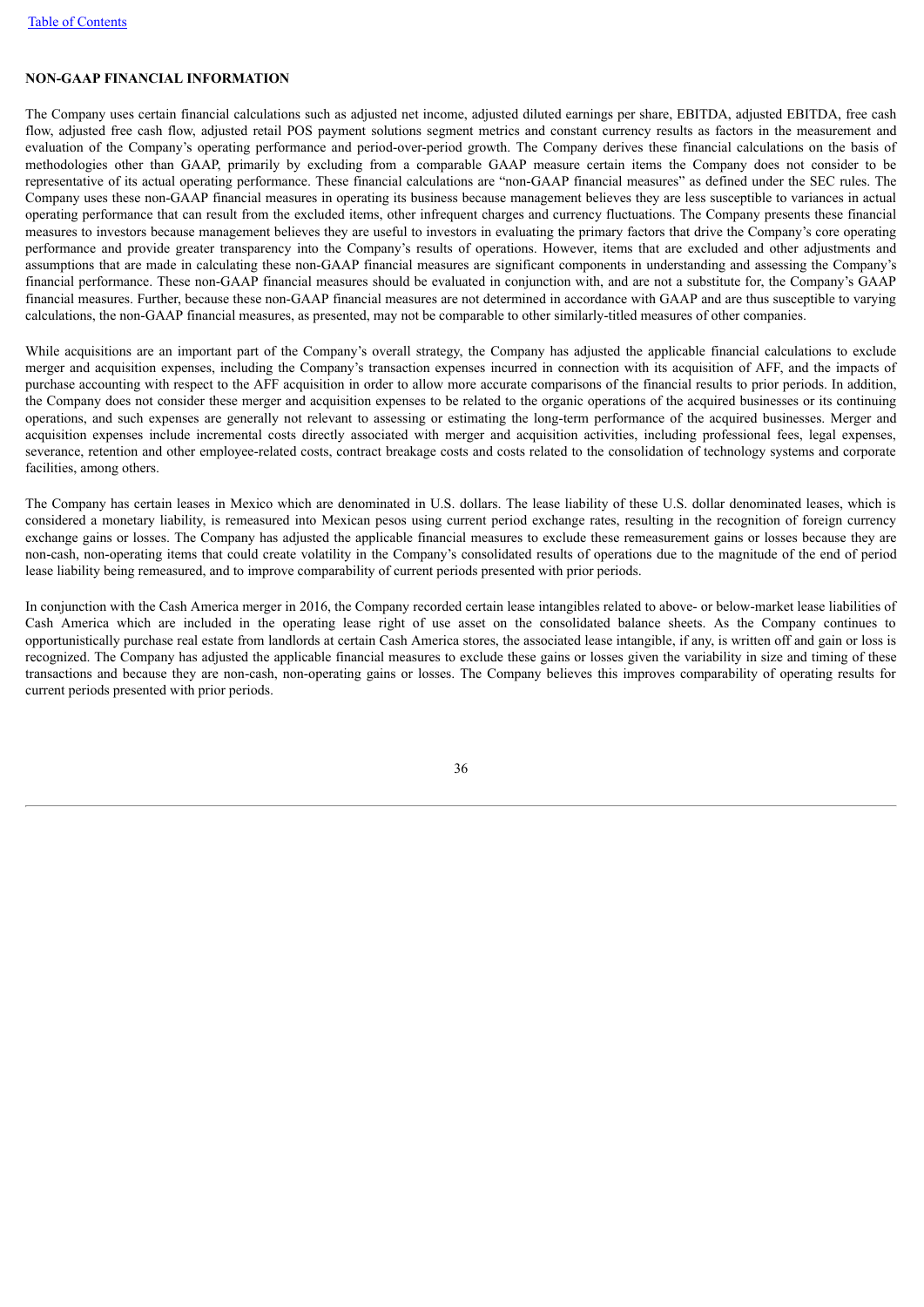## NON-GAAP FINANCIAL INFORMATION

The Company uses certain financial calculations such as adjusted net income, adjusted diluted earnings per share, EBITDA, adjusted EBITDA, free cash flow, adjusted free cash flow, adjusted retail POS payment solutions segment metrics and constant currency results as factors in the measurement and evaluation of the Company's operating performance and period-over-period growth. The Company derives these financial calculations on the basis of methodologies other than GAAP, primarily by excluding from a comparable GAAP measure certain items the Company does not consider to be representative of its actual operating performance. These financial calculations are "non-GAAP financial measures" as defined under the SEC rules. The Company uses these non-GAAP financial measures in operating its business because management believes they are less susceptible to variances in actual operating performance that can result from the excluded items, other infrequent charges and currency fluctuations. The Company presents these financial measures to investors because management believes they are useful to investors in evaluating the primary factors that drive the Company's core operating performance and provide greater transparency into the Company's results of operations. However, items that are excluded and other adjustments and assumptions that are made in calculating these non-GAAP financial measures are significant components in understanding and assessing the Company's financial performance. These non-GAAP financial measures should be evaluated in conjunction with, and are not a substitute for, the Company's GAAP financial measures. Further, because these non-GAAP financial measures are not determined in accordance with GAAP and are thus susceptible to varying calculations, the non-GAAP financial measures, as presented, may not be comparable to other similarly-titled measures of other companies.

While acquisitions are an important part of the Company's overall strategy, the Company has adjusted the applicable financial calculations to exclude merger and acquisition expenses, including the Company's transaction expenses incurred in connection with its acquisition of AFF, and the impacts of purchase accounting with respect to the AFF acquisition in order to allow more accurate comparisons of the financial results to prior periods. In addition, the Company does not consider these merger and acquisition expenses to be related to the organic operations of the acquired businesses or its continuing operations, and such expenses are generally not relevant to assessing or estimating the long-term performance of the acquired businesses. Merger and acquisition expenses include incremental costs directly associated with merger and acquisition activities, including professional fees, legal expenses, severance, retention and other employee-related costs, contract breakage costs and costs related to the consolidation of technology systems and corporate facilities, among others.

The Company has certain leases in Mexico which are denominated in U.S. dollars. The lease liability of these U.S. dollar denominated leases, which is considered a monetary liability, is remeasured into Mexican pesos using current period exchange rates, resulting in the recognition of foreign currency exchange gains or losses. The Company has adjusted the applicable financial measures to exclude these remeasurement gains or losses because they are non-cash, non-operating items that could create volatility in the Company's consolidated results of operations due to the magnitude of the end of period lease liability being remeasured, and to improve comparability of current periods presented with prior periods.

In conjunction with the Cash America merger in 2016, the Company recorded certain lease intangibles related to above- or below-market lease liabilities of Cash America which are included in the operating lease right of use asset on the consolidated balance sheets. As the Company continues to opportunistically purchase real estate from landlords at certain Cash America stores, the associated lease intangible, if any, is written off and gain or loss is recognized. The Company has adjusted the applicable financial measures to exclude these gains or losses given the variability in size and timing of these transactions and because they are non-cash, non-operating gains or losses. The Company believes this improves comparability of operating results for current periods presented with prior periods.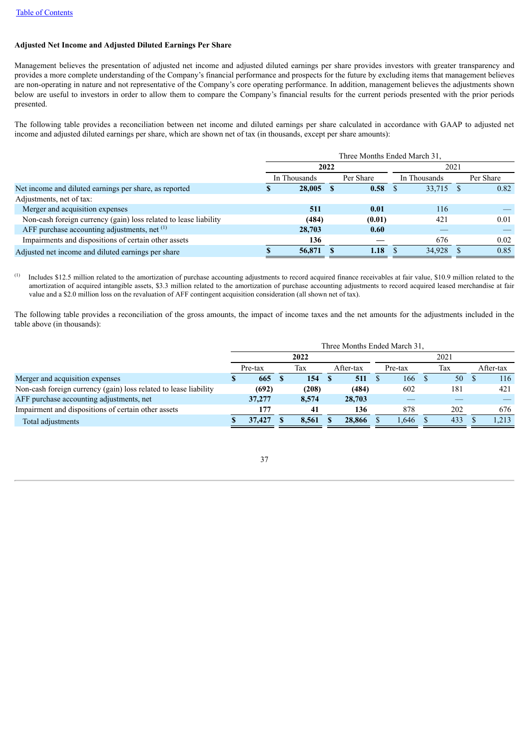[Table of Contents](#)

**Adjusted Net Income and Adjusted Diluted Earnings Per Share**

Management believes the presentation of adjusted net income and adjusted diluted earnings per share provides investors with greater transparency and provides a more complete understanding of the Company's financial performance and prospects for the future by excluding items that management believes are non-operating in nature and not representative of the Company's core operating performance. In addition, management believes the adjustments shown below are useful to investors in order to allow them to compare the Company's financial results for the current periods presented with the prior periods presented.

The following table provides a reconciliation between net income and diluted earnings per share calculated in accordance with GAAP to adjusted net income and adjusted diluted earnings per share, which are shown net of tax (in thousands, except per share amounts):

| | Three Months Ended March 31, | | | |
|---|---|---|---|---|
| | **2022** | | 2021 | |
| | In Thousands | Per Share | In Thousands | Per Share |
| Net income and diluted earnings per share, as reported | **$ 28,005** | **$ 0.58** | $ 33,715 | $ 0.82 |
| Adjustments, net of tax: | | | | |
| Merger and acquisition expenses | **511** | **0.01** | 116 | — |
| Non-cash foreign currency (gain) loss related to lease liability | **(484)** | **(0.01)** | 421 | 0.01 |
| AFF purchase accounting adjustments, net [(1)] | **28,703** | **0.60** | — | — |
| Impairments and dispositions of certain other assets | **136** | **—** | 676 | 0.02 |
| Adjusted net income and diluted earnings per share | **$ 56,871** | **$ 1.18** | $ 34,928 | $ 0.85 |

[(1)] Includes $12.5 million related to the amortization of purchase accounting adjustments to record acquired finance receivables at fair value, $10.9 million related to the amortization of acquired intangible assets, $3.3 million related to the amortization of purchase accounting adjustments to record acquired leased merchandise at fair value and a $2.0 million loss on the revaluation of AFF contingent acquisition consideration (all shown net of tax).

The following table provides a reconciliation of the gross amounts, the impact of income taxes and the net amounts for the adjustments included in the table above (in thousands):

| | Three Months Ended March 31, | | | | | |
|---|---|---|---|---|---|---|
| | **2022** | | | 2021 | | |
| | Pre-tax | Tax | After-tax | Pre-tax | Tax | After-tax |
| Merger and acquisition expenses | **$ 665** | **$ 154** | **$ 511** | $ 166 | $ 50 | $ 116 |
| Non-cash foreign currency (gain) loss related to lease liability | **(692)** | **(208)** | **(484)** | 602 | 181 | 421 |
| AFF purchase accounting adjustments, net | **37,277** | **8,574** | **28,703** | — | — | — |
| Impairment and dispositions of certain other assets | **177** | **41** | **136** | 878 | 202 | 676 |
| Total adjustments | **$ 37,427** | **$ 8,561** | **$ 28,866** | $ 1,646 | $ 433 | $ 1,213 |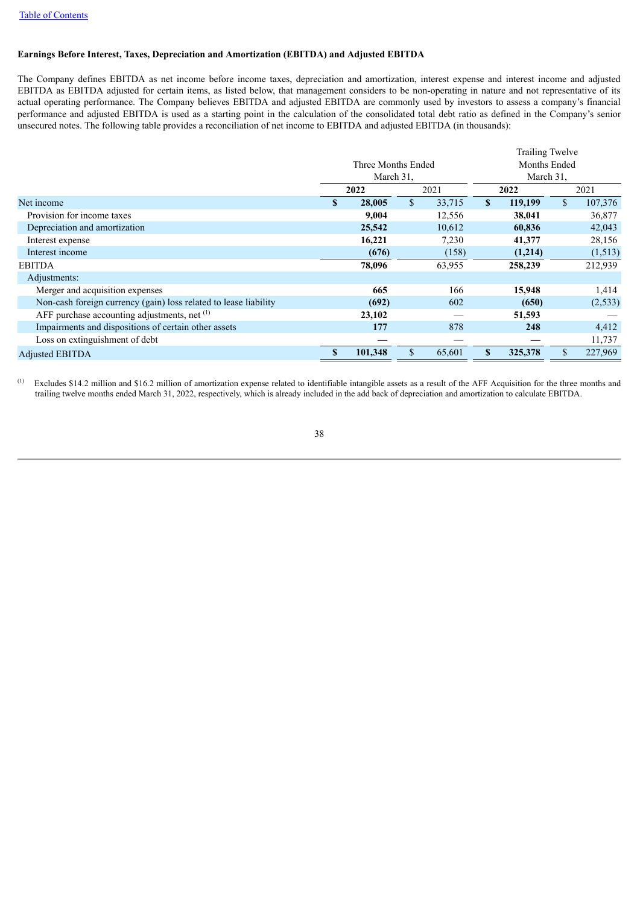[Table of Contents](#)

**Earnings Before Interest, Taxes, Depreciation and Amortization (EBITDA) and Adjusted EBITDA**

The Company defines EBITDA as net income before income taxes, depreciation and amortization, interest expense and interest income and adjusted EBITDA as EBITDA adjusted for certain items, as listed below, that management considers to be non-operating in nature and not representative of its actual operating performance. The Company believes EBITDA and adjusted EBITDA are commonly used by investors to assess a company's financial performance and adjusted EBITDA is used as a starting point in the calculation of the consolidated total debt ratio as defined in the Company's senior unsecured notes. The following table provides a reconciliation of net income to EBITDA and adjusted EBITDA (in thousands):

| | Three Months Ended March 31, | | Trailing Twelve Months Ended March 31, | |
|---|---|---|---|---|
| | **2022** | 2021 | **2022** | 2021 |
| Net income | **$ 28,005** | $ 33,715 | **$ 119,199** | $ 107,376 |
| Provision for income taxes | **9,004** | 12,556 | **38,041** | 36,877 |
| Depreciation and amortization | **25,542** | 10,612 | **60,836** | 42,043 |
| Interest expense | **16,221** | 7,230 | **41,377** | 28,156 |
| Interest income | **(676)** | (158) | **(1,214)** | (1,513) |
| EBITDA | **78,096** | 63,955 | **258,239** | 212,939 |
| Adjustments: | | | | |
| Merger and acquisition expenses | **665** | 166 | **15,948** | 1,414 |
| Non-cash foreign currency (gain) loss related to lease liability | **(692)** | 602 | **(650)** | (2,533) |
| AFF purchase accounting adjustments, net [(1)] | **23,102** | — | **51,593** | — |
| Impairments and dispositions of certain other assets | **177** | 878 | **248** | 4,412 |
| Loss on extinguishment of debt | **—** | — | **—** | 11,737 |
| Adjusted EBITDA | **$ 101,348** | $ 65,601 | **$ 325,378** | $ 227,969 |

(1) Excludes $14.2 million and $16.2 million of amortization expense related to identifiable intangible assets as a result of the AFF Acquisition for the three months and trailing twelve months ended March 31, 2022, respectively, which is already included in the add back of depreciation and amortization to calculate EBITDA.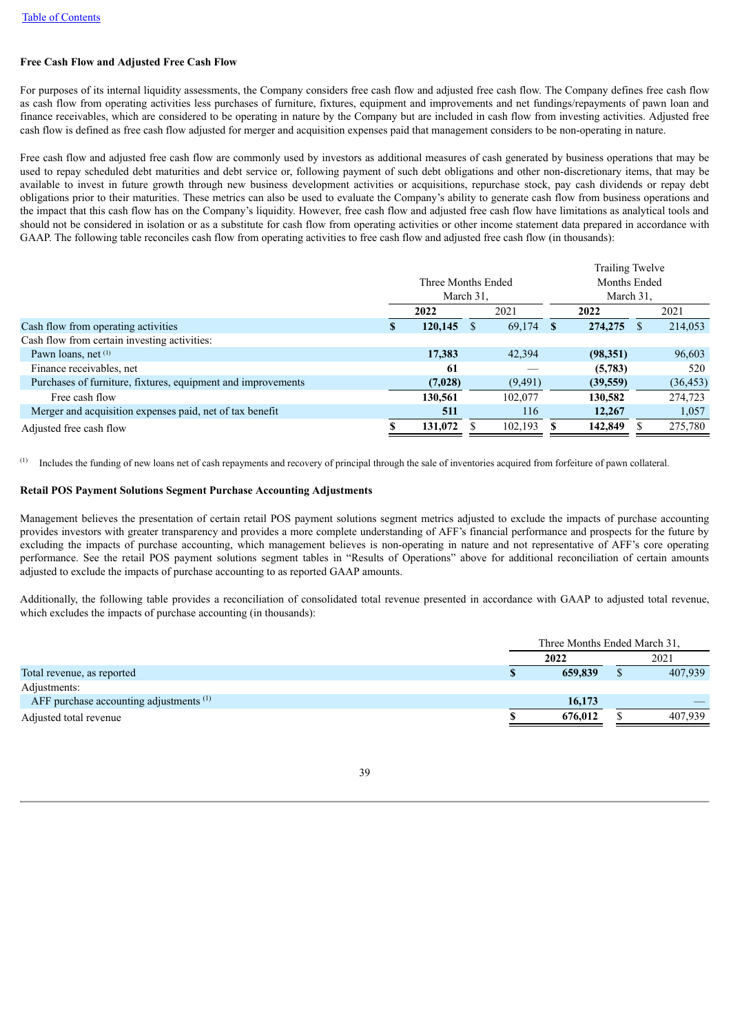### Free Cash Flow and Adjusted Free Cash Flow

For purposes of its internal liquidity assessments, the Company considers free cash flow and adjusted free cash flow. The Company defines free cash flow as cash flow from operating activities less purchases of furniture, fixtures, equipment and improvements and net fundings/repayments of pawn loan and finance receivables, which are considered to be operating in nature by the Company but are included in cash flow from investing activities. Adjusted free cash flow is defined as free cash flow adjusted for merger and acquisition expenses paid that management considers to be non-operating in nature.

Free cash flow and adjusted free cash flow are commonly used by investors as additional measures of cash generated by business operations that may be used to repay scheduled debt maturities and debt service or, following payment of such debt obligations and other non-discretionary items, that may be available to invest in future growth through new business development activities or acquisitions, repurchase stock, pay cash dividends or repay debt obligations prior to their maturities. These metrics can also be used to evaluate the Company's ability to generate cash flow from business operations and the impact that this cash flow has on the Company's liquidity. However, free cash flow and adjusted free cash flow have limitations as analytical tools and should not be considered in isolation or as a substitute for cash flow from operating activities or other income statement data prepared in accordance with GAAP. The following table reconciles cash flow from operating activities to free cash flow and adjusted free cash flow (in thousands):

| | Three Months Ended March 31, | | Trailing Twelve Months Ended March 31, | |
|---|---|---|---|---|
| | **2022** | 2021 | **2022** | 2021 |
| Cash flow from operating activities | **$ 120,145** | $ 69,174 | **$ 274,275** | $ 214,053 |
| Cash flow from certain investing activities: | | | | |
| Pawn loans, net [(1)] | **17,383** | 42,394 | **(98,351)** | 96,603 |
| Finance receivables, net | **61** | — | **(5,783)** | 520 |
| Purchases of furniture, fixtures, equipment and improvements | **(7,028)** | (9,491) | **(39,559)** | (36,453) |
| Free cash flow | **130,561** | 102,077 | **130,582** | 274,723 |
| Merger and acquisition expenses paid, net of tax benefit | **511** | 116 | **12,267** | 1,057 |
| Adjusted free cash flow | **$ 131,072** | $ 102,193 | **$ 142,849** | $ 275,780 |

(1) Includes the funding of new loans net of cash repayments and recovery of principal through the sale of inventories acquired from forfeiture of pawn collateral.

### Retail POS Payment Solutions Segment Purchase Accounting Adjustments

Management believes the presentation of certain retail POS payment solutions segment metrics adjusted to exclude the impacts of purchase accounting provides investors with greater transparency and provides a more complete understanding of AFF's financial performance and prospects for the future by excluding the impacts of purchase accounting, which management believes is non-operating in nature and not representative of AFF's core operating performance. See the retail POS payment solutions segment tables in "Results of Operations" above for additional reconciliation of certain amounts adjusted to exclude the impacts of purchase accounting to as reported GAAP amounts.

Additionally, the following table provides a reconciliation of consolidated total revenue presented in accordance with GAAP to adjusted total revenue, which excludes the impacts of purchase accounting (in thousands):

| | Three Months Ended March 31, | |
|---|---|---|
| | **2022** | 2021 |
| Total revenue, as reported | **$ 659,839** | $ 407,939 |
| Adjustments: | | |
| AFF purchase accounting adjustments [(1)] | **16,173** | — |
| Adjusted total revenue | **$ 676,012** | $ 407,939 |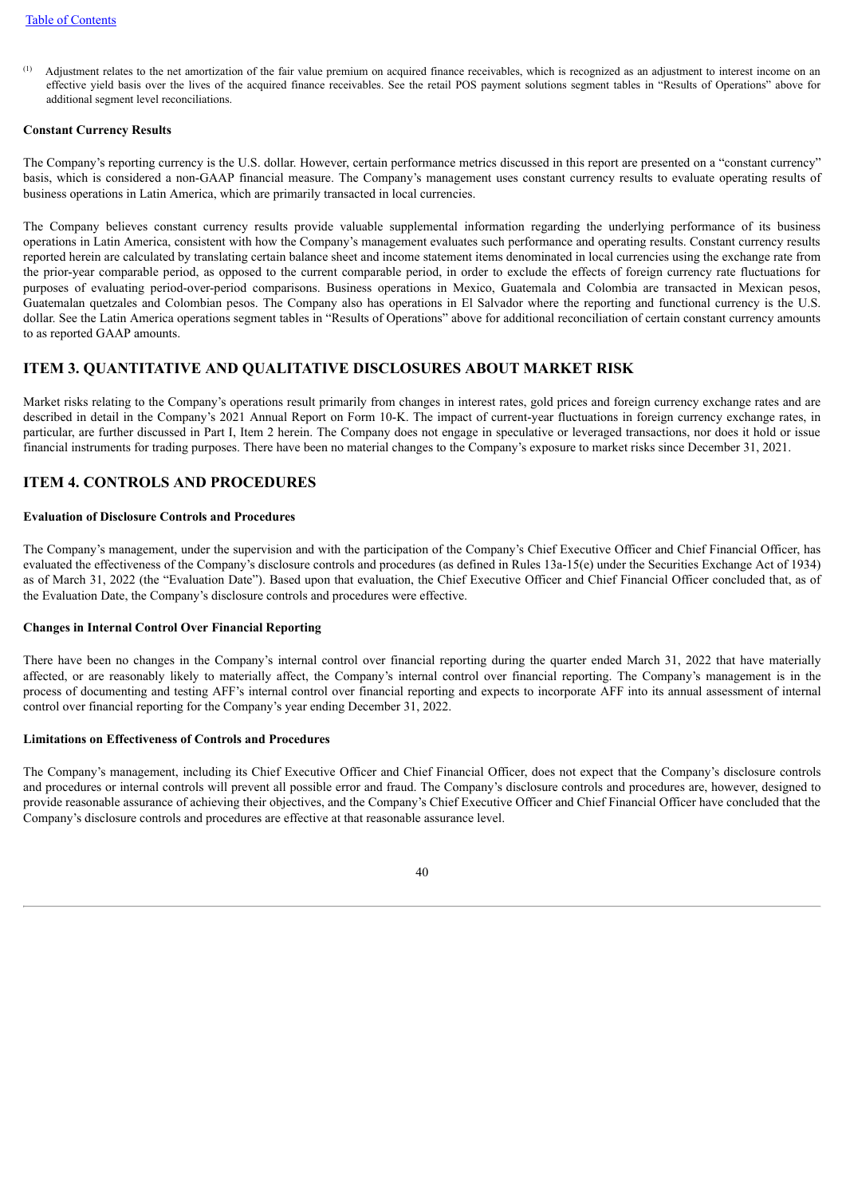(1) Adjustment relates to the net amortization of the fair value premium on acquired finance receivables, which is recognized as an adjustment to interest income on an effective yield basis over the lives of the acquired finance receivables. See the retail POS payment solutions segment tables in "Results of Operations" above for additional segment level reconciliations.

**Constant Currency Results**

The Company's reporting currency is the U.S. dollar. However, certain performance metrics discussed in this report are presented on a "constant currency" basis, which is considered a non-GAAP financial measure. The Company's management uses constant currency results to evaluate operating results of business operations in Latin America, which are primarily transacted in local currencies.

The Company believes constant currency results provide valuable supplemental information regarding the underlying performance of its business operations in Latin America, consistent with how the Company's management evaluates such performance and operating results. Constant currency results reported herein are calculated by translating certain balance sheet and income statement items denominated in local currencies using the exchange rate from the prior-year comparable period, as opposed to the current comparable period, in order to exclude the effects of foreign currency rate fluctuations for purposes of evaluating period-over-period comparisons. Business operations in Mexico, Guatemala and Colombia are transacted in Mexican pesos, Guatemalan quetzales and Colombian pesos. The Company also has operations in El Salvador where the reporting and functional currency is the U.S. dollar. See the Latin America operations segment tables in "Results of Operations" above for additional reconciliation of certain constant currency amounts to as reported GAAP amounts.

## ITEM 3. QUANTITATIVE AND QUALITATIVE DISCLOSURES ABOUT MARKET RISK

Market risks relating to the Company's operations result primarily from changes in interest rates, gold prices and foreign currency exchange rates and are described in detail in the Company's 2021 Annual Report on Form 10-K. The impact of current-year fluctuations in foreign currency exchange rates, in particular, are further discussed in Part I, Item 2 herein. The Company does not engage in speculative or leveraged transactions, nor does it hold or issue financial instruments for trading purposes. There have been no material changes to the Company's exposure to market risks since December 31, 2021.

## ITEM 4. CONTROLS AND PROCEDURES

**Evaluation of Disclosure Controls and Procedures**

The Company's management, under the supervision and with the participation of the Company's Chief Executive Officer and Chief Financial Officer, has evaluated the effectiveness of the Company's disclosure controls and procedures (as defined in Rules 13a-15(e) under the Securities Exchange Act of 1934) as of March 31, 2022 (the "Evaluation Date"). Based upon that evaluation, the Chief Executive Officer and Chief Financial Officer concluded that, as of the Evaluation Date, the Company's disclosure controls and procedures were effective.

**Changes in Internal Control Over Financial Reporting**

There have been no changes in the Company's internal control over financial reporting during the quarter ended March 31, 2022 that have materially affected, or are reasonably likely to materially affect, the Company's internal control over financial reporting. The Company's management is in the process of documenting and testing AFF's internal control over financial reporting and expects to incorporate AFF into its annual assessment of internal control over financial reporting for the Company's year ending December 31, 2022.

**Limitations on Effectiveness of Controls and Procedures**

The Company's management, including its Chief Executive Officer and Chief Financial Officer, does not expect that the Company's disclosure controls and procedures or internal controls will prevent all possible error and fraud. The Company's disclosure controls and procedures are, however, designed to provide reasonable assurance of achieving their objectives, and the Company's Chief Executive Officer and Chief Financial Officer have concluded that the Company's disclosure controls and procedures are effective at that reasonable assurance level.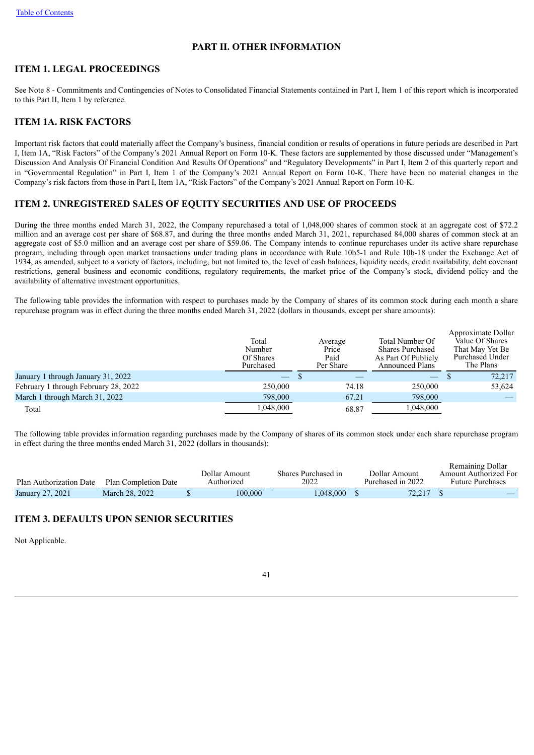# PART II. OTHER INFORMATION

## ITEM 1. LEGAL PROCEEDINGS

See Note 8 - Commitments and Contingencies of Notes to Consolidated Financial Statements contained in Part I, Item 1 of this report which is incorporated to this Part II, Item 1 by reference.

## ITEM 1A. RISK FACTORS

Important risk factors that could materially affect the Company's business, financial condition or results of operations in future periods are described in Part I, Item 1A, "Risk Factors" of the Company's 2021 Annual Report on Form 10-K. These factors are supplemented by those discussed under "Management's Discussion And Analysis Of Financial Condition And Results Of Operations" and "Regulatory Developments" in Part I, Item 2 of this quarterly report and in "Governmental Regulation" in Part I, Item 1 of the Company's 2021 Annual Report on Form 10-K. There have been no material changes in the Company's risk factors from those in Part I, Item 1A, "Risk Factors" of the Company's 2021 Annual Report on Form 10-K.

## ITEM 2. UNREGISTERED SALES OF EQUITY SECURITIES AND USE OF PROCEEDS

During the three months ended March 31, 2022, the Company repurchased a total of 1,048,000 shares of common stock at an aggregate cost of $72.2 million and an average cost per share of $68.87, and during the three months ended March 31, 2021, repurchased 84,000 shares of common stock at an aggregate cost of $5.0 million and an average cost per share of $59.06. The Company intends to continue repurchases under its active share repurchase program, including through open market transactions under trading plans in accordance with Rule 10b5-1 and Rule 10b-18 under the Exchange Act of 1934, as amended, subject to a variety of factors, including, but not limited to, the level of cash balances, liquidity needs, credit availability, debt covenant restrictions, general business and economic conditions, regulatory requirements, the market price of the Company's stock, dividend policy and the availability of alternative investment opportunities.

The following table provides the information with respect to purchases made by the Company of shares of its common stock during each month a share repurchase program was in effect during the three months ended March 31, 2022 (dollars in thousands, except per share amounts):

| | Total Number Of Shares Purchased | Average Price Paid Per Share | Total Number Of Shares Purchased As Part Of Publicly Announced Plans | Approximate Dollar Value Of Shares That May Yet Be Purchased Under The Plans |
|---|---|---|---|---|
| January 1 through January 31, 2022 | — | $ — | — | $ 72,217 |
| February 1 through February 28, 2022 | 250,000 | 74.18 | 250,000 | 53,624 |
| March 1 through March 31, 2022 | 798,000 | 67.21 | 798,000 | — |
| Total | 1,048,000 | 68.87 | 1,048,000 | |

The following table provides information regarding purchases made by the Company of shares of its common stock under each share repurchase program in effect during the three months ended March 31, 2022 (dollars in thousands):

| Plan Authorization Date | Plan Completion Date | Dollar Amount Authorized | Shares Purchased in 2022 | Dollar Amount Purchased in 2022 | Remaining Dollar Amount Authorized For Future Purchases |
|---|---|---|---|---|---|
| January 27, 2021 | March 28, 2022 | $ 100,000 | 1,048,000 | $ 72,217 | $ — |

## ITEM 3. DEFAULTS UPON SENIOR SECURITIES

Not Applicable.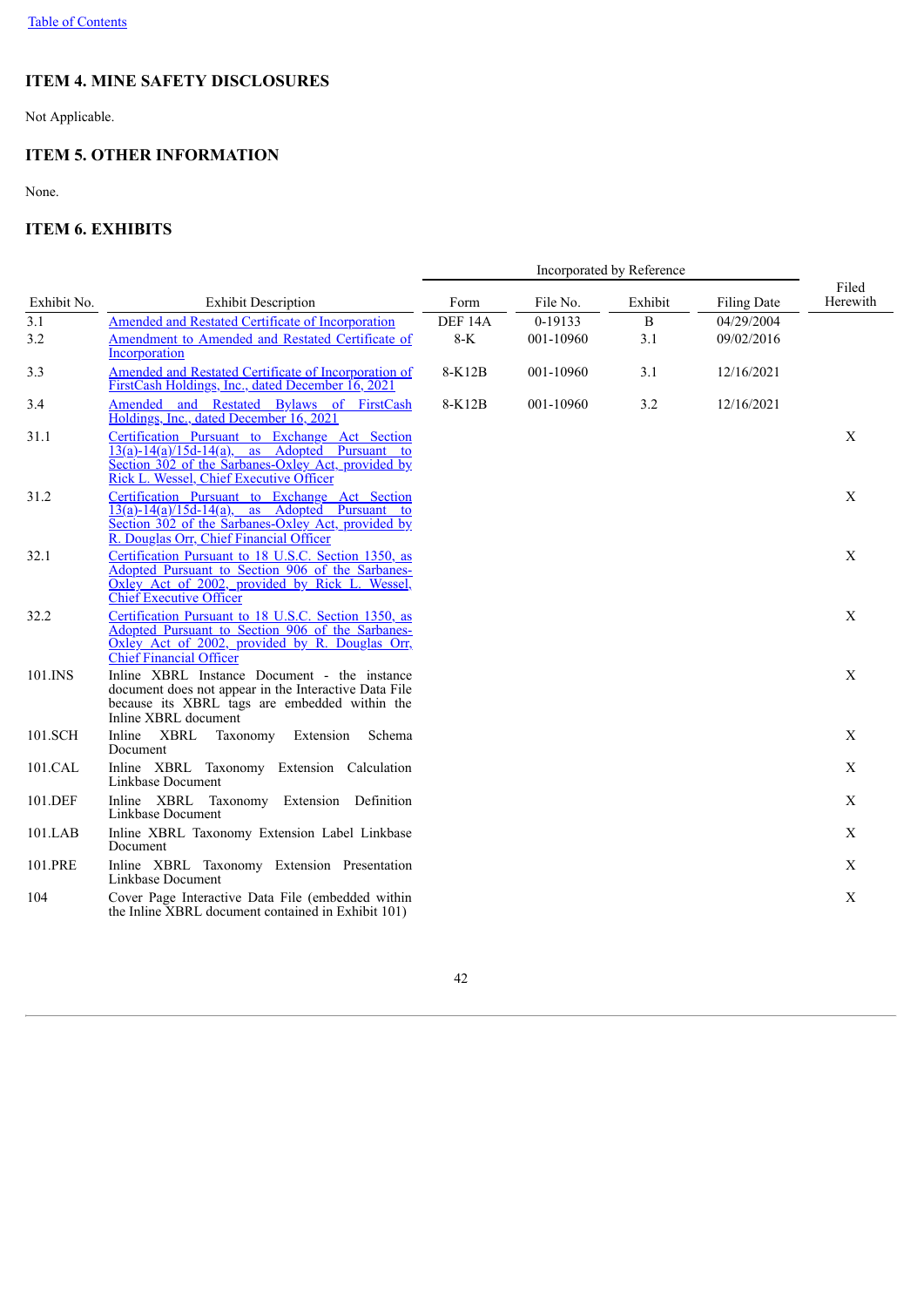## ITEM 4. MINE SAFETY DISCLOSURES

Not Applicable.

## ITEM 5. OTHER INFORMATION

None.

## ITEM 6. EXHIBITS

| | | Incorporated by Reference | | | | |
|---|---|---|---|---|---|---|
| Exhibit No. | Exhibit Description | Form | File No. | Exhibit | Filing Date | Filed Herewith |
| 3.1 | Amended and Restated Certificate of Incorporation | DEF 14A | 0-19133 | B | 04/29/2004 | |
| 3.2 | Amendment to Amended and Restated Certificate of Incorporation | 8-K | 001-10960 | 3.1 | 09/02/2016 | |
| 3.3 | Amended and Restated Certificate of Incorporation of FirstCash Holdings, Inc., dated December 16, 2021 | 8-K12B | 001-10960 | 3.1 | 12/16/2021 | |
| 3.4 | Amended and Restated Bylaws of FirstCash Holdings, Inc., dated December 16, 2021 | 8-K12B | 001-10960 | 3.2 | 12/16/2021 | |
| 31.1 | Certification Pursuant to Exchange Act Section 13(a)-14(a)/15d-14(a), as Adopted Pursuant to Section 302 of the Sarbanes-Oxley Act, provided by Rick L. Wessel, Chief Executive Officer | | | | | X |
| 31.2 | Certification Pursuant to Exchange Act Section 13(a)-14(a)/15d-14(a), as Adopted Pursuant to Section 302 of the Sarbanes-Oxley Act, provided by R. Douglas Orr, Chief Financial Officer | | | | | X |
| 32.1 | Certification Pursuant to 18 U.S.C. Section 1350, as Adopted Pursuant to Section 906 of the Sarbanes-Oxley Act of 2002, provided by Rick L. Wessel, Chief Executive Officer | | | | | X |
| 32.2 | Certification Pursuant to 18 U.S.C. Section 1350, as Adopted Pursuant to Section 906 of the Sarbanes-Oxley Act of 2002, provided by R. Douglas Orr, Chief Financial Officer | | | | | X |
| 101.INS | Inline XBRL Instance Document - the instance document does not appear in the Interactive Data File because its XBRL tags are embedded within the Inline XBRL document | | | | | X |
| 101.SCH | Inline XBRL Taxonomy Extension Schema Document | | | | | X |
| 101.CAL | Inline XBRL Taxonomy Extension Calculation Linkbase Document | | | | | X |
| 101.DEF | Inline XBRL Taxonomy Extension Definition Linkbase Document | | | | | X |
| 101.LAB | Inline XBRL Taxonomy Extension Label Linkbase Document | | | | | X |
| 101.PRE | Inline XBRL Taxonomy Extension Presentation Linkbase Document | | | | | X |
| 104 | Cover Page Interactive Data File (embedded within the Inline XBRL document contained in Exhibit 101) | | | | | X |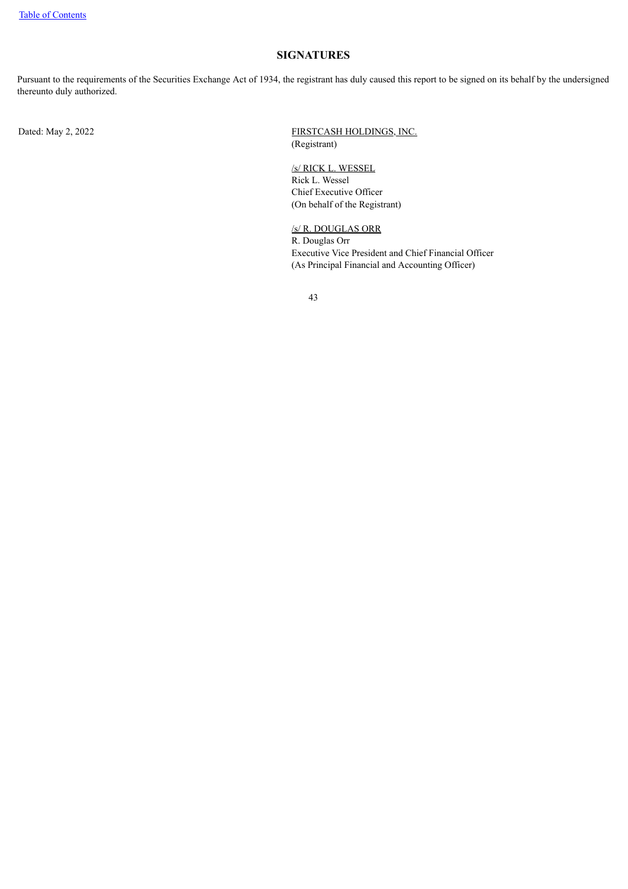## SIGNATURES

Pursuant to the requirements of the Securities Exchange Act of 1934, the registrant has duly caused this report to be signed on its behalf by the undersigned thereunto duly authorized.

Dated: May 2, 2022

FIRSTCASH HOLDINGS, INC.
(Registrant)

/s/ RICK L. WESSEL
Rick L. Wessel
Chief Executive Officer
(On behalf of the Registrant)

/s/ R. DOUGLAS ORR
R. Douglas Orr
Executive Vice President and Chief Financial Officer
(As Principal Financial and Accounting Officer)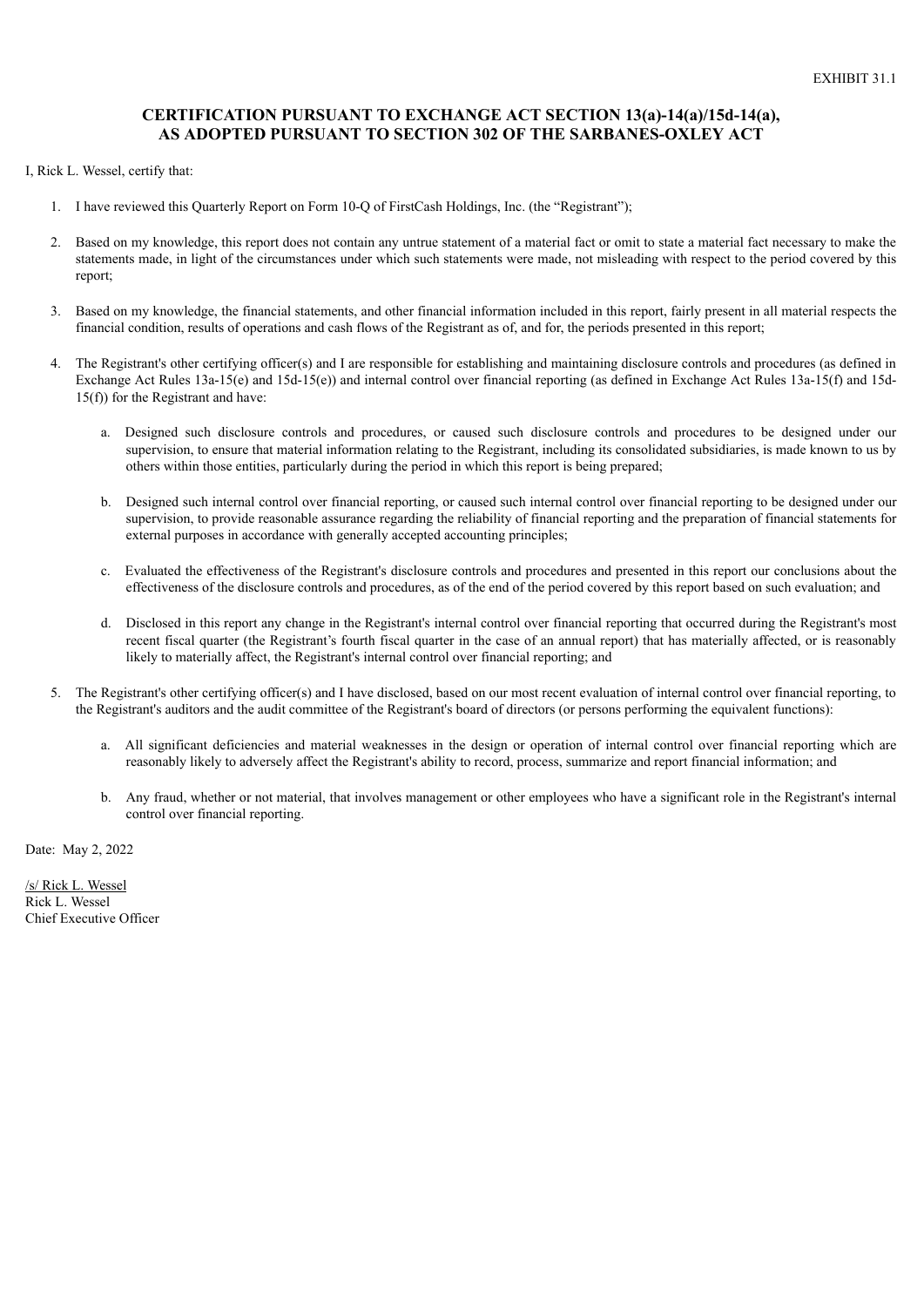EXHIBIT 31.1

## CERTIFICATION PURSUANT TO EXCHANGE ACT SECTION 13(a)-14(a)/15d-14(a), AS ADOPTED PURSUANT TO SECTION 302 OF THE SARBANES-OXLEY ACT

I, Rick L. Wessel, certify that:

1. I have reviewed this Quarterly Report on Form 10-Q of FirstCash Holdings, Inc. (the "Registrant");

2. Based on my knowledge, this report does not contain any untrue statement of a material fact or omit to state a material fact necessary to make the statements made, in light of the circumstances under which such statements were made, not misleading with respect to the period covered by this report;

3. Based on my knowledge, the financial statements, and other financial information included in this report, fairly present in all material respects the financial condition, results of operations and cash flows of the Registrant as of, and for, the periods presented in this report;

4. The Registrant's other certifying officer(s) and I are responsible for establishing and maintaining disclosure controls and procedures (as defined in Exchange Act Rules 13a-15(e) and 15d-15(e)) and internal control over financial reporting (as defined in Exchange Act Rules 13a-15(f) and 15d-15(f)) for the Registrant and have:

   a. Designed such disclosure controls and procedures, or caused such disclosure controls and procedures to be designed under our supervision, to ensure that material information relating to the Registrant, including its consolidated subsidiaries, is made known to us by others within those entities, particularly during the period in which this report is being prepared;

   b. Designed such internal control over financial reporting, or caused such internal control over financial reporting to be designed under our supervision, to provide reasonable assurance regarding the reliability of financial reporting and the preparation of financial statements for external purposes in accordance with generally accepted accounting principles;

   c. Evaluated the effectiveness of the Registrant's disclosure controls and procedures and presented in this report our conclusions about the effectiveness of the disclosure controls and procedures, as of the end of the period covered by this report based on such evaluation; and

   d. Disclosed in this report any change in the Registrant's internal control over financial reporting that occurred during the Registrant's most recent fiscal quarter (the Registrant's fourth fiscal quarter in the case of an annual report) that has materially affected, or is reasonably likely to materially affect, the Registrant's internal control over financial reporting; and

5. The Registrant's other certifying officer(s) and I have disclosed, based on our most recent evaluation of internal control over financial reporting, to the Registrant's auditors and the audit committee of the Registrant's board of directors (or persons performing the equivalent functions):

   a. All significant deficiencies and material weaknesses in the design or operation of internal control over financial reporting which are reasonably likely to adversely affect the Registrant's ability to record, process, summarize and report financial information; and

   b. Any fraud, whether or not material, that involves management or other employees who have a significant role in the Registrant's internal control over financial reporting.

Date: May 2, 2022

/s/ Rick L. Wessel
Rick L. Wessel
Chief Executive Officer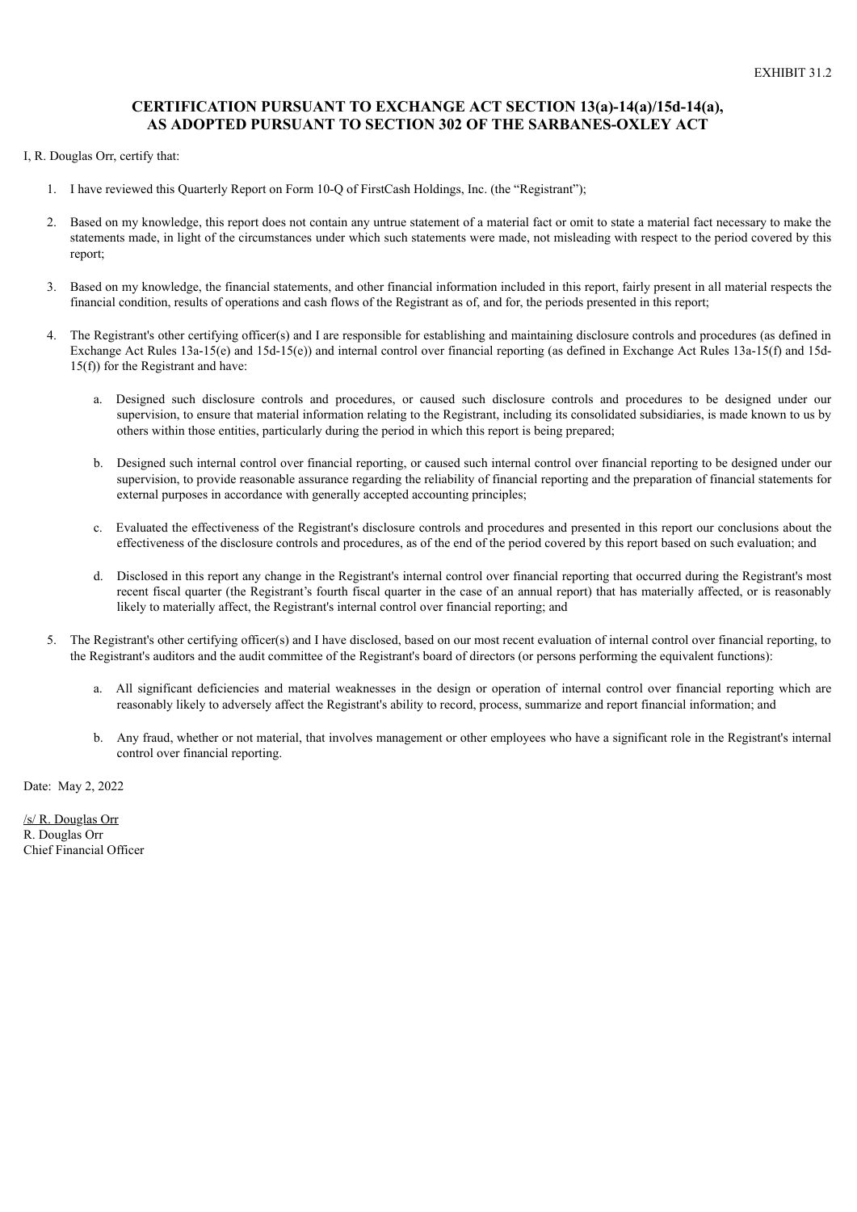EXHIBIT 31.2

## CERTIFICATION PURSUANT TO EXCHANGE ACT SECTION 13(a)-14(a)/15d-14(a), AS ADOPTED PURSUANT TO SECTION 302 OF THE SARBANES-OXLEY ACT

I, R. Douglas Orr, certify that:

1. I have reviewed this Quarterly Report on Form 10-Q of FirstCash Holdings, Inc. (the "Registrant");

2. Based on my knowledge, this report does not contain any untrue statement of a material fact or omit to state a material fact necessary to make the statements made, in light of the circumstances under which such statements were made, not misleading with respect to the period covered by this report;

3. Based on my knowledge, the financial statements, and other financial information included in this report, fairly present in all material respects the financial condition, results of operations and cash flows of the Registrant as of, and for, the periods presented in this report;

4. The Registrant's other certifying officer(s) and I are responsible for establishing and maintaining disclosure controls and procedures (as defined in Exchange Act Rules 13a-15(e) and 15d-15(e)) and internal control over financial reporting (as defined in Exchange Act Rules 13a-15(f) and 15d-15(f)) for the Registrant and have:

   a. Designed such disclosure controls and procedures, or caused such disclosure controls and procedures to be designed under our supervision, to ensure that material information relating to the Registrant, including its consolidated subsidiaries, is made known to us by others within those entities, particularly during the period in which this report is being prepared;

   b. Designed such internal control over financial reporting, or caused such internal control over financial reporting to be designed under our supervision, to provide reasonable assurance regarding the reliability of financial reporting and the preparation of financial statements for external purposes in accordance with generally accepted accounting principles;

   c. Evaluated the effectiveness of the Registrant's disclosure controls and procedures and presented in this report our conclusions about the effectiveness of the disclosure controls and procedures, as of the end of the period covered by this report based on such evaluation; and

   d. Disclosed in this report any change in the Registrant's internal control over financial reporting that occurred during the Registrant's most recent fiscal quarter (the Registrant's fourth fiscal quarter in the case of an annual report) that has materially affected, or is reasonably likely to materially affect, the Registrant's internal control over financial reporting; and

5. The Registrant's other certifying officer(s) and I have disclosed, based on our most recent evaluation of internal control over financial reporting, to the Registrant's auditors and the audit committee of the Registrant's board of directors (or persons performing the equivalent functions):

   a. All significant deficiencies and material weaknesses in the design or operation of internal control over financial reporting which are reasonably likely to adversely affect the Registrant's ability to record, process, summarize and report financial information; and

   b. Any fraud, whether or not material, that involves management or other employees who have a significant role in the Registrant's internal control over financial reporting.

Date: May 2, 2022

/s/ R. Douglas Orr
R. Douglas Orr
Chief Financial Officer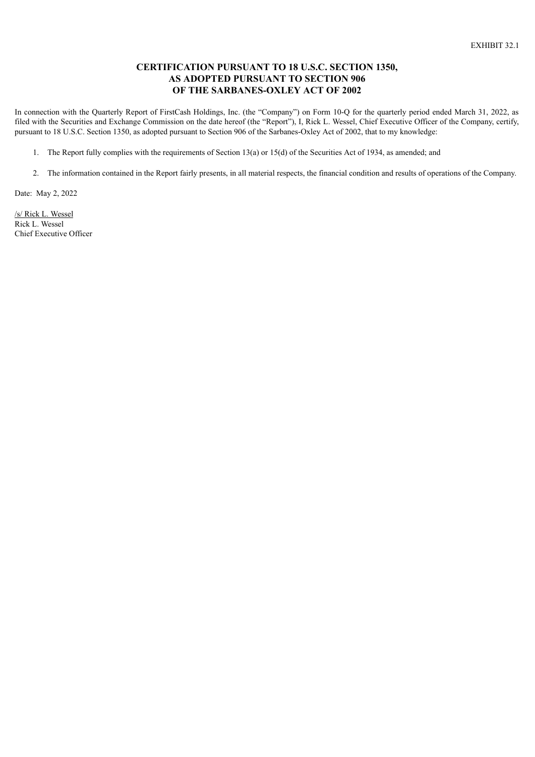EXHIBIT 32.1

**CERTIFICATION PURSUANT TO 18 U.S.C. SECTION 1350,**
**AS ADOPTED PURSUANT TO SECTION 906**
**OF THE SARBANES-OXLEY ACT OF 2002**

In connection with the Quarterly Report of FirstCash Holdings, Inc. (the "Company") on Form 10-Q for the quarterly period ended March 31, 2022, as filed with the Securities and Exchange Commission on the date hereof (the "Report"), I, Rick L. Wessel, Chief Executive Officer of the Company, certify, pursuant to 18 U.S.C. Section 1350, as adopted pursuant to Section 906 of the Sarbanes-Oxley Act of 2002, that to my knowledge:

1. The Report fully complies with the requirements of Section 13(a) or 15(d) of the Securities Act of 1934, as amended; and

2. The information contained in the Report fairly presents, in all material respects, the financial condition and results of operations of the Company.

Date: May 2, 2022

/s/ Rick L. Wessel
Rick L. Wessel
Chief Executive Officer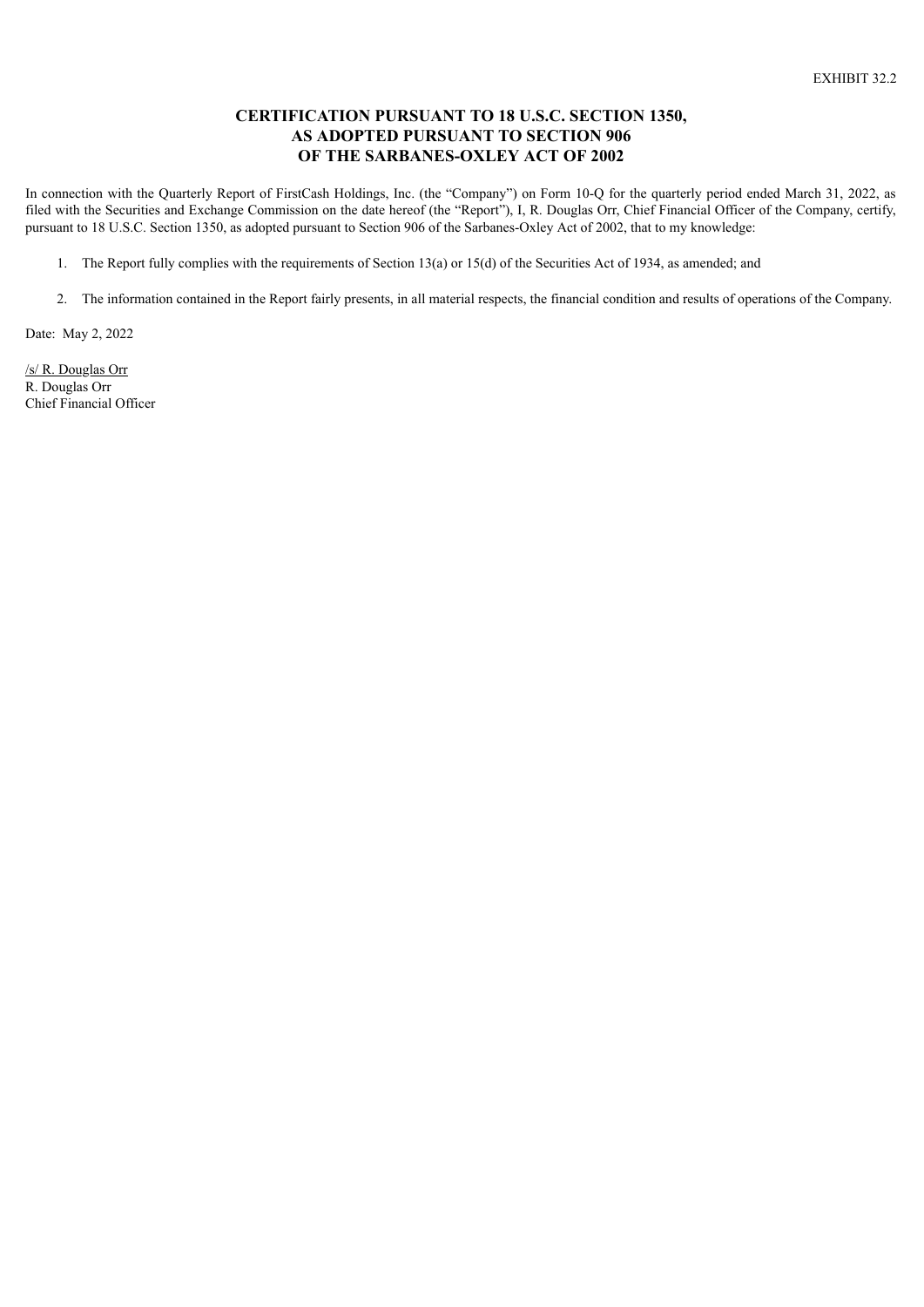EXHIBIT 32.2

# CERTIFICATION PURSUANT TO 18 U.S.C. SECTION 1350, AS ADOPTED PURSUANT TO SECTION 906 OF THE SARBANES-OXLEY ACT OF 2002

In connection with the Quarterly Report of FirstCash Holdings, Inc. (the "Company") on Form 10-Q for the quarterly period ended March 31, 2022, as filed with the Securities and Exchange Commission on the date hereof (the "Report"), I, R. Douglas Orr, Chief Financial Officer of the Company, certify, pursuant to 18 U.S.C. Section 1350, as adopted pursuant to Section 906 of the Sarbanes-Oxley Act of 2002, that to my knowledge:

1. The Report fully complies with the requirements of Section 13(a) or 15(d) of the Securities Act of 1934, as amended; and

2. The information contained in the Report fairly presents, in all material respects, the financial condition and results of operations of the Company.

Date: May 2, 2022

/s/ R. Douglas Orr
R. Douglas Orr
Chief Financial Officer